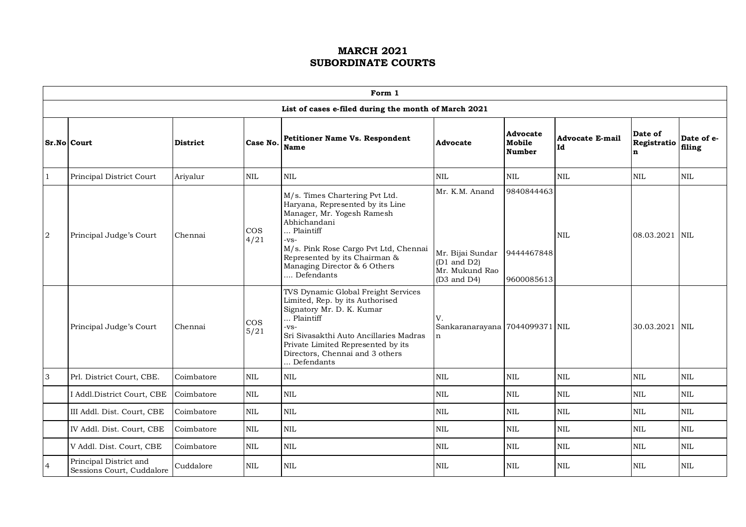# MARCH 2021
# SUBORDINATE COURTS

| Form 1 | | | | | | | | | |
|---|---|---|---|---|---|---|---|---|---|
| **List of cases e-filed during the month of March 2021** | | | | | | | | | |
| **Sr.No** | **Court** | **District** | **Case No.** | **Petitioner Name Vs. Respondent Name** | **Advocate** | **Advocate Mobile Number** | **Advocate E-mail Id** | **Date of Registration** | **Date of e-filing** |
| 1 | Principal District Court | Ariyalur | NIL | NIL | NIL | NIL | NIL | NIL | NIL |
| 2 | Principal Judge's Court | Chennai | COS 4/21 | M/s. Times Chartering Pvt Ltd. Haryana, Represented by its Line Manager, Mr. Yogesh Ramesh Abhichandani ... Plaintiff -vs- M/s. Pink Rose Cargo Pvt Ltd, Chennai Represented by its Chairman & Managing Director & 6 Others .... Defendants | Mr. K.M. Anand<br>Mr. Bijai Sundar (D1 and D2)<br>Mr. Mukund Rao (D3 and D4) | 9840844463<br>9444467848<br>9600085613 | NIL | 08.03.2021 | NIL |
| | Principal Judge's Court | Chennai | COS 5/21 | TVS Dynamic Global Freight Services Limited, Rep. by its Authorised Signatory Mr. D. K. Kumar ... Plaintiff -vs- Sri Sivasakthi Auto Ancillaries Madras Private Limited Represented by its Directors, Chennai and 3 others ... Defendants | V. Sankaranarayanan | 7044099371 | NIL | 30.03.2021 | NIL |
| 3 | Prl. District Court, CBE. | Coimbatore | NIL | NIL | NIL | NIL | NIL | NIL | NIL |
| | I Addl.District Court, CBE | Coimbatore | NIL | NIL | NIL | NIL | NIL | NIL | NIL |
| | III Addl. Dist. Court, CBE | Coimbatore | NIL | NIL | NIL | NIL | NIL | NIL | NIL |
| | IV Addl. Dist. Court, CBE | Coimbatore | NIL | NIL | NIL | NIL | NIL | NIL | NIL |
| | V Addl. Dist. Court, CBE | Coimbatore | NIL | NIL | NIL | NIL | NIL | NIL | NIL |
| 4 | Principal District and Sessions Court, Cuddalore | Cuddalore | NIL | NIL | NIL | NIL | NIL | NIL | NIL |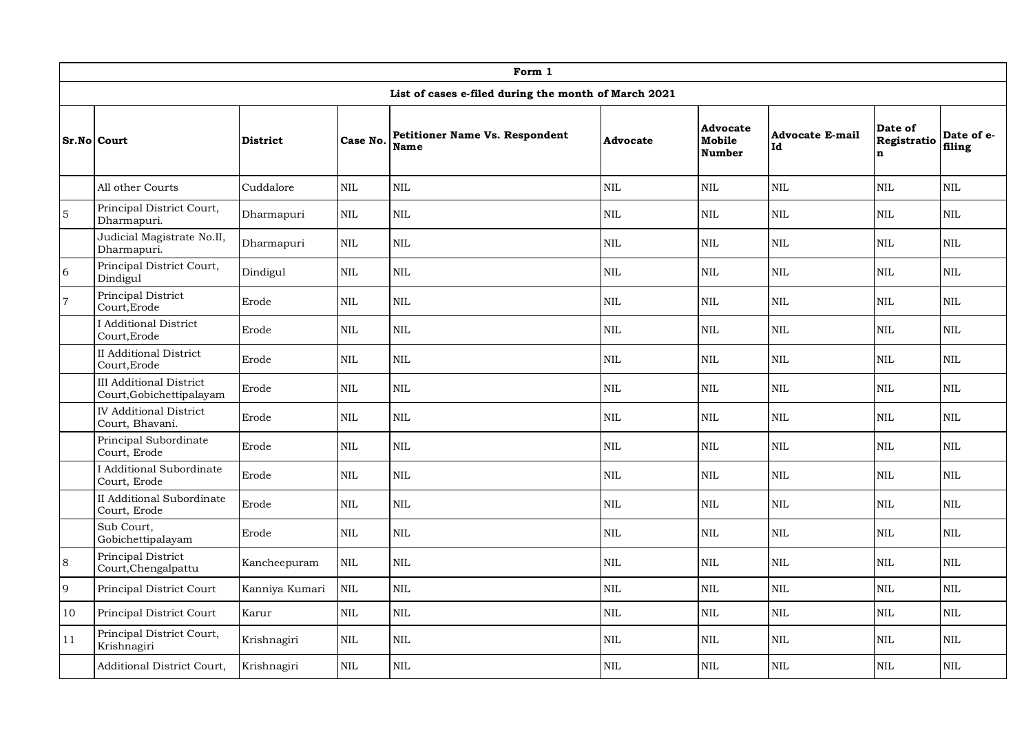| Form 1 | | | | | | | | | |
|---|---|---|---|---|---|---|---|---|---|
| **List of cases e-filed during the month of March 2021** | | | | | | | | | |
| **Sr.No** | **Court** | **District** | **Case No.** | **Petitioner Name Vs. Respondent Name** | **Advocate** | **Advocate Mobile Number** | **Advocate E-mail Id** | **Date of Registration** | **Date of e-filing** |
| | All other Courts | Cuddalore | NIL | NIL | NIL | NIL | NIL | NIL | NIL |
| 5 | Principal District Court, Dharmapuri. | Dharmapuri | NIL | NIL | NIL | NIL | NIL | NIL | NIL |
| | Judicial Magistrate No.II, Dharmapuri. | Dharmapuri | NIL | NIL | NIL | NIL | NIL | NIL | NIL |
| 6 | Principal District Court, Dindigul | Dindigul | NIL | NIL | NIL | NIL | NIL | NIL | NIL |
| 7 | Principal District Court,Erode | Erode | NIL | NIL | NIL | NIL | NIL | NIL | NIL |
| | I Additional District Court,Erode | Erode | NIL | NIL | NIL | NIL | NIL | NIL | NIL |
| | II Additional District Court,Erode | Erode | NIL | NIL | NIL | NIL | NIL | NIL | NIL |
| | III Additional District Court,Gobichettipalayam | Erode | NIL | NIL | NIL | NIL | NIL | NIL | NIL |
| | IV Additional District Court, Bhavani. | Erode | NIL | NIL | NIL | NIL | NIL | NIL | NIL |
| | Principal Subordinate Court, Erode | Erode | NIL | NIL | NIL | NIL | NIL | NIL | NIL |
| | I Additional Subordinate Court, Erode | Erode | NIL | NIL | NIL | NIL | NIL | NIL | NIL |
| | II Additional Subordinate Court, Erode | Erode | NIL | NIL | NIL | NIL | NIL | NIL | NIL |
| | Sub Court, Gobichettipalayam | Erode | NIL | NIL | NIL | NIL | NIL | NIL | NIL |
| 8 | Principal District Court,Chengalpattu | Kancheepuram | NIL | NIL | NIL | NIL | NIL | NIL | NIL |
| 9 | Principal District Court | Kanniya Kumari | NIL | NIL | NIL | NIL | NIL | NIL | NIL |
| 10 | Principal District Court | Karur | NIL | NIL | NIL | NIL | NIL | NIL | NIL |
| 11 | Principal District Court, Krishnagiri | Krishnagiri | NIL | NIL | NIL | NIL | NIL | NIL | NIL |
| | Additional District Court, | Krishnagiri | NIL | NIL | NIL | NIL | NIL | NIL | NIL |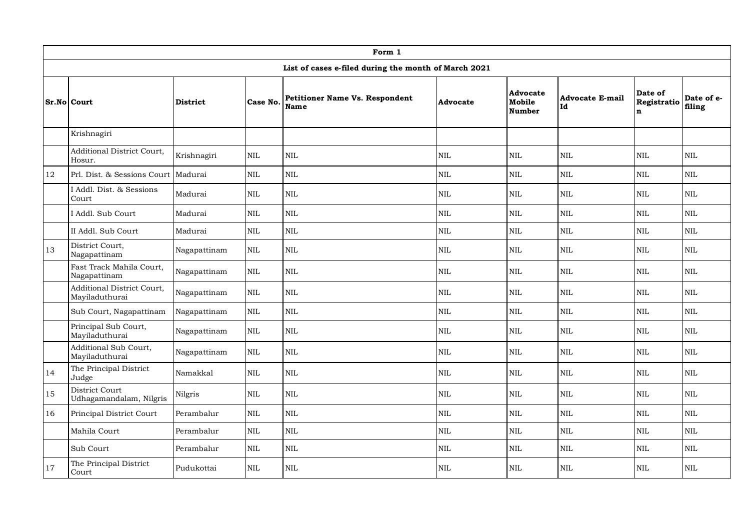| Form 1 | | | | | | | | | |
|---|---|---|---|---|---|---|---|---|---|
| List of cases e-filed during the month of March 2021 | | | | | | | | | |
| **Sr.No** | **Court** | **District** | **Case No.** | **Petitioner Name Vs. Respondent Name** | **Advocate** | **Advocate Mobile Number** | **Advocate E-mail Id** | **Date of Registration** | **Date of e-filing** |
| | Krishnagiri | | | | | | | | |
| | Additional District Court, Hosur. | Krishnagiri | NIL | NIL | NIL | NIL | NIL | NIL | NIL |
| 12 | Prl. Dist. & Sessions Court | Madurai | NIL | NIL | NIL | NIL | NIL | NIL | NIL |
| | I Addl. Dist. & Sessions Court | Madurai | NIL | NIL | NIL | NIL | NIL | NIL | NIL |
| | I Addl. Sub Court | Madurai | NIL | NIL | NIL | NIL | NIL | NIL | NIL |
| | II Addl. Sub Court | Madurai | NIL | NIL | NIL | NIL | NIL | NIL | NIL |
| 13 | District Court, Nagapattinam | Nagapattinam | NIL | NIL | NIL | NIL | NIL | NIL | NIL |
| | Fast Track Mahila Court, Nagapattinam | Nagapattinam | NIL | NIL | NIL | NIL | NIL | NIL | NIL |
| | Additional District Court, Mayiladuthurai | Nagapattinam | NIL | NIL | NIL | NIL | NIL | NIL | NIL |
| | Sub Court, Nagapattinam | Nagapattinam | NIL | NIL | NIL | NIL | NIL | NIL | NIL |
| | Principal Sub Court, Mayiladuthurai | Nagapattinam | NIL | NIL | NIL | NIL | NIL | NIL | NIL |
| | Additional Sub Court, Mayiladuthurai | Nagapattinam | NIL | NIL | NIL | NIL | NIL | NIL | NIL |
| 14 | The Principal District Judge | Namakkal | NIL | NIL | NIL | NIL | NIL | NIL | NIL |
| 15 | District Court Udhagamandalam, Nilgris | Nilgris | NIL | NIL | NIL | NIL | NIL | NIL | NIL |
| 16 | Principal District Court | Perambalur | NIL | NIL | NIL | NIL | NIL | NIL | NIL |
| | Mahila Court | Perambalur | NIL | NIL | NIL | NIL | NIL | NIL | NIL |
| | Sub Court | Perambalur | NIL | NIL | NIL | NIL | NIL | NIL | NIL |
| 17 | The Principal District Court | Pudukottai | NIL | NIL | NIL | NIL | NIL | NIL | NIL |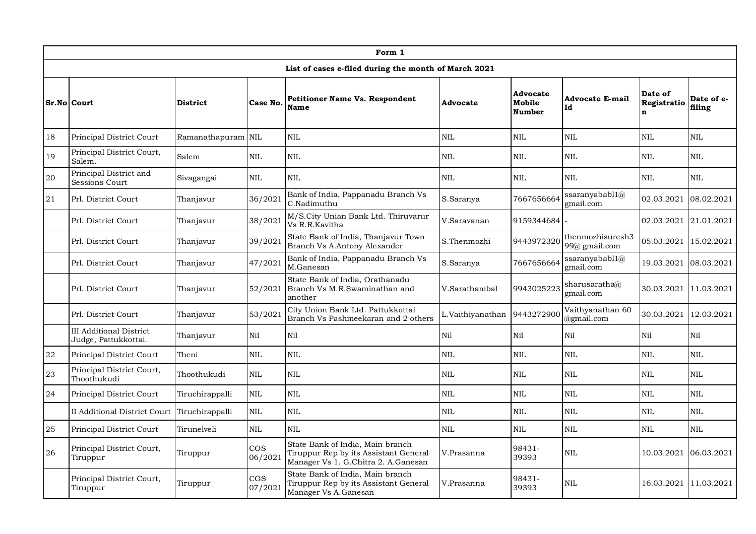| Form 1 | | | | | | | | | |
|---|---|---|---|---|---|---|---|---|---|
| List of cases e-filed during the month of March 2021 | | | | | | | | | |
| **Sr.No** | **Court** | **District** | **Case No.** | **Petitioner Name Vs. Respondent Name** | **Advocate** | **Advocate Mobile Number** | **Advocate E-mail Id** | **Date of Registration** | **Date of e-filing** |
| 18 | Principal District Court | Ramanathapuram | NIL | NIL | NIL | NIL | NIL | NIL | NIL |
| 19 | Principal District Court, Salem. | Salem | NIL | NIL | NIL | NIL | NIL | NIL | NIL |
| 20 | Principal District and Sessions Court | Sivagangai | NIL | NIL | NIL | NIL | NIL | NIL | NIL |
| 21 | Prl. District Court | Thanjavur | 36/2021 | Bank of India, Pappanadu Branch Vs C.Nadimuthu | S.Saranya | 7667656664 | ssaranyababl1@ gmail.com | 02.03.2021 | 08.02.2021 |
| | Prl. District Court | Thanjavur | 38/2021 | M/S.City Unian Bank Ltd. Thiruvarur Vs R.R.Kavitha | V.Saravanan | 9159344684 | - | 02.03.2021 | 21.01.2021 |
| | Prl. District Court | Thanjavur | 39/2021 | State Bank of India, Thanjavur Town Branch Vs A.Antony Alexander | S.Thenmozhi | 9443972320 | thenmozhisuresh399@ gmail.com | 05.03.2021 | 15.02.2021 |
| | Prl. District Court | Thanjavur | 47/2021 | Bank of India, Pappanadu Branch Vs M.Ganesan | S.Saranya | 7667656664 | ssaranyababl1@ gmail.com | 19.03.2021 | 08.03.2021 |
| | Prl. District Court | Thanjavur | 52/2021 | State Bank of India, Orathanadu Branch Vs M.R.Swaminathan and another | V.Sarathambal | 9943025223 | sharusaratha@ gmail.com | 30.03.2021 | 11.03.2021 |
| | Prl. District Court | Thanjavur | 53/2021 | City Union Bank Ltd. Pattukkottai Branch Vs Pashmeekaran and 2 others | L.Vaithiyanathan | 9443272900 | Vaithyanathan 60 @gmail.com | 30.03.2021 | 12.03.2021 |
| | III Additional District Judge, Pattukkottai. | Thanjavur | Nil | Nil | Nil | Nil | Nil | Nil | Nil |
| 22 | Principal District Court | Theni | NIL | NIL | NIL | NIL | NIL | NIL | NIL |
| 23 | Principal District Court, Thoothukudi | Thoothukudi | NIL | NIL | NIL | NIL | NIL | NIL | NIL |
| 24 | Principal District Court | Tiruchirappalli | NIL | NIL | NIL | NIL | NIL | NIL | NIL |
| | II Additional District Court | Tiruchirappalli | NIL | NIL | NIL | NIL | NIL | NIL | NIL |
| 25 | Principal District Court | Tirunelveli | NIL | NIL | NIL | NIL | NIL | NIL | NIL |
| 26 | Principal District Court, Tiruppur | Tiruppur | COS 06/2021 | State Bank of India, Main branch Tiruppur Rep by its Assistant General Manager Vs 1. G.Chitra 2. A.Ganesan | V.Prasanna | 98431-39393 | NIL | 10.03.2021 | 06.03.2021 |
| | Principal District Court, Tiruppur | Tiruppur | COS 07/2021 | State Bank of India, Main branch Tiruppur Rep by its Assistant General Manager Vs A.Ganesan | V.Prasanna | 98431-39393 | NIL | 16.03.2021 | 11.03.2021 |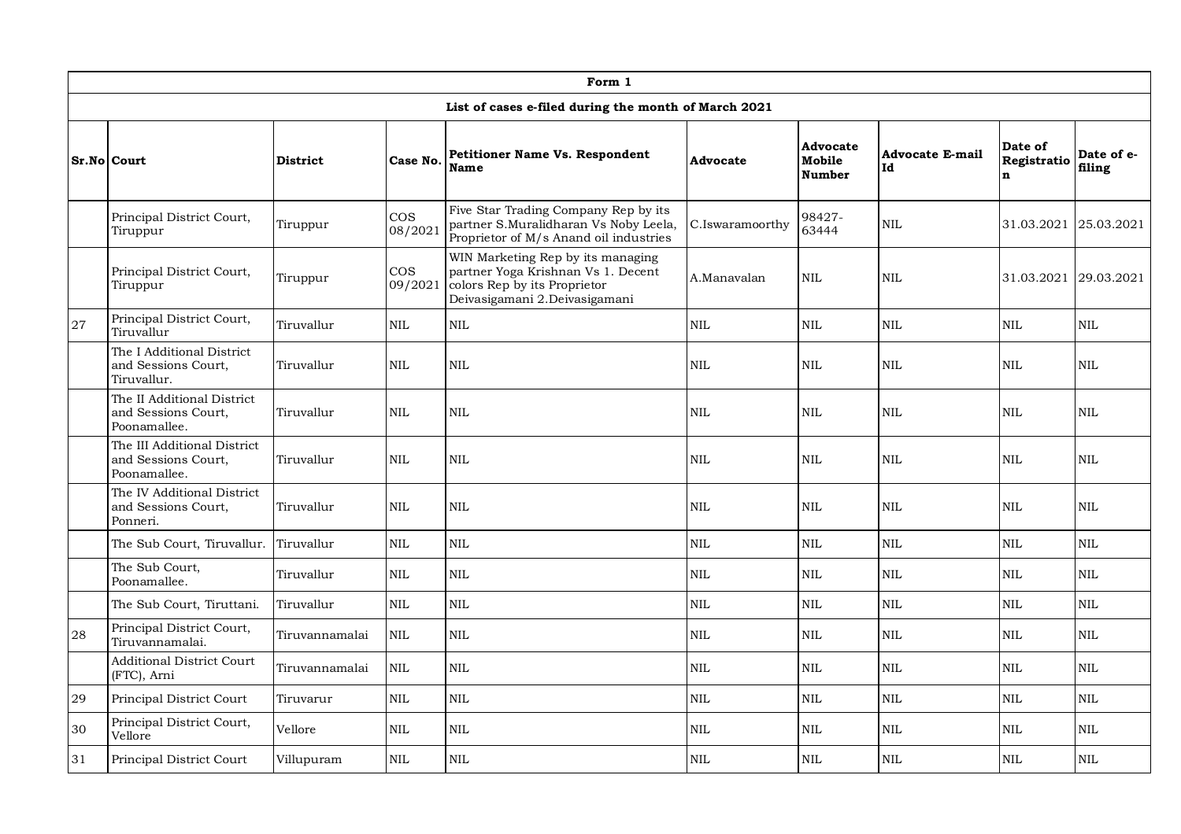| Form 1 | | | | | | | | | |
|---|---|---|---|---|---|---|---|---|---|
| List of cases e-filed during the month of March 2021 | | | | | | | | | |
| **Sr.No** | **Court** | **District** | **Case No.** | **Petitioner Name Vs. Respondent Name** | **Advocate** | **Advocate Mobile Number** | **Advocate E-mail Id** | **Date of Registration** | **Date of e-filing** |
| | Principal District Court, Tiruppur | Tiruppur | COS 08/2021 | Five Star Trading Company Rep by its partner S.Muralidharan Vs Noby Leela, Proprietor of M/s Anand oil industries | C.Iswaramoorthy | 98427-63444 | NIL | 31.03.2021 | 25.03.2021 |
| | Principal District Court, Tiruppur | Tiruppur | COS 09/2021 | WIN Marketing Rep by its managing partner Yoga Krishnan Vs 1. Decent colors Rep by its Proprietor Deivasigamani 2.Deivasigamani | A.Manavalan | NIL | NIL | 31.03.2021 | 29.03.2021 |
| 27 | Principal District Court, Tiruvallur | Tiruvallur | NIL | NIL | NIL | NIL | NIL | NIL | NIL |
| | The I Additional District and Sessions Court, Tiruvallur. | Tiruvallur | NIL | NIL | NIL | NIL | NIL | NIL | NIL |
| | The II Additional District and Sessions Court, Poonamallee. | Tiruvallur | NIL | NIL | NIL | NIL | NIL | NIL | NIL |
| | The III Additional District and Sessions Court, Poonamallee. | Tiruvallur | NIL | NIL | NIL | NIL | NIL | NIL | NIL |
| | The IV Additional District and Sessions Court, Ponneri. | Tiruvallur | NIL | NIL | NIL | NIL | NIL | NIL | NIL |
| | The Sub Court, Tiruvallur. | Tiruvallur | NIL | NIL | NIL | NIL | NIL | NIL | NIL |
| | The Sub Court, Poonamallee. | Tiruvallur | NIL | NIL | NIL | NIL | NIL | NIL | NIL |
| | The Sub Court, Tiruttani. | Tiruvallur | NIL | NIL | NIL | NIL | NIL | NIL | NIL |
| 28 | Principal District Court, Tiruvannamalai. | Tiruvannamalai | NIL | NIL | NIL | NIL | NIL | NIL | NIL |
| | Additional District Court (FTC), Arni | Tiruvannamalai | NIL | NIL | NIL | NIL | NIL | NIL | NIL |
| 29 | Principal District Court | Tiruvarur | NIL | NIL | NIL | NIL | NIL | NIL | NIL |
| 30 | Principal District Court, Vellore | Vellore | NIL | NIL | NIL | NIL | NIL | NIL | NIL |
| 31 | Principal District Court | Villupuram | NIL | NIL | NIL | NIL | NIL | NIL | NIL |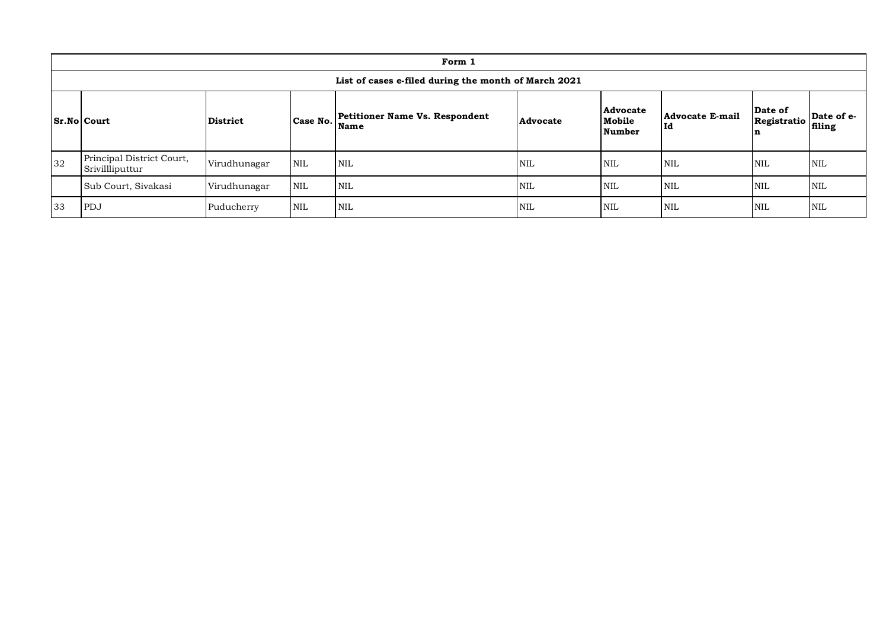| Form 1 | | | | | | | | | |
|---|---|---|---|---|---|---|---|---|---|
| List of cases e-filed during the month of March 2021 | | | | | | | | | |
| **Sr.No** | **Court** | **District** | **Case No.** | **Petitioner Name Vs. Respondent Name** | **Advocate** | **Advocate Mobile Number** | **Advocate E-mail Id** | **Date of Registration** | **Date of e-filing** |
| 32 | Principal District Court, Srivillliputtur | Virudhunagar | NIL | NIL | NIL | NIL | NIL | NIL | NIL |
| | Sub Court, Sivakasi | Virudhunagar | NIL | NIL | NIL | NIL | NIL | NIL | NIL |
| 33 | PDJ | Puducherry | NIL | NIL | NIL | NIL | NIL | NIL | NIL |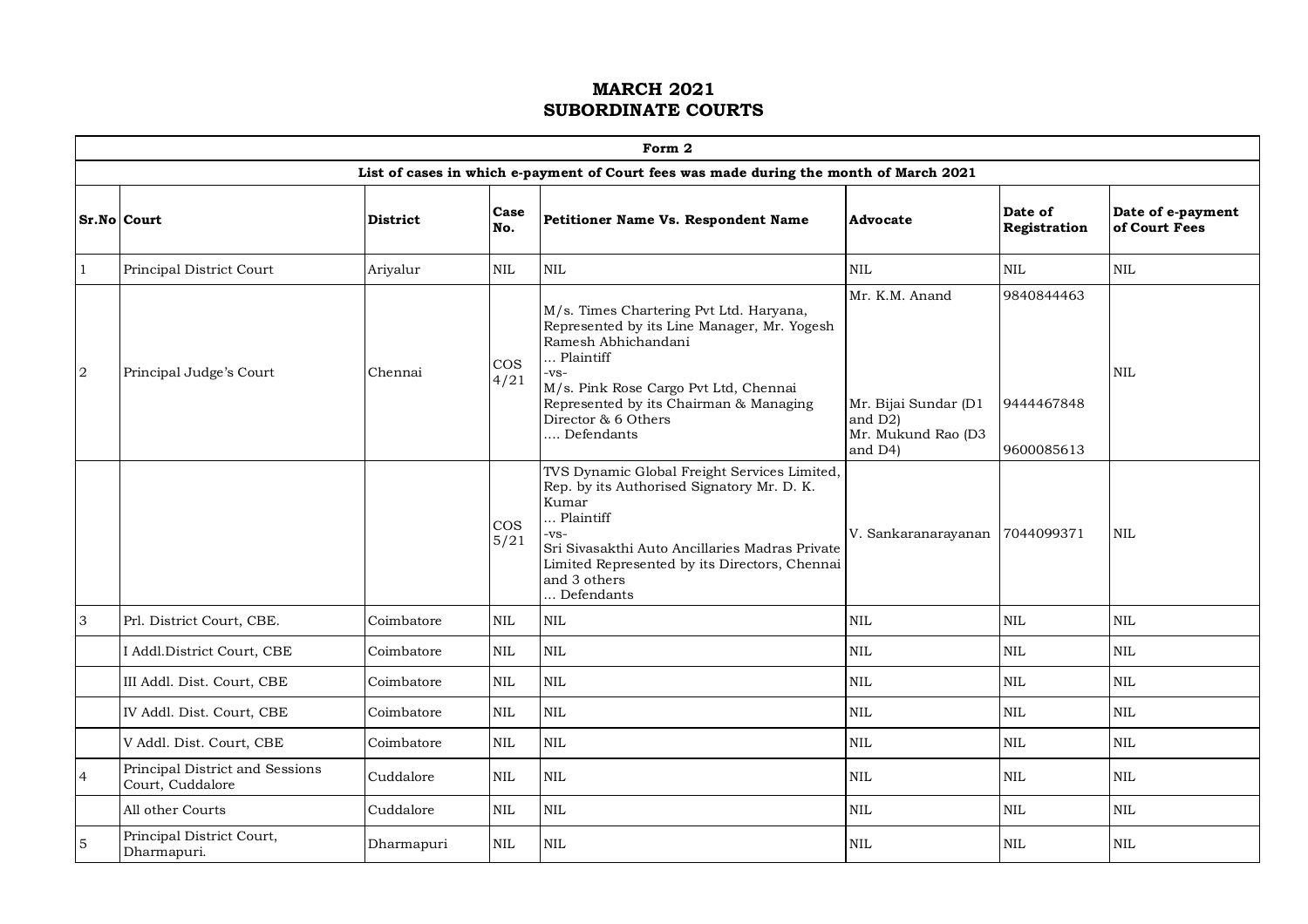# MARCH 2021
# SUBORDINATE COURTS

| Form 2 | | | | | | | |
|---|---|---|---|---|---|---|---|
| **List of cases in which e-payment of Court fees was made during the month of March 2021** | | | | | | | |
| **Sr.No** | **Court** | **District** | **Case No.** | **Petitioner Name Vs. Respondent Name** | **Advocate** | **Date of Registration** | **Date of e-payment of Court Fees** |
| 1 | Principal District Court | Ariyalur | NIL | NIL | NIL | NIL | NIL |
| 2 | Principal Judge's Court | Chennai | COS 4/21 | M/s. Times Chartering Pvt Ltd. Haryana, Represented by its Line Manager, Mr. Yogesh Ramesh Abhichandani ... Plaintiff -vs- M/s. Pink Rose Cargo Pvt Ltd, Chennai Represented by its Chairman & Managing Director & 6 Others .... Defendants | Mr. K.M. Anand<br>Mr. Bijai Sundar (D1 and D2)<br>Mr. Mukund Rao (D3 and D4) | 9840844463<br>9444467848<br>9600085613 | NIL |
| | | | COS 5/21 | TVS Dynamic Global Freight Services Limited, Rep. by its Authorised Signatory Mr. D. K. Kumar ... Plaintiff -vs- Sri Sivasakthi Auto Ancillaries Madras Private Limited Represented by its Directors, Chennai and 3 others ... Defendants | V. Sankaranarayanan | 7044099371 | NIL |
| 3 | Prl. District Court, CBE. | Coimbatore | NIL | NIL | NIL | NIL | NIL |
| | I Addl.District Court, CBE | Coimbatore | NIL | NIL | NIL | NIL | NIL |
| | III Addl. Dist. Court, CBE | Coimbatore | NIL | NIL | NIL | NIL | NIL |
| | IV Addl. Dist. Court, CBE | Coimbatore | NIL | NIL | NIL | NIL | NIL |
| | V Addl. Dist. Court, CBE | Coimbatore | NIL | NIL | NIL | NIL | NIL |
| 4 | Principal District and Sessions Court, Cuddalore | Cuddalore | NIL | NIL | NIL | NIL | NIL |
| | All other Courts | Cuddalore | NIL | NIL | NIL | NIL | NIL |
| 5 | Principal District Court, Dharmapuri. | Dharmapuri | NIL | NIL | NIL | NIL | NIL |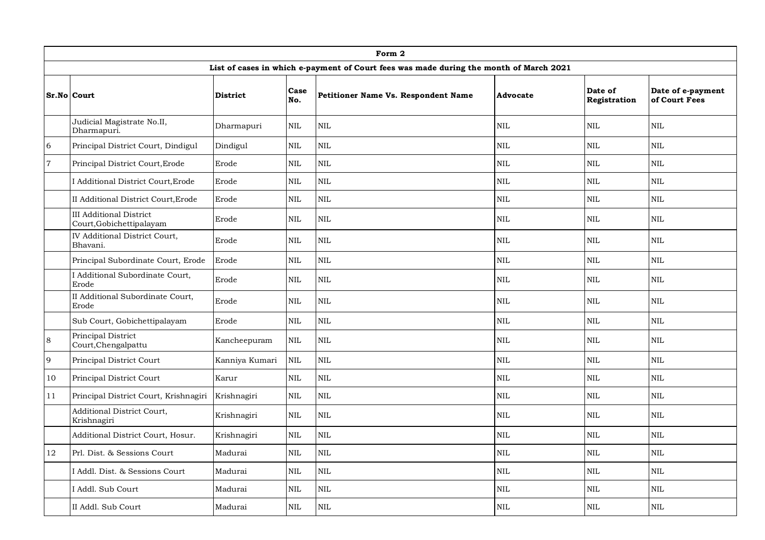| Form 2 | | | | | | | |
|---|---|---|---|---|---|---|---|
| List of cases in which e-payment of Court fees was made during the month of March 2021 | | | | | | | |
| **Sr.No** | **Court** | **District** | **Case No.** | **Petitioner Name Vs. Respondent Name** | **Advocate** | **Date of Registration** | **Date of e-payment of Court Fees** |
| | Judicial Magistrate No.II, Dharmapuri. | Dharmapuri | NIL | NIL | NIL | NIL | NIL |
| 6 | Principal District Court, Dindigul | Dindigul | NIL | NIL | NIL | NIL | NIL |
| 7 | Principal District Court,Erode | Erode | NIL | NIL | NIL | NIL | NIL |
| | I Additional District Court,Erode | Erode | NIL | NIL | NIL | NIL | NIL |
| | II Additional District Court,Erode | Erode | NIL | NIL | NIL | NIL | NIL |
| | III Additional District Court,Gobichettipalayam | Erode | NIL | NIL | NIL | NIL | NIL |
| | IV Additional District Court, Bhavani. | Erode | NIL | NIL | NIL | NIL | NIL |
| | Principal Subordinate Court, Erode | Erode | NIL | NIL | NIL | NIL | NIL |
| | I Additional Subordinate Court, Erode | Erode | NIL | NIL | NIL | NIL | NIL |
| | II Additional Subordinate Court, Erode | Erode | NIL | NIL | NIL | NIL | NIL |
| | Sub Court, Gobichettipalayam | Erode | NIL | NIL | NIL | NIL | NIL |
| 8 | Principal District Court,Chengalpattu | Kancheepuram | NIL | NIL | NIL | NIL | NIL |
| 9 | Principal District Court | Kanniya Kumari | NIL | NIL | NIL | NIL | NIL |
| 10 | Principal District Court | Karur | NIL | NIL | NIL | NIL | NIL |
| 11 | Principal District Court, Krishnagiri | Krishnagiri | NIL | NIL | NIL | NIL | NIL |
| | Additional District Court, Krishnagiri | Krishnagiri | NIL | NIL | NIL | NIL | NIL |
| | Additional District Court, Hosur. | Krishnagiri | NIL | NIL | NIL | NIL | NIL |
| 12 | Prl. Dist. & Sessions Court | Madurai | NIL | NIL | NIL | NIL | NIL |
| | I Addl. Dist. & Sessions Court | Madurai | NIL | NIL | NIL | NIL | NIL |
| | I Addl. Sub Court | Madurai | NIL | NIL | NIL | NIL | NIL |
| | II Addl. Sub Court | Madurai | NIL | NIL | NIL | NIL | NIL |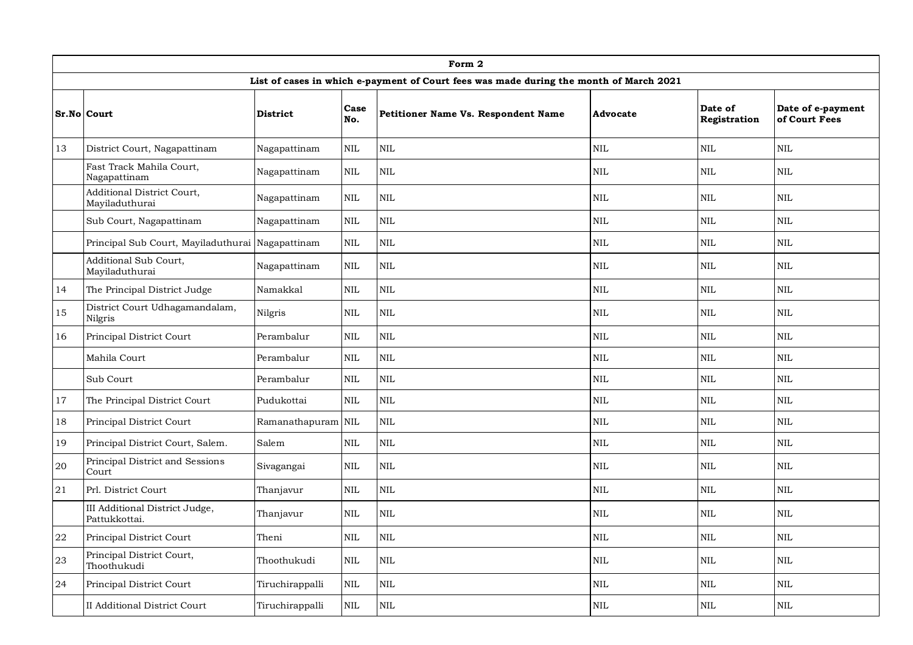| Form 2 | | | | | | | |
|---|---|---|---|---|---|---|---|
| List of cases in which e-payment of Court fees was made during the month of March 2021 | | | | | | | |
| **Sr.No** | **Court** | **District** | **Case No.** | **Petitioner Name Vs. Respondent Name** | **Advocate** | **Date of Registration** | **Date of e-payment of Court Fees** |
| 13 | District Court, Nagapattinam | Nagapattinam | NIL | NIL | NIL | NIL | NIL |
| | Fast Track Mahila Court, Nagapattinam | Nagapattinam | NIL | NIL | NIL | NIL | NIL |
| | Additional District Court, Mayiladuthurai | Nagapattinam | NIL | NIL | NIL | NIL | NIL |
| | Sub Court, Nagapattinam | Nagapattinam | NIL | NIL | NIL | NIL | NIL |
| | Principal Sub Court, Mayiladuthurai | Nagapattinam | NIL | NIL | NIL | NIL | NIL |
| | Additional Sub Court, Mayiladuthurai | Nagapattinam | NIL | NIL | NIL | NIL | NIL |
| 14 | The Principal District Judge | Namakkal | NIL | NIL | NIL | NIL | NIL |
| 15 | District Court Udhagamandalam, Nilgris | Nilgris | NIL | NIL | NIL | NIL | NIL |
| 16 | Principal District Court | Perambalur | NIL | NIL | NIL | NIL | NIL |
| | Mahila Court | Perambalur | NIL | NIL | NIL | NIL | NIL |
| | Sub Court | Perambalur | NIL | NIL | NIL | NIL | NIL |
| 17 | The Principal District Court | Pudukottai | NIL | NIL | NIL | NIL | NIL |
| 18 | Principal District Court | Ramanathapuram | NIL | NIL | NIL | NIL | NIL |
| 19 | Principal District Court, Salem. | Salem | NIL | NIL | NIL | NIL | NIL |
| 20 | Principal District and Sessions Court | Sivagangai | NIL | NIL | NIL | NIL | NIL |
| 21 | Prl. District Court | Thanjavur | NIL | NIL | NIL | NIL | NIL |
| | III Additional District Judge, Pattukkottai. | Thanjavur | NIL | NIL | NIL | NIL | NIL |
| 22 | Principal District Court | Theni | NIL | NIL | NIL | NIL | NIL |
| 23 | Principal District Court, Thoothukudi | Thoothukudi | NIL | NIL | NIL | NIL | NIL |
| 24 | Principal District Court | Tiruchirappalli | NIL | NIL | NIL | NIL | NIL |
| | II Additional District Court | Tiruchirappalli | NIL | NIL | NIL | NIL | NIL |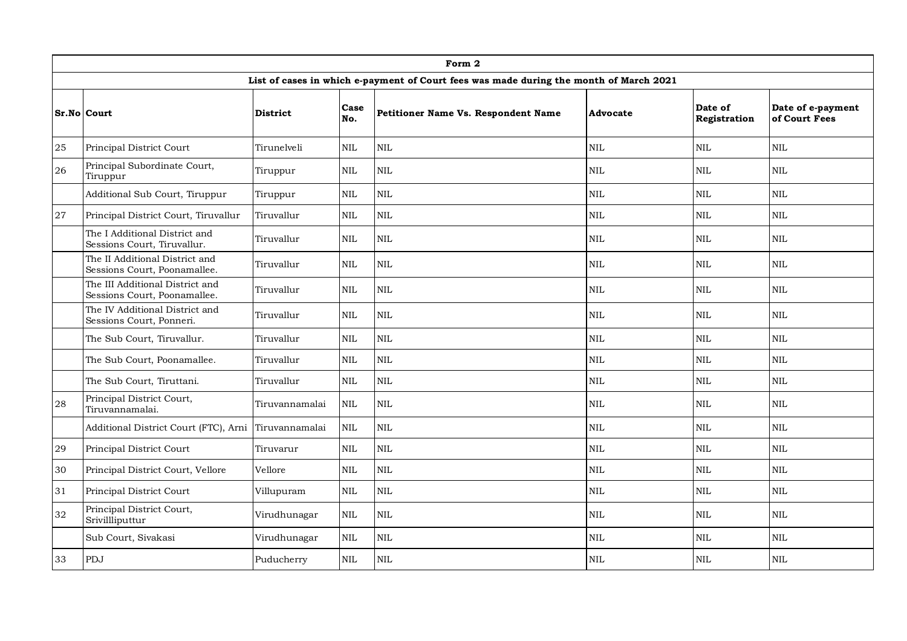| Form 2 | | | | | | | |
|---|---|---|---|---|---|---|---|
| **List of cases in which e-payment of Court fees was made during the month of March 2021** | | | | | | | |
| **Sr.No** | **Court** | **District** | **Case No.** | **Petitioner Name Vs. Respondent Name** | **Advocate** | **Date of Registration** | **Date of e-payment of Court Fees** |
| 25 | Principal District Court | Tirunelveli | NIL | NIL | NIL | NIL | NIL |
| 26 | Principal Subordinate Court, Tiruppur | Tiruppur | NIL | NIL | NIL | NIL | NIL |
| | Additional Sub Court, Tiruppur | Tiruppur | NIL | NIL | NIL | NIL | NIL |
| 27 | Principal District Court, Tiruvallur | Tiruvallur | NIL | NIL | NIL | NIL | NIL |
| | The I Additional District and Sessions Court, Tiruvallur. | Tiruvallur | NIL | NIL | NIL | NIL | NIL |
| | The II Additional District and Sessions Court, Poonamallee. | Tiruvallur | NIL | NIL | NIL | NIL | NIL |
| | The III Additional District and Sessions Court, Poonamallee. | Tiruvallur | NIL | NIL | NIL | NIL | NIL |
| | The IV Additional District and Sessions Court, Ponneri. | Tiruvallur | NIL | NIL | NIL | NIL | NIL |
| | The Sub Court, Tiruvallur. | Tiruvallur | NIL | NIL | NIL | NIL | NIL |
| | The Sub Court, Poonamallee. | Tiruvallur | NIL | NIL | NIL | NIL | NIL |
| | The Sub Court, Tiruttani. | Tiruvallur | NIL | NIL | NIL | NIL | NIL |
| 28 | Principal District Court, Tiruvannamalai. | Tiruvannamalai | NIL | NIL | NIL | NIL | NIL |
| | Additional District Court (FTC), Arni | Tiruvannamalai | NIL | NIL | NIL | NIL | NIL |
| 29 | Principal District Court | Tiruvarur | NIL | NIL | NIL | NIL | NIL |
| 30 | Principal District Court, Vellore | Vellore | NIL | NIL | NIL | NIL | NIL |
| 31 | Principal District Court | Villupuram | NIL | NIL | NIL | NIL | NIL |
| 32 | Principal District Court, Srivillliputtur | Virudhunagar | NIL | NIL | NIL | NIL | NIL |
| | Sub Court, Sivakasi | Virudhunagar | NIL | NIL | NIL | NIL | NIL |
| 33 | PDJ | Puducherry | NIL | NIL | NIL | NIL | NIL |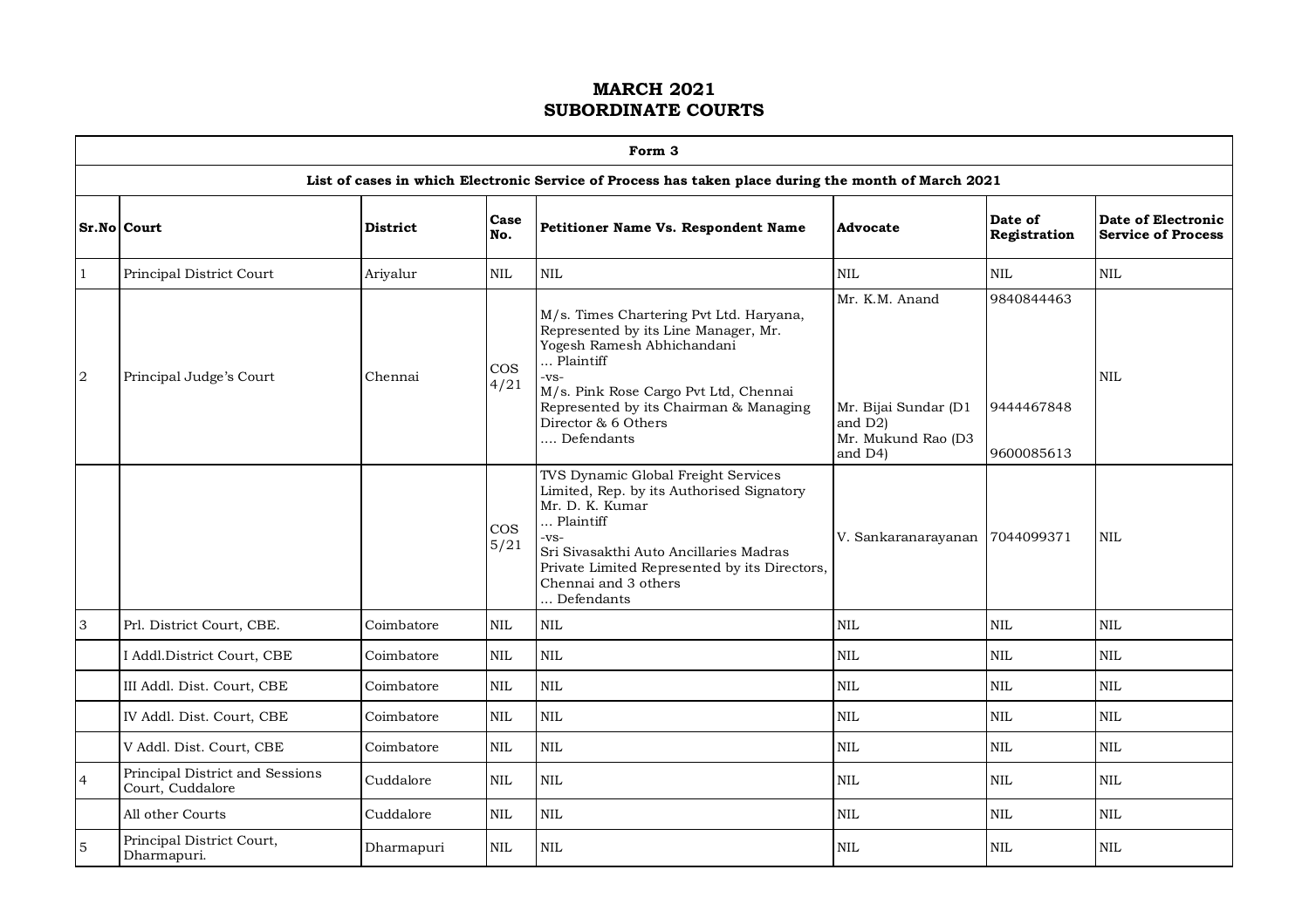# MARCH 2021
# SUBORDINATE COURTS

| Form 3 | | | | | | | |
|---|---|---|---|---|---|---|---|
| **List of cases in which Electronic Service of Process has taken place during the month of March 2021** | | | | | | | |
| **Sr.No** | **Court** | **District** | **Case No.** | **Petitioner Name Vs. Respondent Name** | **Advocate** | **Date of Registration** | **Date of Electronic Service of Process** |
| 1 | Principal District Court | Ariyalur | NIL | NIL | NIL | NIL | NIL |
| 2 | Principal Judge's Court | Chennai | COS 4/21 | M/s. Times Chartering Pvt Ltd. Haryana, Represented by its Line Manager, Mr. Yogesh Ramesh Abhichandani ... Plaintiff -vs- M/s. Pink Rose Cargo Pvt Ltd, Chennai Represented by its Chairman & Managing Director & 6 Others .... Defendants | Mr. K.M. Anand<br>Mr. Bijai Sundar (D1 and D2)<br>Mr. Mukund Rao (D3 and D4) | 9840844463<br>9444467848<br>9600085613 | NIL |
| | | | COS 5/21 | TVS Dynamic Global Freight Services Limited, Rep. by its Authorised Signatory Mr. D. K. Kumar ... Plaintiff -vs- Sri Sivasakthi Auto Ancillaries Madras Private Limited Represented by its Directors, Chennai and 3 others ... Defendants | V. Sankaranarayanan | 7044099371 | NIL |
| 3 | Prl. District Court, CBE. | Coimbatore | NIL | NIL | NIL | NIL | NIL |
| | I Addl.District Court, CBE | Coimbatore | NIL | NIL | NIL | NIL | NIL |
| | III Addl. Dist. Court, CBE | Coimbatore | NIL | NIL | NIL | NIL | NIL |
| | IV Addl. Dist. Court, CBE | Coimbatore | NIL | NIL | NIL | NIL | NIL |
| | V Addl. Dist. Court, CBE | Coimbatore | NIL | NIL | NIL | NIL | NIL |
| 4 | Principal District and Sessions Court, Cuddalore | Cuddalore | NIL | NIL | NIL | NIL | NIL |
| | All other Courts | Cuddalore | NIL | NIL | NIL | NIL | NIL |
| 5 | Principal District Court, Dharmapuri. | Dharmapuri | NIL | NIL | NIL | NIL | NIL |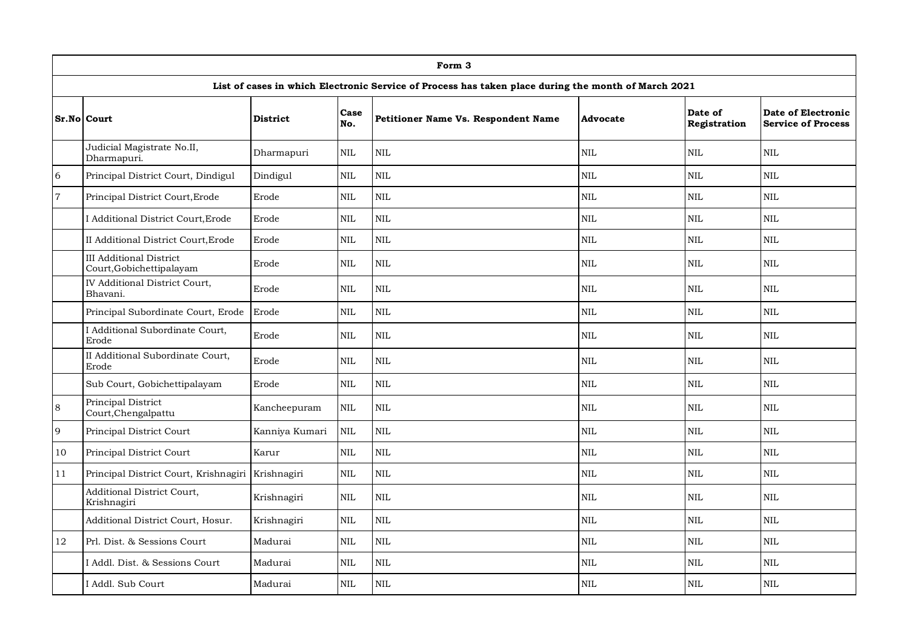| Form 3 | | | | | | | |
|---|---|---|---|---|---|---|---|
| **List of cases in which Electronic Service of Process has taken place during the month of March 2021** | | | | | | | |
| **Sr.No** | **Court** | **District** | **Case No.** | **Petitioner Name Vs. Respondent Name** | **Advocate** | **Date of Registration** | **Date of Electronic Service of Process** |
| | Judicial Magistrate No.II, Dharmapuri. | Dharmapuri | NIL | NIL | NIL | NIL | NIL |
| 6 | Principal District Court, Dindigul | Dindigul | NIL | NIL | NIL | NIL | NIL |
| 7 | Principal District Court,Erode | Erode | NIL | NIL | NIL | NIL | NIL |
| | I Additional District Court,Erode | Erode | NIL | NIL | NIL | NIL | NIL |
| | II Additional District Court,Erode | Erode | NIL | NIL | NIL | NIL | NIL |
| | III Additional District Court,Gobichettipalayam | Erode | NIL | NIL | NIL | NIL | NIL |
| | IV Additional District Court, Bhavani. | Erode | NIL | NIL | NIL | NIL | NIL |
| | Principal Subordinate Court, Erode | Erode | NIL | NIL | NIL | NIL | NIL |
| | I Additional Subordinate Court, Erode | Erode | NIL | NIL | NIL | NIL | NIL |
| | II Additional Subordinate Court, Erode | Erode | NIL | NIL | NIL | NIL | NIL |
| | Sub Court, Gobichettipalayam | Erode | NIL | NIL | NIL | NIL | NIL |
| 8 | Principal District Court,Chengalpattu | Kancheepuram | NIL | NIL | NIL | NIL | NIL |
| 9 | Principal District Court | Kanniya Kumari | NIL | NIL | NIL | NIL | NIL |
| 10 | Principal District Court | Karur | NIL | NIL | NIL | NIL | NIL |
| 11 | Principal District Court, Krishnagiri | Krishnagiri | NIL | NIL | NIL | NIL | NIL |
| | Additional District Court, Krishnagiri | Krishnagiri | NIL | NIL | NIL | NIL | NIL |
| | Additional District Court, Hosur. | Krishnagiri | NIL | NIL | NIL | NIL | NIL |
| 12 | Prl. Dist. & Sessions Court | Madurai | NIL | NIL | NIL | NIL | NIL |
| | I Addl. Dist. & Sessions Court | Madurai | NIL | NIL | NIL | NIL | NIL |
| | I Addl. Sub Court | Madurai | NIL | NIL | NIL | NIL | NIL |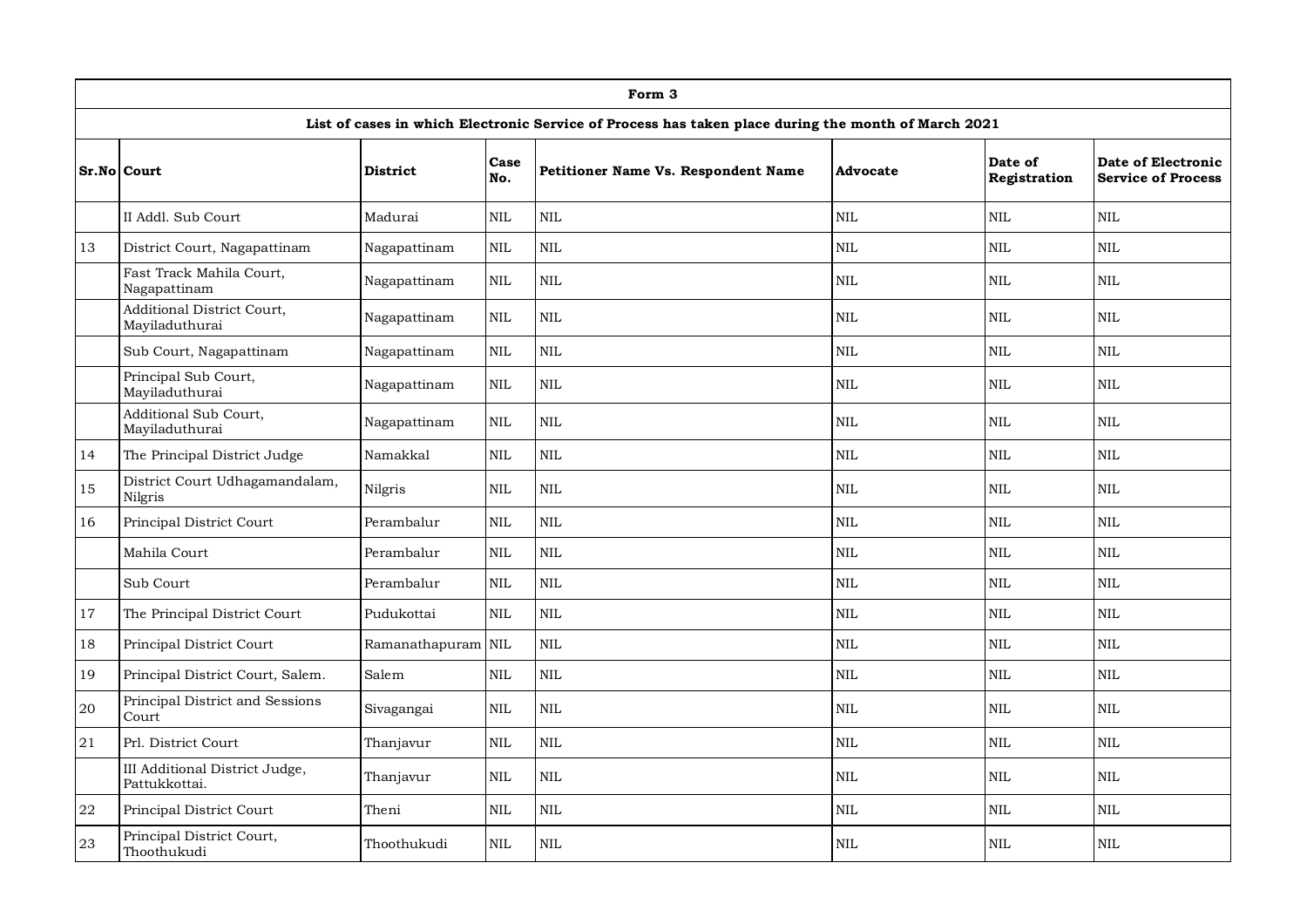| Form 3 | | | | | | | |
|---|---|---|---|---|---|---|---|
| List of cases in which Electronic Service of Process has taken place during the month of March 2021 | | | | | | | |
| **Sr.No** | **Court** | **District** | **Case No.** | **Petitioner Name Vs. Respondent Name** | **Advocate** | **Date of Registration** | **Date of Electronic Service of Process** |
| | II Addl. Sub Court | Madurai | NIL | NIL | NIL | NIL | NIL |
| 13 | District Court, Nagapattinam | Nagapattinam | NIL | NIL | NIL | NIL | NIL |
| | Fast Track Mahila Court, Nagapattinam | Nagapattinam | NIL | NIL | NIL | NIL | NIL |
| | Additional District Court, Mayiladuthurai | Nagapattinam | NIL | NIL | NIL | NIL | NIL |
| | Sub Court, Nagapattinam | Nagapattinam | NIL | NIL | NIL | NIL | NIL |
| | Principal Sub Court, Mayiladuthurai | Nagapattinam | NIL | NIL | NIL | NIL | NIL |
| | Additional Sub Court, Mayiladuthurai | Nagapattinam | NIL | NIL | NIL | NIL | NIL |
| 14 | The Principal District Judge | Namakkal | NIL | NIL | NIL | NIL | NIL |
| 15 | District Court Udhagamandalam, Nilgris | Nilgris | NIL | NIL | NIL | NIL | NIL |
| 16 | Principal District Court | Perambalur | NIL | NIL | NIL | NIL | NIL |
| | Mahila Court | Perambalur | NIL | NIL | NIL | NIL | NIL |
| | Sub Court | Perambalur | NIL | NIL | NIL | NIL | NIL |
| 17 | The Principal District Court | Pudukottai | NIL | NIL | NIL | NIL | NIL |
| 18 | Principal District Court | Ramanathapuram | NIL | NIL | NIL | NIL | NIL |
| 19 | Principal District Court, Salem. | Salem | NIL | NIL | NIL | NIL | NIL |
| 20 | Principal District and Sessions Court | Sivagangai | NIL | NIL | NIL | NIL | NIL |
| 21 | Prl. District Court | Thanjavur | NIL | NIL | NIL | NIL | NIL |
| | III Additional District Judge, Pattukkottai. | Thanjavur | NIL | NIL | NIL | NIL | NIL |
| 22 | Principal District Court | Theni | NIL | NIL | NIL | NIL | NIL |
| 23 | Principal District Court, Thoothukudi | Thoothukudi | NIL | NIL | NIL | NIL | NIL |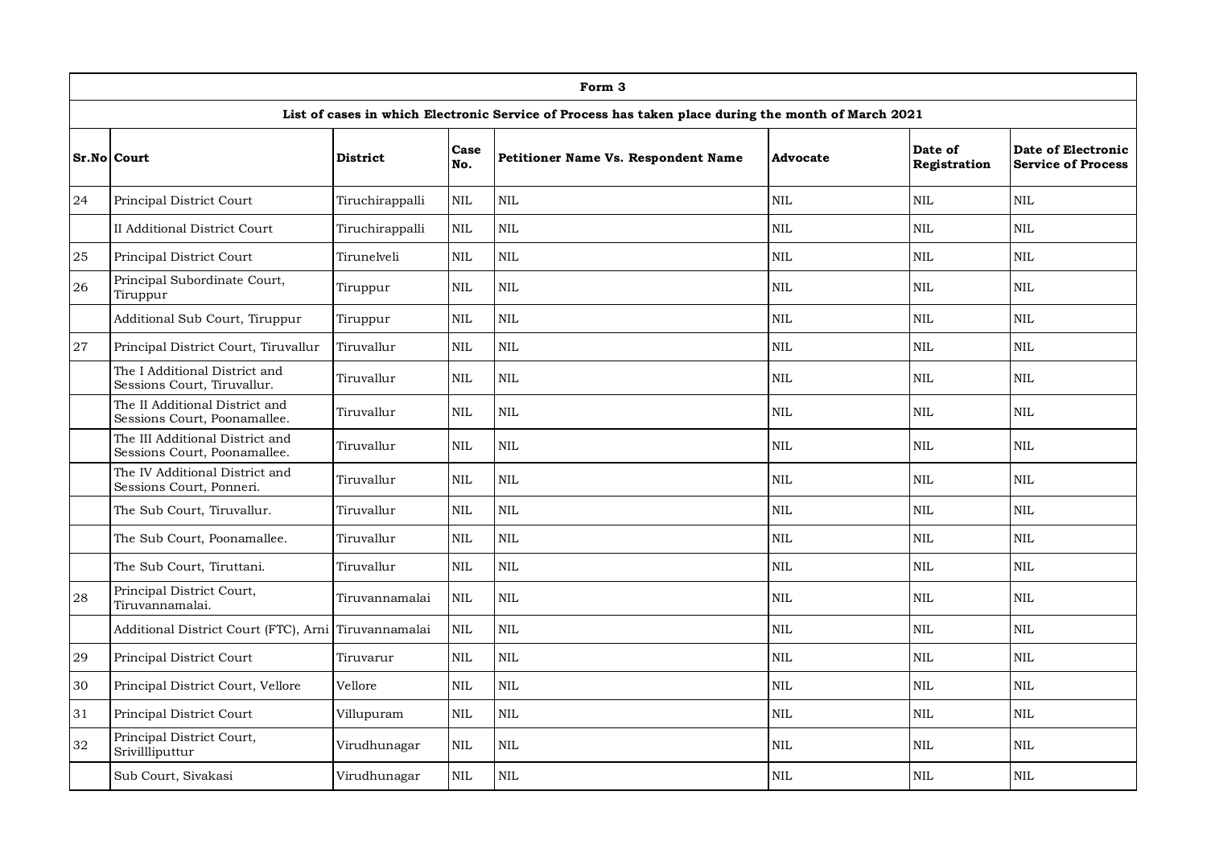| Form 3 | | | | | | | |
|---|---|---|---|---|---|---|---|
| **List of cases in which Electronic Service of Process has taken place during the month of March 2021** | | | | | | | |
| **Sr.No** | **Court** | **District** | **Case No.** | **Petitioner Name Vs. Respondent Name** | **Advocate** | **Date of Registration** | **Date of Electronic Service of Process** |
| 24 | Principal District Court | Tiruchirappalli | NIL | NIL | NIL | NIL | NIL |
| | II Additional District Court | Tiruchirappalli | NIL | NIL | NIL | NIL | NIL |
| 25 | Principal District Court | Tirunelveli | NIL | NIL | NIL | NIL | NIL |
| 26 | Principal Subordinate Court, Tiruppur | Tiruppur | NIL | NIL | NIL | NIL | NIL |
| | Additional Sub Court, Tiruppur | Tiruppur | NIL | NIL | NIL | NIL | NIL |
| 27 | Principal District Court, Tiruvallur | Tiruvallur | NIL | NIL | NIL | NIL | NIL |
| | The I Additional District and Sessions Court, Tiruvallur. | Tiruvallur | NIL | NIL | NIL | NIL | NIL |
| | The II Additional District and Sessions Court, Poonamallee. | Tiruvallur | NIL | NIL | NIL | NIL | NIL |
| | The III Additional District and Sessions Court, Poonamallee. | Tiruvallur | NIL | NIL | NIL | NIL | NIL |
| | The IV Additional District and Sessions Court, Ponneri. | Tiruvallur | NIL | NIL | NIL | NIL | NIL |
| | The Sub Court, Tiruvallur. | Tiruvallur | NIL | NIL | NIL | NIL | NIL |
| | The Sub Court, Poonamallee. | Tiruvallur | NIL | NIL | NIL | NIL | NIL |
| | The Sub Court, Tiruttani. | Tiruvallur | NIL | NIL | NIL | NIL | NIL |
| 28 | Principal District Court, Tiruvannamalai. | Tiruvannamalai | NIL | NIL | NIL | NIL | NIL |
| | Additional District Court (FTC), Arni | Tiruvannamalai | NIL | NIL | NIL | NIL | NIL |
| 29 | Principal District Court | Tiruvarur | NIL | NIL | NIL | NIL | NIL |
| 30 | Principal District Court, Vellore | Vellore | NIL | NIL | NIL | NIL | NIL |
| 31 | Principal District Court | Villupuram | NIL | NIL | NIL | NIL | NIL |
| 32 | Principal District Court, Srivillliputtur | Virudhunagar | NIL | NIL | NIL | NIL | NIL |
| | Sub Court, Sivakasi | Virudhunagar | NIL | NIL | NIL | NIL | NIL |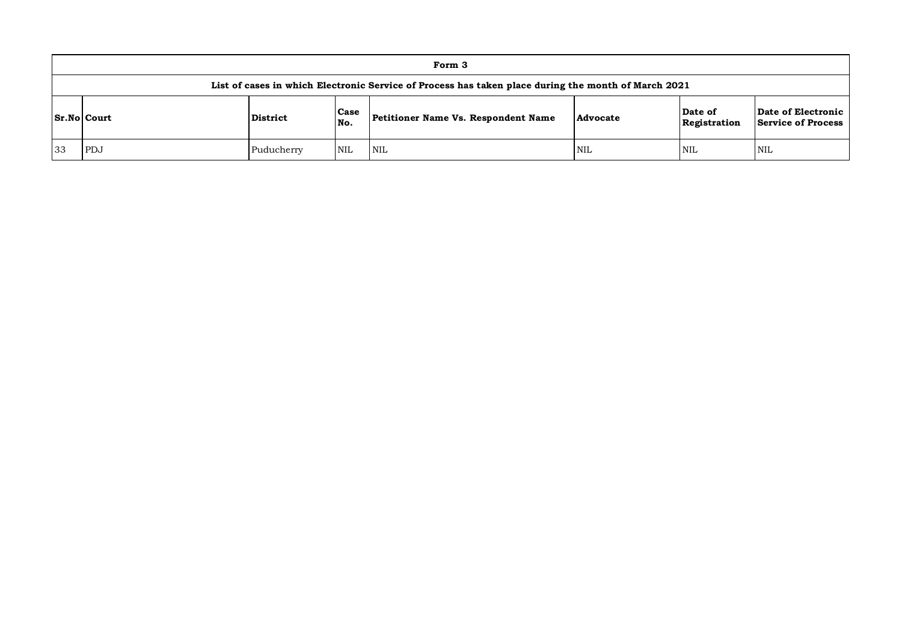| Form 3 | | | | | | | |
|---|---|---|---|---|---|---|---|
| List of cases in which Electronic Service of Process has taken place during the month of March 2021 | | | | | | | |
| **Sr.No** | **Court** | **District** | **Case No.** | **Petitioner Name Vs. Respondent Name** | **Advocate** | **Date of Registration** | **Date of Electronic Service of Process** |
| 33 | PDJ | Puducherry | NIL | NIL | NIL | NIL | NIL |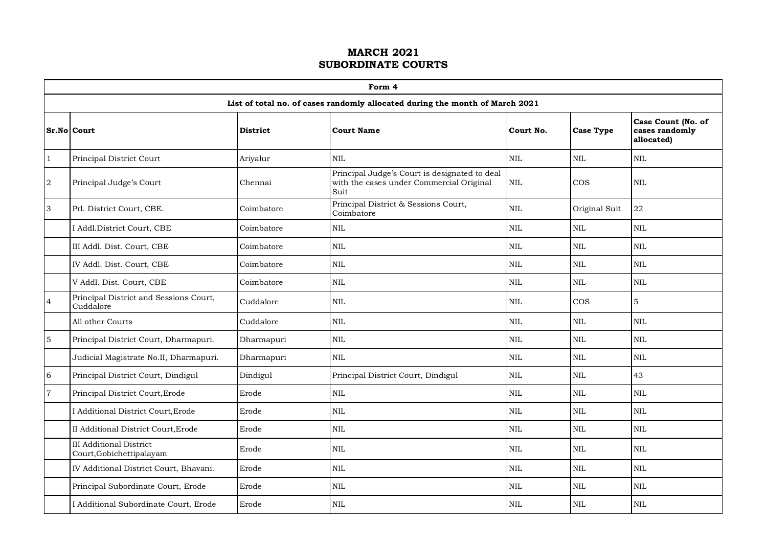# MARCH 2021
# SUBORDINATE COURTS

| Form 4 | | | | | | |
|---|---|---|---|---|---|---|
| **List of total no. of cases randomly allocated during the month of March 2021** | | | | | | |
| **Sr.No** | **Court** | **District** | **Court Name** | **Court No.** | **Case Type** | **Case Count (No. of cases randomly allocated)** |
| 1 | Principal District Court | Ariyalur | NIL | NIL | NIL | NIL |
| 2 | Principal Judge's Court | Chennai | Principal Judge's Court is designated to deal with the cases under Commercial Original Suit | NIL | COS | NIL |
| 3 | Prl. District Court, CBE. | Coimbatore | Principal District & Sessions Court, Coimbatore | NIL | Original Suit | 22 |
| | I Addl.District Court, CBE | Coimbatore | NIL | NIL | NIL | NIL |
| | III Addl. Dist. Court, CBE | Coimbatore | NIL | NIL | NIL | NIL |
| | IV Addl. Dist. Court, CBE | Coimbatore | NIL | NIL | NIL | NIL |
| | V Addl. Dist. Court, CBE | Coimbatore | NIL | NIL | NIL | NIL |
| 4 | Principal District and Sessions Court, Cuddalore | Cuddalore | NIL | NIL | COS | 5 |
| | All other Courts | Cuddalore | NIL | NIL | NIL | NIL |
| 5 | Principal District Court, Dharmapuri. | Dharmapuri | NIL | NIL | NIL | NIL |
| | Judicial Magistrate No.II, Dharmapuri. | Dharmapuri | NIL | NIL | NIL | NIL |
| 6 | Principal District Court, Dindigul | Dindigul | Principal District Court, Dindigul | NIL | NIL | 43 |
| 7 | Principal District Court,Erode | Erode | NIL | NIL | NIL | NIL |
| | I Additional District Court,Erode | Erode | NIL | NIL | NIL | NIL |
| | II Additional District Court,Erode | Erode | NIL | NIL | NIL | NIL |
| | III Additional District Court,Gobichettipalayam | Erode | NIL | NIL | NIL | NIL |
| | IV Additional District Court, Bhavani. | Erode | NIL | NIL | NIL | NIL |
| | Principal Subordinate Court, Erode | Erode | NIL | NIL | NIL | NIL |
| | I Additional Subordinate Court, Erode | Erode | NIL | NIL | NIL | NIL |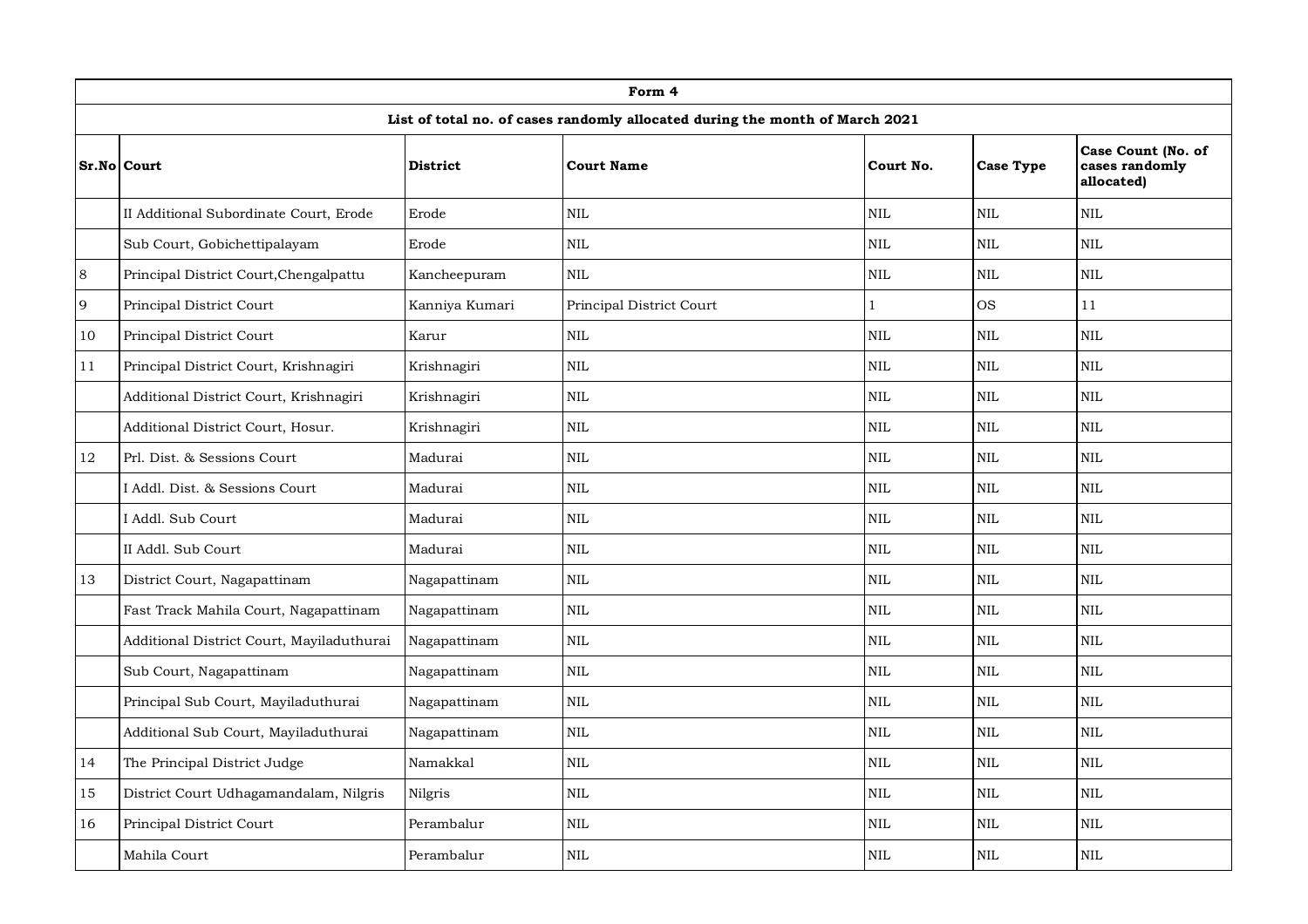| Form 4 | | | | | | |
|---|---|---|---|---|---|---|
| List of total no. of cases randomly allocated during the month of March 2021 | | | | | | |
| **Sr.No** | **Court** | **District** | **Court Name** | **Court No.** | **Case Type** | **Case Count (No. of cases randomly allocated)** |
| | II Additional Subordinate Court, Erode | Erode | NIL | NIL | NIL | NIL |
| | Sub Court, Gobichettipalayam | Erode | NIL | NIL | NIL | NIL |
| 8 | Principal District Court,Chengalpattu | Kancheepuram | NIL | NIL | NIL | NIL |
| 9 | Principal District Court | Kanniya Kumari | Principal District Court | 1 | OS | 11 |
| 10 | Principal District Court | Karur | NIL | NIL | NIL | NIL |
| 11 | Principal District Court, Krishnagiri | Krishnagiri | NIL | NIL | NIL | NIL |
| | Additional District Court, Krishnagiri | Krishnagiri | NIL | NIL | NIL | NIL |
| | Additional District Court, Hosur. | Krishnagiri | NIL | NIL | NIL | NIL |
| 12 | Prl. Dist. & Sessions Court | Madurai | NIL | NIL | NIL | NIL |
| | I Addl. Dist. & Sessions Court | Madurai | NIL | NIL | NIL | NIL |
| | I Addl. Sub Court | Madurai | NIL | NIL | NIL | NIL |
| | II Addl. Sub Court | Madurai | NIL | NIL | NIL | NIL |
| 13 | District Court, Nagapattinam | Nagapattinam | NIL | NIL | NIL | NIL |
| | Fast Track Mahila Court, Nagapattinam | Nagapattinam | NIL | NIL | NIL | NIL |
| | Additional District Court, Mayiladuthurai | Nagapattinam | NIL | NIL | NIL | NIL |
| | Sub Court, Nagapattinam | Nagapattinam | NIL | NIL | NIL | NIL |
| | Principal Sub Court, Mayiladuthurai | Nagapattinam | NIL | NIL | NIL | NIL |
| | Additional Sub Court, Mayiladuthurai | Nagapattinam | NIL | NIL | NIL | NIL |
| 14 | The Principal District Judge | Namakkal | NIL | NIL | NIL | NIL |
| 15 | District Court Udhagamandalam, Nilgris | Nilgris | NIL | NIL | NIL | NIL |
| 16 | Principal District Court | Perambalur | NIL | NIL | NIL | NIL |
| | Mahila Court | Perambalur | NIL | NIL | NIL | NIL |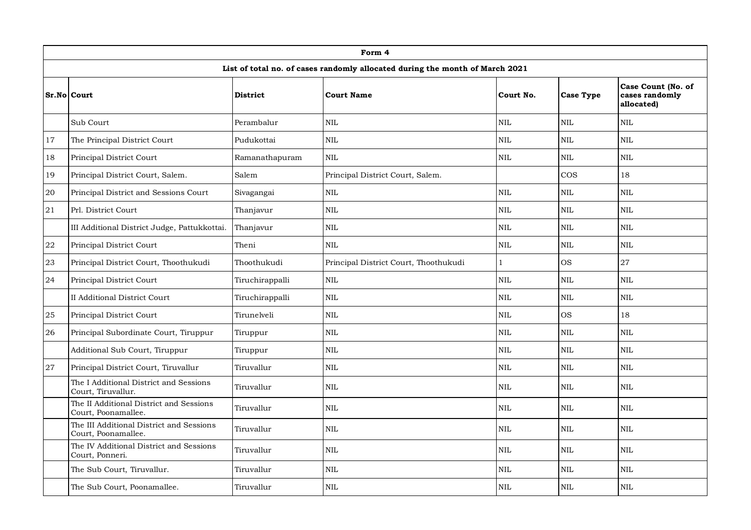| Form 4 | | | | | | |
|---|---|---|---|---|---|---|
| List of total no. of cases randomly allocated during the month of March 2021 | | | | | | |
| **Sr.No** | **Court** | **District** | **Court Name** | **Court No.** | **Case Type** | **Case Count (No. of cases randomly allocated)** |
| | Sub Court | Perambalur | NIL | NIL | NIL | NIL |
| 17 | The Principal District Court | Pudukottai | NIL | NIL | NIL | NIL |
| 18 | Principal District Court | Ramanathapuram | NIL | NIL | NIL | NIL |
| 19 | Principal District Court, Salem. | Salem | Principal District Court, Salem. | | COS | 18 |
| 20 | Principal District and Sessions Court | Sivagangai | NIL | NIL | NIL | NIL |
| 21 | Prl. District Court | Thanjavur | NIL | NIL | NIL | NIL |
| | III Additional District Judge, Pattukkottai. | Thanjavur | NIL | NIL | NIL | NIL |
| 22 | Principal District Court | Theni | NIL | NIL | NIL | NIL |
| 23 | Principal District Court, Thoothukudi | Thoothukudi | Principal District Court, Thoothukudi | 1 | OS | 27 |
| 24 | Principal District Court | Tiruchirappalli | NIL | NIL | NIL | NIL |
| | II Additional District Court | Tiruchirappalli | NIL | NIL | NIL | NIL |
| 25 | Principal District Court | Tirunelveli | NIL | NIL | OS | 18 |
| 26 | Principal Subordinate Court, Tiruppur | Tiruppur | NIL | NIL | NIL | NIL |
| | Additional Sub Court, Tiruppur | Tiruppur | NIL | NIL | NIL | NIL |
| 27 | Principal District Court, Tiruvallur | Tiruvallur | NIL | NIL | NIL | NIL |
| | The I Additional District and Sessions Court, Tiruvallur. | Tiruvallur | NIL | NIL | NIL | NIL |
| | The II Additional District and Sessions Court, Poonamallee. | Tiruvallur | NIL | NIL | NIL | NIL |
| | The III Additional District and Sessions Court, Poonamallee. | Tiruvallur | NIL | NIL | NIL | NIL |
| | The IV Additional District and Sessions Court, Ponneri. | Tiruvallur | NIL | NIL | NIL | NIL |
| | The Sub Court, Tiruvallur. | Tiruvallur | NIL | NIL | NIL | NIL |
| | The Sub Court, Poonamallee. | Tiruvallur | NIL | NIL | NIL | NIL |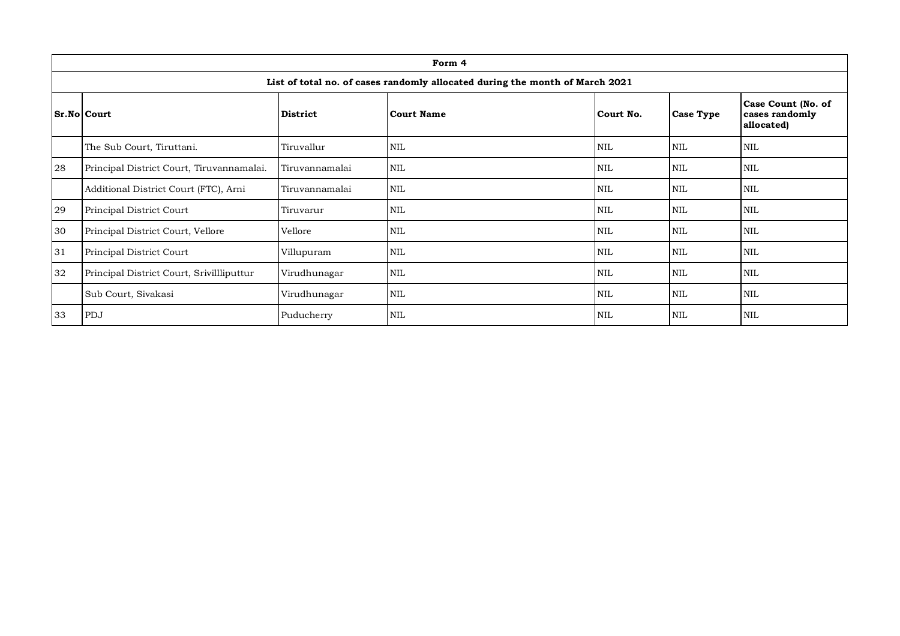| Form 4 | | | | | | |
|---|---|---|---|---|---|---|
| List of total no. of cases randomly allocated during the month of March 2021 | | | | | | |
| **Sr.No** | **Court** | **District** | **Court Name** | **Court No.** | **Case Type** | **Case Count (No. of cases randomly allocated)** |
| | The Sub Court, Tiruttani. | Tiruvallur | NIL | NIL | NIL | NIL |
| 28 | Principal District Court, Tiruvannamalai. | Tiruvannamalai | NIL | NIL | NIL | NIL |
| | Additional District Court (FTC), Arni | Tiruvannamalai | NIL | NIL | NIL | NIL |
| 29 | Principal District Court | Tiruvarur | NIL | NIL | NIL | NIL |
| 30 | Principal District Court, Vellore | Vellore | NIL | NIL | NIL | NIL |
| 31 | Principal District Court | Villupuram | NIL | NIL | NIL | NIL |
| 32 | Principal District Court, Srivillliputtur | Virudhunagar | NIL | NIL | NIL | NIL |
| | Sub Court, Sivakasi | Virudhunagar | NIL | NIL | NIL | NIL |
| 33 | PDJ | Puducherry | NIL | NIL | NIL | NIL |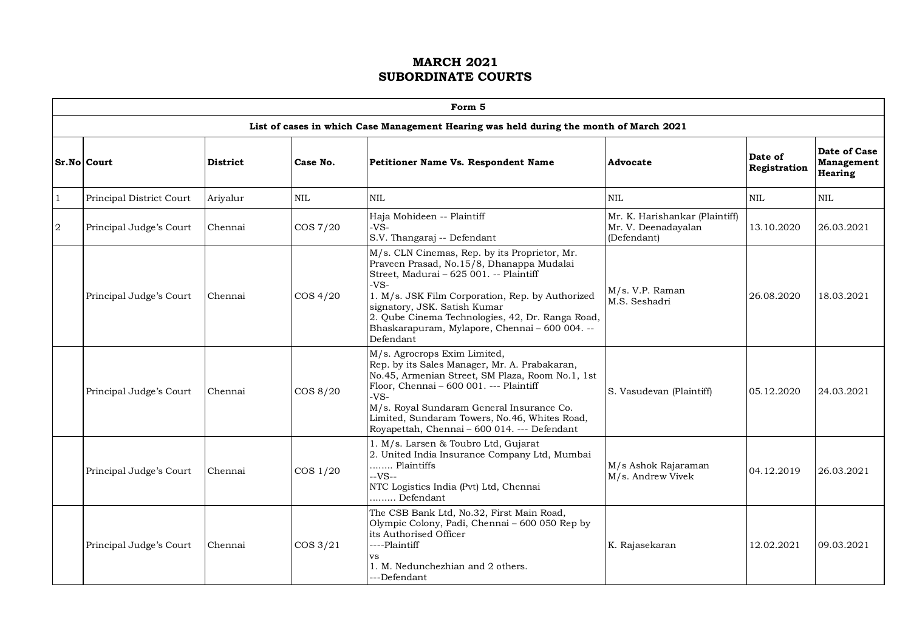# MARCH 2021
# SUBORDINATE COURTS

| Form 5 | | | | | | | |
|---|---|---|---|---|---|---|---|
| **List of cases in which Case Management Hearing was held during the month of March 2021** | | | | | | | |
| **Sr.No** | **Court** | **District** | **Case No.** | **Petitioner Name Vs. Respondent Name** | **Advocate** | **Date of Registration** | **Date of Case Management Hearing** |
| 1 | Principal District Court | Ariyalur | NIL | NIL | NIL | NIL | NIL |
| 2 | Principal Judge's Court | Chennai | COS 7/20 | Haja Mohideen -- Plaintiff<br>-VS-<br>S.V. Thangaraj -- Defendant | Mr. K. Harishankar (Plaintiff)<br>Mr. V. Deenadayalan (Defendant) | 13.10.2020 | 26.03.2021 |
| | Principal Judge's Court | Chennai | COS 4/20 | M/s. CLN Cinemas, Rep. by its Proprietor, Mr. Praveen Prasad, No.15/8, Dhanappa Mudalai Street, Madurai – 625 001. -- Plaintiff<br>-VS-<br>1. M/s. JSK Film Corporation, Rep. by Authorized signatory, JSK. Satish Kumar<br>2. Qube Cinema Technologies, 42, Dr. Ranga Road, Bhaskarapuram, Mylapore, Chennai – 600 004. -- Defendant | M/s. V.P. Raman<br>M.S. Seshadri | 26.08.2020 | 18.03.2021 |
| | Principal Judge's Court | Chennai | COS 8/20 | M/s. Agrocrops Exim Limited,<br>Rep. by its Sales Manager, Mr. A. Prabakaran, No.45, Armenian Street, SM Plaza, Room No.1, 1st Floor, Chennai – 600 001. --- Plaintiff<br>-VS-<br>M/s. Royal Sundaram General Insurance Co. Limited, Sundaram Towers, No.46, Whites Road, Royapettah, Chennai – 600 014. --- Defendant | S. Vasudevan (Plaintiff) | 05.12.2020 | 24.03.2021 |
| | Principal Judge's Court | Chennai | COS 1/20 | 1. M/s. Larsen & Toubro Ltd, Gujarat<br>2. United India Insurance Company Ltd, Mumbai ........ Plaintiffs<br>--VS--<br>NTC Logistics India (Pvt) Ltd, Chennai ......... Defendant | M/s Ashok Rajaraman<br>M/s. Andrew Vivek | 04.12.2019 | 26.03.2021 |
| | Principal Judge's Court | Chennai | COS 3/21 | The CSB Bank Ltd, No.32, First Main Road, Olympic Colony, Padi, Chennai – 600 050 Rep by its Authorised Officer<br>----Plaintiff<br>vs<br>1. M. Nedunchezhian and 2 others.<br>---Defendant | K. Rajasekaran | 12.02.2021 | 09.03.2021 |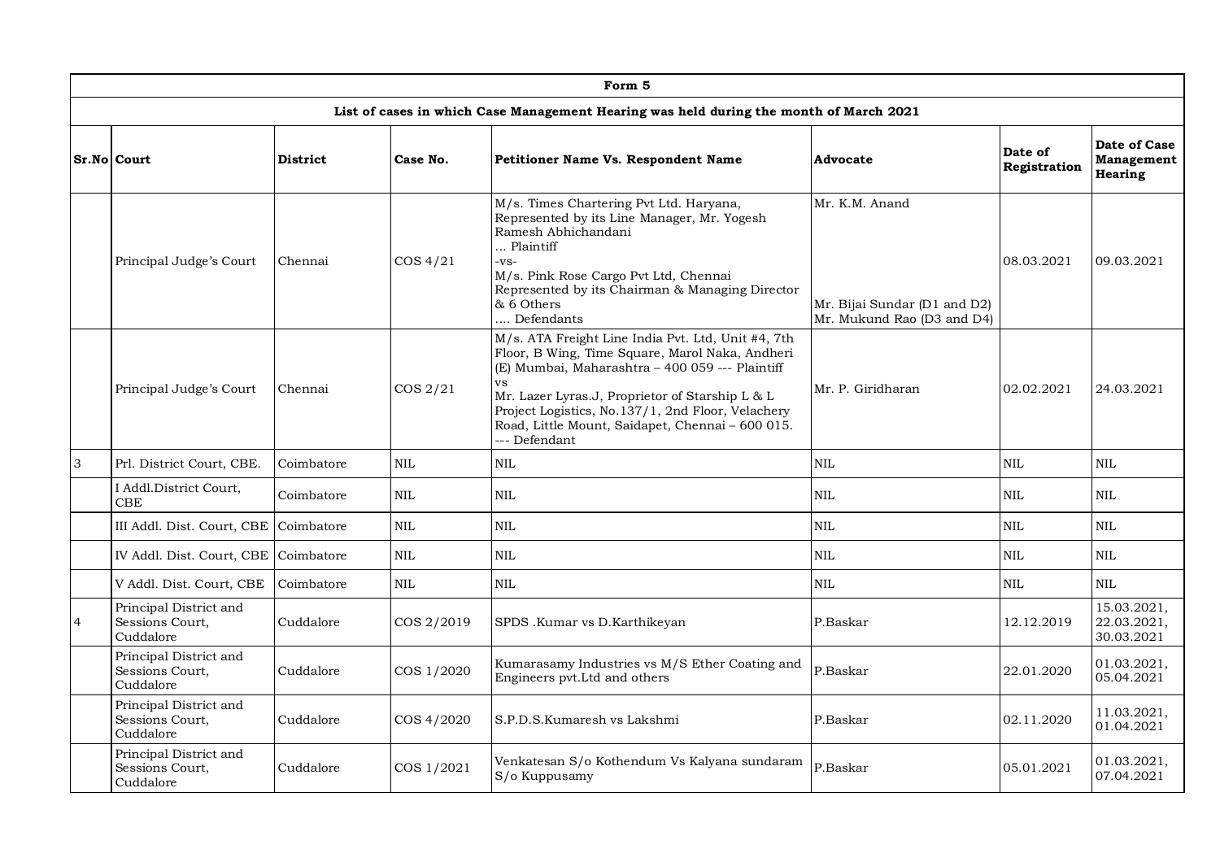| Form 5 | | | | | | | |
|---|---|---|---|---|---|---|---|
| **List of cases in which Case Management Hearing was held during the month of March 2021** | | | | | | | |
| **Sr.No** | **Court** | **District** | **Case No.** | **Petitioner Name Vs. Respondent Name** | **Advocate** | **Date of Registration** | **Date of Case Management Hearing** |
| | Principal Judge's Court | Chennai | COS 4/21 | M/s. Times Chartering Pvt Ltd. Haryana, Represented by its Line Manager, Mr. Yogesh Ramesh Abhichandani ... Plaintiff -vs- M/s. Pink Rose Cargo Pvt Ltd, Chennai Represented by its Chairman & Managing Director & 6 Others .... Defendants | Mr. K.M. Anand<br><br>Mr. Bijai Sundar (D1 and D2) Mr. Mukund Rao (D3 and D4) | 08.03.2021 | 09.03.2021 |
| | Principal Judge's Court | Chennai | COS 2/21 | M/s. ATA Freight Line India Pvt. Ltd, Unit #4, 7th Floor, B Wing, Time Square, Marol Naka, Andheri (E) Mumbai, Maharashtra – 400 059 --- Plaintiff vs Mr. Lazer Lyras.J, Proprietor of Starship L & L Project Logistics, No.137/1, 2nd Floor, Velachery Road, Little Mount, Saidapet, Chennai – 600 015. --- Defendant | Mr. P. Giridharan | 02.02.2021 | 24.03.2021 |
| 3 | Prl. District Court, CBE. | Coimbatore | NIL | NIL | NIL | NIL | NIL |
| | I Addl.District Court, CBE | Coimbatore | NIL | NIL | NIL | NIL | NIL |
| | III Addl. Dist. Court, CBE | Coimbatore | NIL | NIL | NIL | NIL | NIL |
| | IV Addl. Dist. Court, CBE | Coimbatore | NIL | NIL | NIL | NIL | NIL |
| | V Addl. Dist. Court, CBE | Coimbatore | NIL | NIL | NIL | NIL | NIL |
| 4 | Principal District and Sessions Court, Cuddalore | Cuddalore | COS 2/2019 | SPDS .Kumar vs D.Karthikeyan | P.Baskar | 12.12.2019 | 15.03.2021, 22.03.2021, 30.03.2021 |
| | Principal District and Sessions Court, Cuddalore | Cuddalore | COS 1/2020 | Kumarasamy Industries vs M/S Ether Coating and Engineers pvt.Ltd and others | P.Baskar | 22.01.2020 | 01.03.2021, 05.04.2021 |
| | Principal District and Sessions Court, Cuddalore | Cuddalore | COS 4/2020 | S.P.D.S.Kumaresh vs Lakshmi | P.Baskar | 02.11.2020 | 11.03.2021, 01.04.2021 |
| | Principal District and Sessions Court, Cuddalore | Cuddalore | COS 1/2021 | Venkatesan S/o Kothendum Vs Kalyana sundaram S/o Kuppusamy | P.Baskar | 05.01.2021 | 01.03.2021, 07.04.2021 |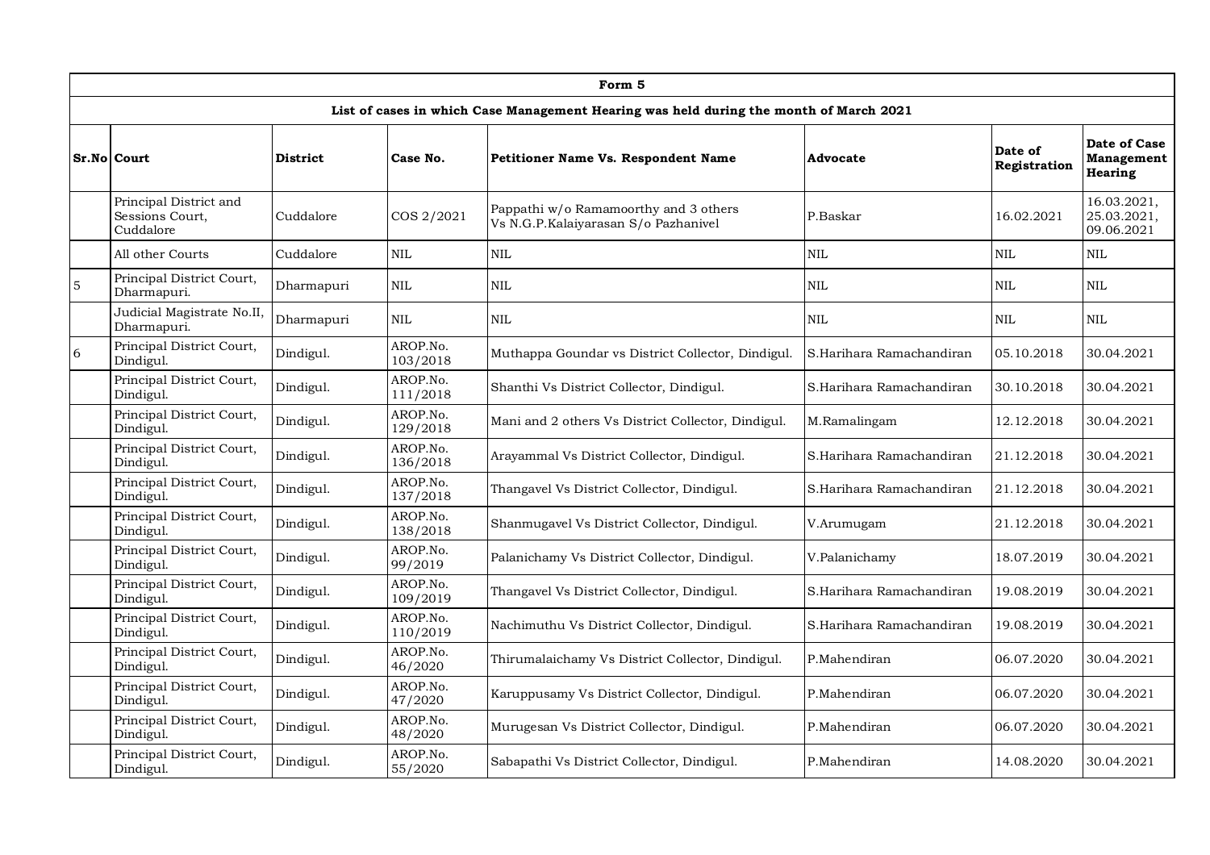| Form 5 | | | | | | | |
|---|---|---|---|---|---|---|---|
| List of cases in which Case Management Hearing was held during the month of March 2021 | | | | | | | |
| Sr.No | Court | District | Case No. | Petitioner Name Vs. Respondent Name | Advocate | Date of Registration | Date of Case Management Hearing |
| | Principal District and Sessions Court, Cuddalore | Cuddalore | COS 2/2021 | Pappathi w/o Ramamoorthy and 3 others Vs N.G.P.Kalaiyarasan S/o Pazhanivel | P.Baskar | 16.02.2021 | 16.03.2021, 25.03.2021, 09.06.2021 |
| | All other Courts | Cuddalore | NIL | NIL | NIL | NIL | NIL |
| 5 | Principal District Court, Dharmapuri. | Dharmapuri | NIL | NIL | NIL | NIL | NIL |
| | Judicial Magistrate No.II, Dharmapuri. | Dharmapuri | NIL | NIL | NIL | NIL | NIL |
| 6 | Principal District Court, Dindigul. | Dindigul. | AROP.No. 103/2018 | Muthappa Goundar vs District Collector, Dindigul. | S.Harihara Ramachandiran | 05.10.2018 | 30.04.2021 |
| | Principal District Court, Dindigul. | Dindigul. | AROP.No. 111/2018 | Shanthi Vs District Collector, Dindigul. | S.Harihara Ramachandiran | 30.10.2018 | 30.04.2021 |
| | Principal District Court, Dindigul. | Dindigul. | AROP.No. 129/2018 | Mani and 2 others Vs District Collector, Dindigul. | M.Ramalingam | 12.12.2018 | 30.04.2021 |
| | Principal District Court, Dindigul. | Dindigul. | AROP.No. 136/2018 | Arayammal Vs District Collector, Dindigul. | S.Harihara Ramachandiran | 21.12.2018 | 30.04.2021 |
| | Principal District Court, Dindigul. | Dindigul. | AROP.No. 137/2018 | Thangavel Vs District Collector, Dindigul. | S.Harihara Ramachandiran | 21.12.2018 | 30.04.2021 |
| | Principal District Court, Dindigul. | Dindigul. | AROP.No. 138/2018 | Shanmugavel Vs District Collector, Dindigul. | V.Arumugam | 21.12.2018 | 30.04.2021 |
| | Principal District Court, Dindigul. | Dindigul. | AROP.No. 99/2019 | Palanichamy Vs District Collector, Dindigul. | V.Palanichamy | 18.07.2019 | 30.04.2021 |
| | Principal District Court, Dindigul. | Dindigul. | AROP.No. 109/2019 | Thangavel Vs District Collector, Dindigul. | S.Harihara Ramachandiran | 19.08.2019 | 30.04.2021 |
| | Principal District Court, Dindigul. | Dindigul. | AROP.No. 110/2019 | Nachimuthu Vs District Collector, Dindigul. | S.Harihara Ramachandiran | 19.08.2019 | 30.04.2021 |
| | Principal District Court, Dindigul. | Dindigul. | AROP.No. 46/2020 | Thirumalaichamy Vs District Collector, Dindigul. | P.Mahendiran | 06.07.2020 | 30.04.2021 |
| | Principal District Court, Dindigul. | Dindigul. | AROP.No. 47/2020 | Karuppusamy Vs District Collector, Dindigul. | P.Mahendiran | 06.07.2020 | 30.04.2021 |
| | Principal District Court, Dindigul. | Dindigul. | AROP.No. 48/2020 | Murugesan Vs District Collector, Dindigul. | P.Mahendiran | 06.07.2020 | 30.04.2021 |
| | Principal District Court, Dindigul. | Dindigul. | AROP.No. 55/2020 | Sabapathi Vs District Collector, Dindigul. | P.Mahendiran | 14.08.2020 | 30.04.2021 |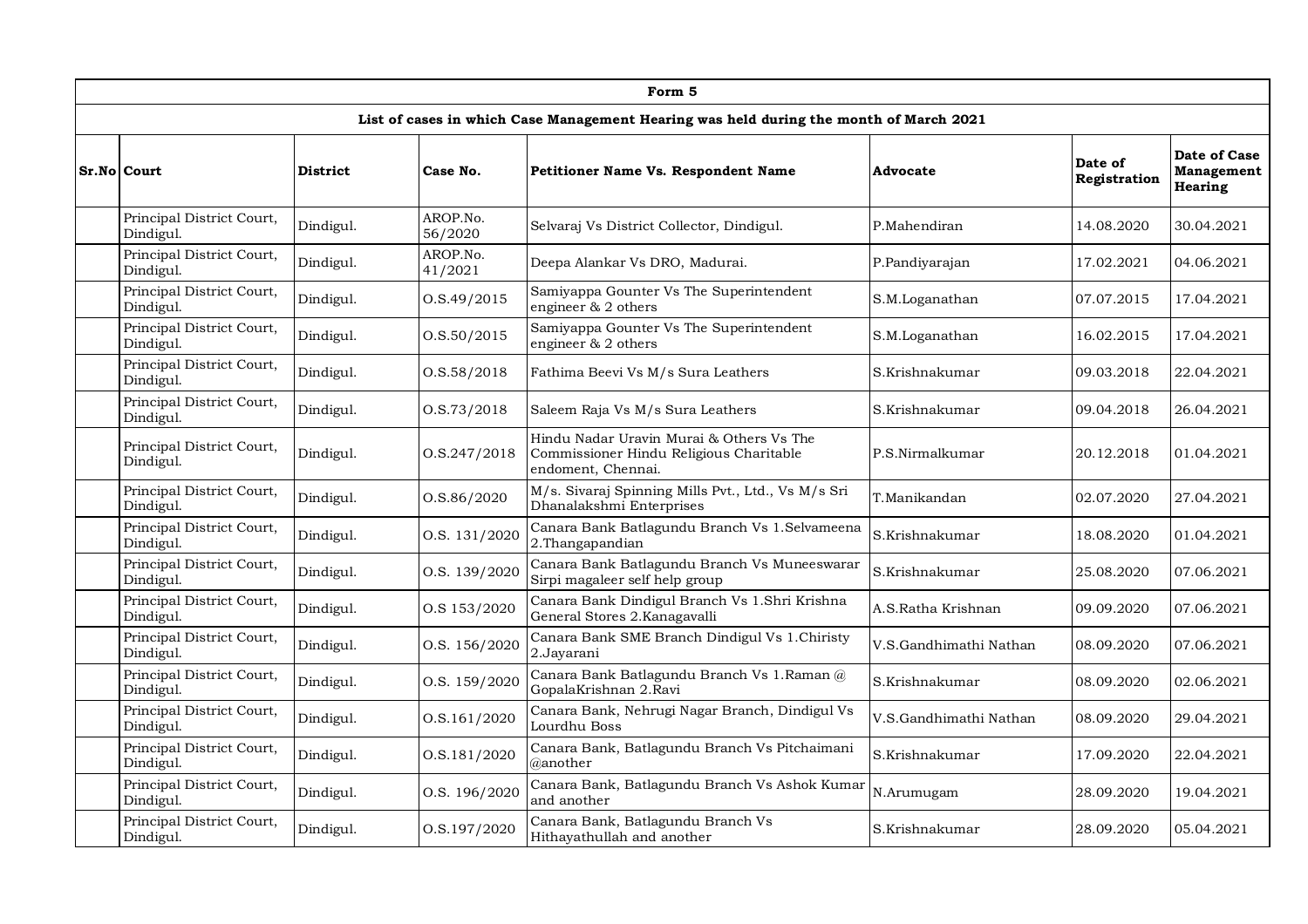| Form 5 | | | | | | | |
|---|---|---|---|---|---|---|---|
| **List of cases in which Case Management Hearing was held during the month of March 2021** | | | | | | | |
| **Sr.No** | **Court** | **District** | **Case No.** | **Petitioner Name Vs. Respondent Name** | **Advocate** | **Date of Registration** | **Date of Case Management Hearing** |
| | Principal District Court, Dindigul. | Dindigul. | AROP.No. 56/2020 | Selvaraj Vs District Collector, Dindigul. | P.Mahendiran | 14.08.2020 | 30.04.2021 |
| | Principal District Court, Dindigul. | Dindigul. | AROP.No. 41/2021 | Deepa Alankar Vs DRO, Madurai. | P.Pandiyarajan | 17.02.2021 | 04.06.2021 |
| | Principal District Court, Dindigul. | Dindigul. | O.S.49/2015 | Samiyappa Gounter Vs The Superintendent engineer & 2 others | S.M.Loganathan | 07.07.2015 | 17.04.2021 |
| | Principal District Court, Dindigul. | Dindigul. | O.S.50/2015 | Samiyappa Gounter Vs The Superintendent engineer & 2 others | S.M.Loganathan | 16.02.2015 | 17.04.2021 |
| | Principal District Court, Dindigul. | Dindigul. | O.S.58/2018 | Fathima Beevi Vs M/s Sura Leathers | S.Krishnakumar | 09.03.2018 | 22.04.2021 |
| | Principal District Court, Dindigul. | Dindigul. | O.S.73/2018 | Saleem Raja Vs M/s Sura Leathers | S.Krishnakumar | 09.04.2018 | 26.04.2021 |
| | Principal District Court, Dindigul. | Dindigul. | O.S.247/2018 | Hindu Nadar Uravin Murai & Others Vs The Commissioner Hindu Religious Charitable endoment, Chennai. | P.S.Nirmalkumar | 20.12.2018 | 01.04.2021 |
| | Principal District Court, Dindigul. | Dindigul. | O.S.86/2020 | M/s. Sivaraj Spinning Mills Pvt., Ltd., Vs M/s Sri Dhanalakshmi Enterprises | T.Manikandan | 02.07.2020 | 27.04.2021 |
| | Principal District Court, Dindigul. | Dindigul. | O.S. 131/2020 | Canara Bank Batlagundu Branch Vs 1.Selvameena 2.Thangapandian | S.Krishnakumar | 18.08.2020 | 01.04.2021 |
| | Principal District Court, Dindigul. | Dindigul. | O.S. 139/2020 | Canara Bank Batlagundu Branch Vs Muneeswarar Sirpi magaleer self help group | S.Krishnakumar | 25.08.2020 | 07.06.2021 |
| | Principal District Court, Dindigul. | Dindigul. | O.S 153/2020 | Canara Bank Dindigul Branch Vs 1.Shri Krishna General Stores 2.Kanagavalli | A.S.Ratha Krishnan | 09.09.2020 | 07.06.2021 |
| | Principal District Court, Dindigul. | Dindigul. | O.S. 156/2020 | Canara Bank SME Branch Dindigul Vs 1.Chiristy 2.Jayarani | V.S.Gandhimathi Nathan | 08.09.2020 | 07.06.2021 |
| | Principal District Court, Dindigul. | Dindigul. | O.S. 159/2020 | Canara Bank Batlagundu Branch Vs 1.Raman @ GopalaKrishnan 2.Ravi | S.Krishnakumar | 08.09.2020 | 02.06.2021 |
| | Principal District Court, Dindigul. | Dindigul. | O.S.161/2020 | Canara Bank, Nehrugi Nagar Branch, Dindigul Vs Lourdhu Boss | V.S.Gandhimathi Nathan | 08.09.2020 | 29.04.2021 |
| | Principal District Court, Dindigul. | Dindigul. | O.S.181/2020 | Canara Bank, Batlagundu Branch Vs Pitchaimani @another | S.Krishnakumar | 17.09.2020 | 22.04.2021 |
| | Principal District Court, Dindigul. | Dindigul. | O.S. 196/2020 | Canara Bank, Batlagundu Branch Vs Ashok Kumar and another | N.Arumugam | 28.09.2020 | 19.04.2021 |
| | Principal District Court, Dindigul. | Dindigul. | O.S.197/2020 | Canara Bank, Batlagundu Branch Vs Hithayathullah and another | S.Krishnakumar | 28.09.2020 | 05.04.2021 |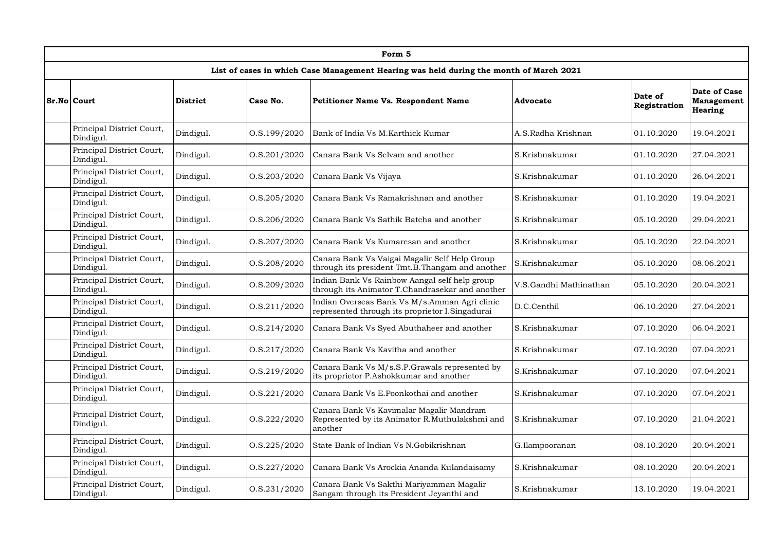**Form 5**

**List of cases in which Case Management Hearing was held during the month of March 2021**

| Sr.No | Court | District | Case No. | Petitioner Name Vs. Respondent Name | Advocate | Date of Registration | Date of Case Management Hearing |
|---|---|---|---|---|---|---|---|
| | Principal District Court, Dindigul. | Dindigul. | O.S.199/2020 | Bank of India Vs M.Karthick Kumar | A.S.Radha Krishnan | 01.10.2020 | 19.04.2021 |
| | Principal District Court, Dindigul. | Dindigul. | O.S.201/2020 | Canara Bank Vs Selvam and another | S.Krishnakumar | 01.10.2020 | 27.04.2021 |
| | Principal District Court, Dindigul. | Dindigul. | O.S.203/2020 | Canara Bank Vs Vijaya | S.Krishnakumar | 01.10.2020 | 26.04.2021 |
| | Principal District Court, Dindigul. | Dindigul. | O.S.205/2020 | Canara Bank Vs Ramakrishnan and another | S.Krishnakumar | 01.10.2020 | 19.04.2021 |
| | Principal District Court, Dindigul. | Dindigul. | O.S.206/2020 | Canara Bank Vs Sathik Batcha and another | S.Krishnakumar | 05.10.2020 | 29.04.2021 |
| | Principal District Court, Dindigul. | Dindigul. | O.S.207/2020 | Canara Bank Vs Kumaresan and another | S.Krishnakumar | 05.10.2020 | 22.04.2021 |
| | Principal District Court, Dindigul. | Dindigul. | O.S.208/2020 | Canara Bank Vs Vaigai Magalir Self Help Group through its president Tmt.B.Thangam and another | S.Krishnakumar | 05.10.2020 | 08.06.2021 |
| | Principal District Court, Dindigul. | Dindigul. | O.S.209/2020 | Indian Bank Vs Rainbow Aangal self help group through its Animator T.Chandrasekar and another | V.S.Gandhi Mathinathan | 05.10.2020 | 20.04.2021 |
| | Principal District Court, Dindigul. | Dindigul. | O.S.211/2020 | Indian Overseas Bank Vs M/s.Amman Agri clinic represented through its proprietor I.Singadurai | D.C.Centhil | 06.10.2020 | 27.04.2021 |
| | Principal District Court, Dindigul. | Dindigul. | O.S.214/2020 | Canara Bank Vs Syed Abuthaheer and another | S.Krishnakumar | 07.10.2020 | 06.04.2021 |
| | Principal District Court, Dindigul. | Dindigul. | O.S.217/2020 | Canara Bank Vs Kavitha and another | S.Krishnakumar | 07.10.2020 | 07.04.2021 |
| | Principal District Court, Dindigul. | Dindigul. | O.S.219/2020 | Canara Bank Vs M/s.S.P.Grawals represented by its proprietor P.Ashokkumar and another | S.Krishnakumar | 07.10.2020 | 07.04.2021 |
| | Principal District Court, Dindigul. | Dindigul. | O.S.221/2020 | Canara Bank Vs E.Poonkothai and another | S.Krishnakumar | 07.10.2020 | 07.04.2021 |
| | Principal District Court, Dindigul. | Dindigul. | O.S.222/2020 | Canara Bank Vs Kavimalar Magalir Mandram Represented by its Animator R.Muthulakshmi and another | S.Krishnakumar | 07.10.2020 | 21.04.2021 |
| | Principal District Court, Dindigul. | Dindigul. | O.S.225/2020 | State Bank of Indian Vs N.Gobikrishnan | G.Ilampooranan | 08.10.2020 | 20.04.2021 |
| | Principal District Court, Dindigul. | Dindigul. | O.S.227/2020 | Canara Bank Vs Arockia Ananda Kulandaisamy | S.Krishnakumar | 08.10.2020 | 20.04.2021 |
| | Principal District Court, Dindigul. | Dindigul. | O.S.231/2020 | Canara Bank Vs Sakthi Mariyamman Magalir Sangam through its President Jeyanthi and | S.Krishnakumar | 13.10.2020 | 19.04.2021 |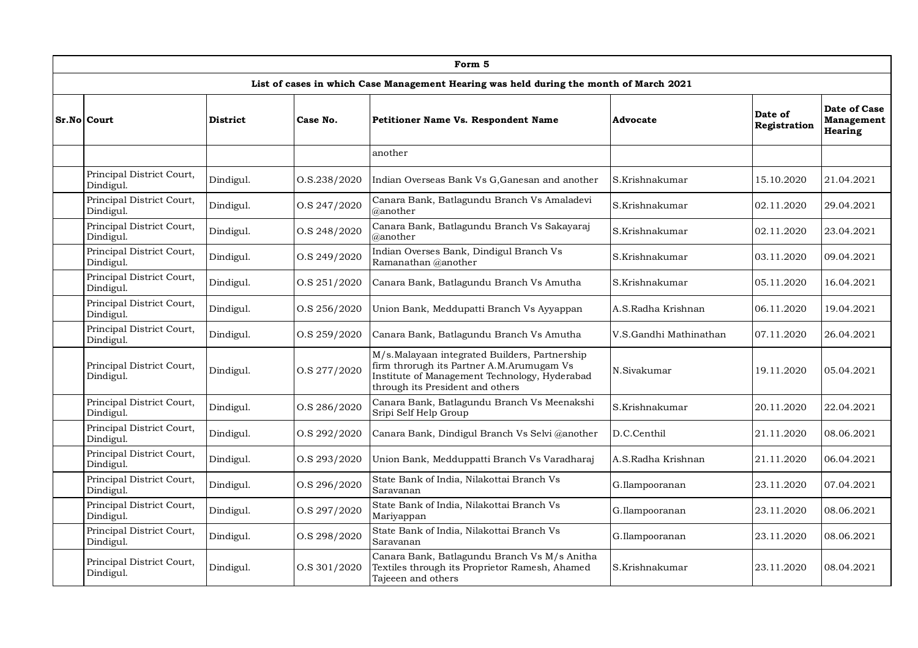| Form 5 | | | | | | | |
|---|---|---|---|---|---|---|---|
| **List of cases in which Case Management Hearing was held during the month of March 2021** | | | | | | | |
| **Sr.No** | **Court** | **District** | **Case No.** | **Petitioner Name Vs. Respondent Name** | **Advocate** | **Date of Registration** | **Date of Case Management Hearing** |
| | | | | another | | | |
| | Principal District Court, Dindigul. | Dindigul. | O.S.238/2020 | Indian Overseas Bank Vs G,Ganesan and another | S.Krishnakumar | 15.10.2020 | 21.04.2021 |
| | Principal District Court, Dindigul. | Dindigul. | O.S 247/2020 | Canara Bank, Batlagundu Branch Vs Amaladevi @another | S.Krishnakumar | 02.11.2020 | 29.04.2021 |
| | Principal District Court, Dindigul. | Dindigul. | O.S 248/2020 | Canara Bank, Batlagundu Branch Vs Sakayaraj @another | S.Krishnakumar | 02.11.2020 | 23.04.2021 |
| | Principal District Court, Dindigul. | Dindigul. | O.S 249/2020 | Indian Overses Bank, Dindigul Branch Vs Ramanathan @another | S.Krishnakumar | 03.11.2020 | 09.04.2021 |
| | Principal District Court, Dindigul. | Dindigul. | O.S 251/2020 | Canara Bank, Batlagundu Branch Vs Amutha | S.Krishnakumar | 05.11.2020 | 16.04.2021 |
| | Principal District Court, Dindigul. | Dindigul. | O.S 256/2020 | Union Bank, Meddupatti Branch Vs Ayyappan | A.S.Radha Krishnan | 06.11.2020 | 19.04.2021 |
| | Principal District Court, Dindigul. | Dindigul. | O.S 259/2020 | Canara Bank, Batlagundu Branch Vs Amutha | V.S.Gandhi Mathinathan | 07.11.2020 | 26.04.2021 |
| | Principal District Court, Dindigul. | Dindigul. | O.S 277/2020 | M/s.Malayaan integrated Builders, Partnership firm throrugh its Partner A.M.Arumugam Vs Institute of Management Technology, Hyderabad through its President and others | N.Sivakumar | 19.11.2020 | 05.04.2021 |
| | Principal District Court, Dindigul. | Dindigul. | O.S 286/2020 | Canara Bank, Batlagundu Branch Vs Meenakshi Sripi Self Help Group | S.Krishnakumar | 20.11.2020 | 22.04.2021 |
| | Principal District Court, Dindigul. | Dindigul. | O.S 292/2020 | Canara Bank, Dindigul Branch Vs Selvi @another | D.C.Centhil | 21.11.2020 | 08.06.2021 |
| | Principal District Court, Dindigul. | Dindigul. | O.S 293/2020 | Union Bank, Medduppatti Branch Vs Varadharaj | A.S.Radha Krishnan | 21.11.2020 | 06.04.2021 |
| | Principal District Court, Dindigul. | Dindigul. | O.S 296/2020 | State Bank of India, Nilakottai Branch Vs Saravanan | G.Ilampooranan | 23.11.2020 | 07.04.2021 |
| | Principal District Court, Dindigul. | Dindigul. | O.S 297/2020 | State Bank of India, Nilakottai Branch Vs Mariyappan | G.Ilampooranan | 23.11.2020 | 08.06.2021 |
| | Principal District Court, Dindigul. | Dindigul. | O.S 298/2020 | State Bank of India, Nilakottai Branch Vs Saravanan | G.Ilampooranan | 23.11.2020 | 08.06.2021 |
| | Principal District Court, Dindigul. | Dindigul. | O.S 301/2020 | Canara Bank, Batlagundu Branch Vs M/s Anitha Textiles through its Proprietor Ramesh, Ahamed Tajeeen and others | S.Krishnakumar | 23.11.2020 | 08.04.2021 |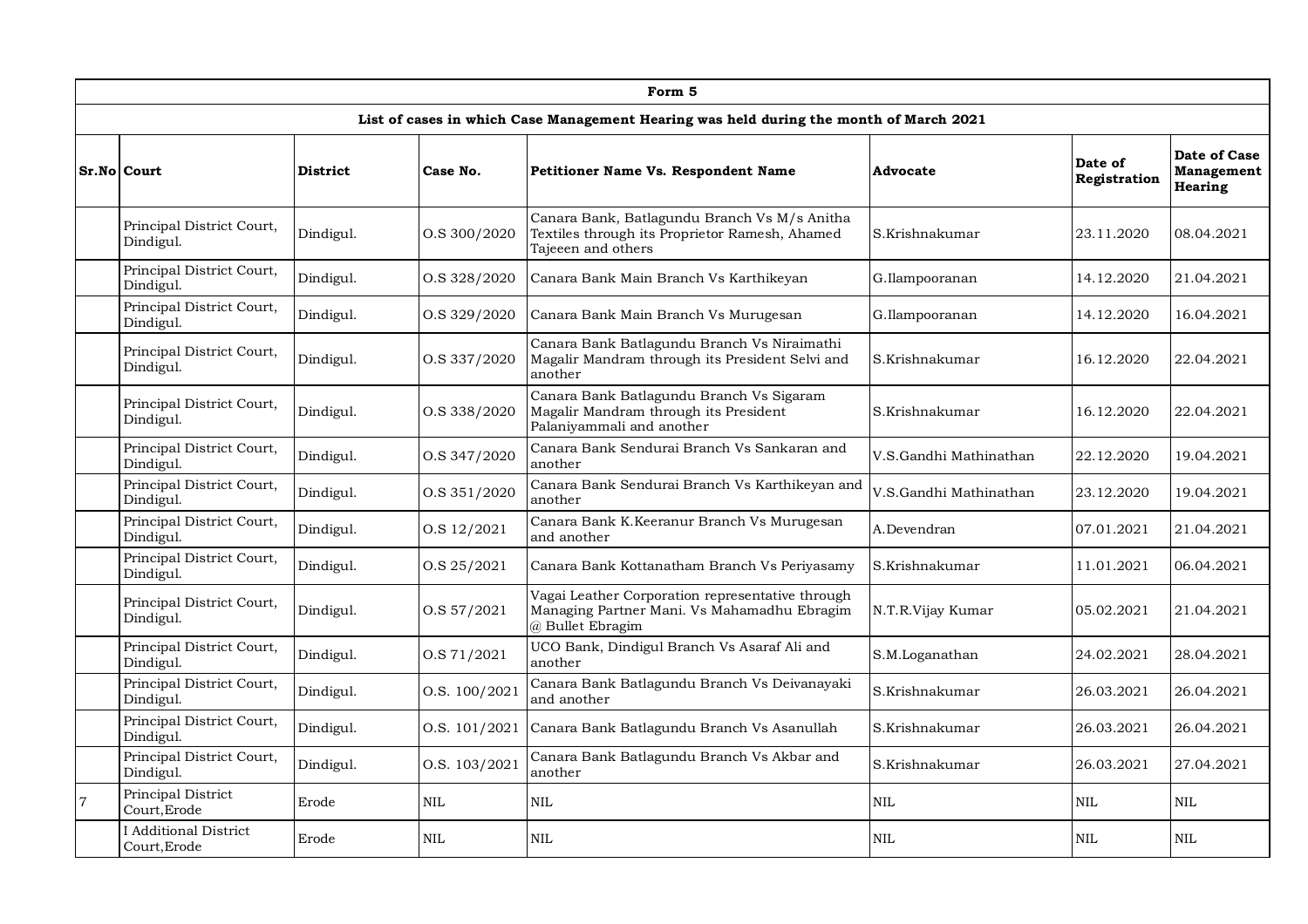| Form 5 | | | | | | | |
|---|---|---|---|---|---|---|---|
| **List of cases in which Case Management Hearing was held during the month of March 2021** | | | | | | | |
| **Sr.No** | **Court** | **District** | **Case No.** | **Petitioner Name Vs. Respondent Name** | **Advocate** | **Date of Registration** | **Date of Case Management Hearing** |
| | Principal District Court, Dindigul. | Dindigul. | O.S 300/2020 | Canara Bank, Batlagundu Branch Vs M/s Anitha Textiles through its Proprietor Ramesh, Ahamed Tajeeen and others | S.Krishnakumar | 23.11.2020 | 08.04.2021 |
| | Principal District Court, Dindigul. | Dindigul. | O.S 328/2020 | Canara Bank Main Branch Vs Karthikeyan | G.Ilampooranan | 14.12.2020 | 21.04.2021 |
| | Principal District Court, Dindigul. | Dindigul. | O.S 329/2020 | Canara Bank Main Branch Vs Murugesan | G.Ilampooranan | 14.12.2020 | 16.04.2021 |
| | Principal District Court, Dindigul. | Dindigul. | O.S 337/2020 | Canara Bank Batlagundu Branch Vs Niraimathi Magalir Mandram through its President Selvi and another | S.Krishnakumar | 16.12.2020 | 22.04.2021 |
| | Principal District Court, Dindigul. | Dindigul. | O.S 338/2020 | Canara Bank Batlagundu Branch Vs Sigaram Magalir Mandram through its President Palaniyammali and another | S.Krishnakumar | 16.12.2020 | 22.04.2021 |
| | Principal District Court, Dindigul. | Dindigul. | O.S 347/2020 | Canara Bank Sendurai Branch Vs Sankaran and another | V.S.Gandhi Mathinathan | 22.12.2020 | 19.04.2021 |
| | Principal District Court, Dindigul. | Dindigul. | O.S 351/2020 | Canara Bank Sendurai Branch Vs Karthikeyan and another | V.S.Gandhi Mathinathan | 23.12.2020 | 19.04.2021 |
| | Principal District Court, Dindigul. | Dindigul. | O.S 12/2021 | Canara Bank K.Keeranur Branch Vs Murugesan and another | A.Devendran | 07.01.2021 | 21.04.2021 |
| | Principal District Court, Dindigul. | Dindigul. | O.S 25/2021 | Canara Bank Kottanatham Branch Vs Periyasamy | S.Krishnakumar | 11.01.2021 | 06.04.2021 |
| | Principal District Court, Dindigul. | Dindigul. | O.S 57/2021 | Vagai Leather Corporation representative through Managing Partner Mani. Vs Mahamadhu Ebragim @ Bullet Ebragim | N.T.R.Vijay Kumar | 05.02.2021 | 21.04.2021 |
| | Principal District Court, Dindigul. | Dindigul. | O.S 71/2021 | UCO Bank, Dindigul Branch Vs Asaraf Ali and another | S.M.Loganathan | 24.02.2021 | 28.04.2021 |
| | Principal District Court, Dindigul. | Dindigul. | O.S. 100/2021 | Canara Bank Batlagundu Branch Vs Deivanayaki and another | S.Krishnakumar | 26.03.2021 | 26.04.2021 |
| | Principal District Court, Dindigul. | Dindigul. | O.S. 101/2021 | Canara Bank Batlagundu Branch Vs Asanullah | S.Krishnakumar | 26.03.2021 | 26.04.2021 |
| | Principal District Court, Dindigul. | Dindigul. | O.S. 103/2021 | Canara Bank Batlagundu Branch Vs Akbar and another | S.Krishnakumar | 26.03.2021 | 27.04.2021 |
| 7 | Principal District Court,Erode | Erode | NIL | NIL | NIL | NIL | NIL |
| | I Additional District Court,Erode | Erode | NIL | NIL | NIL | NIL | NIL |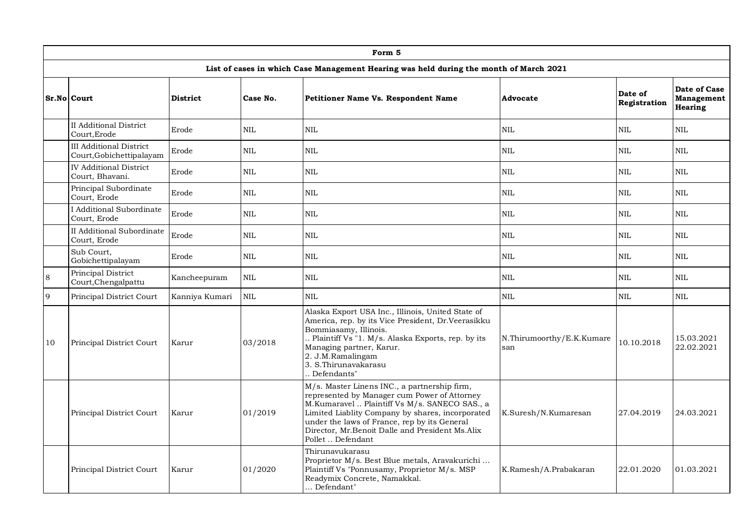| Form 5 | | | | | | | |
|---|---|---|---|---|---|---|---|
| **List of cases in which Case Management Hearing was held during the month of March 2021** | | | | | | | |
| **Sr.No** | **Court** | **District** | **Case No.** | **Petitioner Name Vs. Respondent Name** | **Advocate** | **Date of Registration** | **Date of Case Management Hearing** |
| | II Additional District Court,Erode | Erode | NIL | NIL | NIL | NIL | NIL |
| | III Additional District Court,Gobichettipalayam | Erode | NIL | NIL | NIL | NIL | NIL |
| | IV Additional District Court, Bhavani. | Erode | NIL | NIL | NIL | NIL | NIL |
| | Principal Subordinate Court, Erode | Erode | NIL | NIL | NIL | NIL | NIL |
| | I Additional Subordinate Court, Erode | Erode | NIL | NIL | NIL | NIL | NIL |
| | II Additional Subordinate Court, Erode | Erode | NIL | NIL | NIL | NIL | NIL |
| | Sub Court, Gobichettipalayam | Erode | NIL | NIL | NIL | NIL | NIL |
| 8 | Principal District Court,Chengalpattu | Kancheepuram | NIL | NIL | NIL | NIL | NIL |
| 9 | Principal District Court | Kanniya Kumari | NIL | NIL | NIL | NIL | NIL |
| 10 | Principal District Court | Karur | 03/2018 | Alaska Export USA Inc., Illinois, United State of America, rep. by its Vice President, Dr.Veerasikku Bommiasamy, Illinois. .. Plaintiff Vs "1. M/s. Alaska Exports, rep. by its Managing partner, Karur. 2. J.M.Ramalingam 3. S.Thirunavakarasu .. Defendants" | N.Thirumoorthy/E.K.Kumaresan | 10.10.2018 | 15.03.2021 22.02.2021 |
| | Principal District Court | Karur | 01/2019 | M/s. Master Linens INC., a partnership firm, represented by Manager cum Power of Attorney M.Kumaravel .. Plaintiff Vs M/s. SANECO SAS., a Limited Liablity Company by shares, incorporated under the laws of France, rep by its General Director, Mr.Benoit Dalle and President Ms.Alix Pollet .. Defendant | K.Suresh/N.Kumaresan | 27.04.2019 | 24.03.2021 |
| | Principal District Court | Karur | 01/2020 | Thirunavukarasu Proprietor M/s. Best Blue metals, Aravakurichi ... Plaintiff Vs "Ponnusamy, Proprietor M/s. MSP Readymix Concrete, Namakkal. ... Defendant" | K.Ramesh/A.Prabakaran | 22.01.2020 | 01.03.2021 |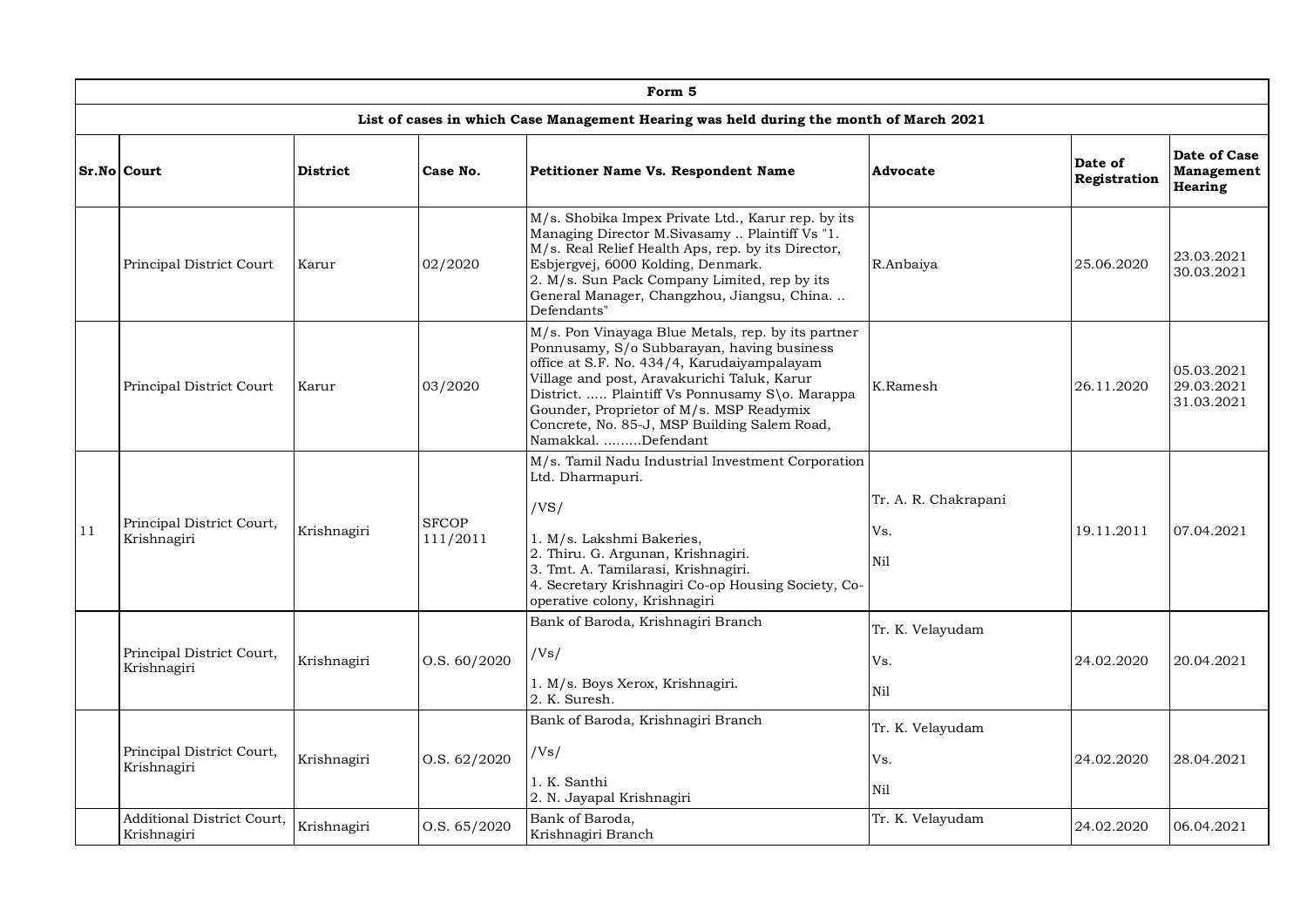| Form 5 | | | | | | | |
|---|---|---|---|---|---|---|---|
| **List of cases in which Case Management Hearing was held during the month of March 2021** | | | | | | | |
| **Sr.No** | **Court** | **District** | **Case No.** | **Petitioner Name Vs. Respondent Name** | **Advocate** | **Date of Registration** | **Date of Case Management Hearing** |
| | Principal District Court | Karur | 02/2020 | M/s. Shobika Impex Private Ltd., Karur rep. by its Managing Director M.Sivasamy .. Plaintiff Vs "1. M/s. Real Relief Health Aps, rep. by its Director, Esbjergvej, 6000 Kolding, Denmark.<br>2. M/s. Sun Pack Company Limited, rep by its General Manager, Changzhou, Jiangsu, China. .. Defendants" | R.Anbaiya | 25.06.2020 | 23.03.2021<br>30.03.2021 |
| | Principal District Court | Karur | 03/2020 | M/s. Pon Vinayaga Blue Metals, rep. by its partner Ponnusamy, S/o Subbarayan, having business office at S.F. No. 434/4, Karudaiyampalayam Village and post, Aravakurichi Taluk, Karur District. ..... Plaintiff Vs Ponnusamy S\o. Marappa Gounder, Proprietor of M/s. MSP Readymix Concrete, No. 85-J, MSP Building Salem Road, Namakkal. .........Defendant | K.Ramesh | 26.11.2020 | 05.03.2021<br>29.03.2021<br>31.03.2021 |
| 11 | Principal District Court, Krishnagiri | Krishnagiri | SFCOP 111/2011 | M/s. Tamil Nadu Industrial Investment Corporation Ltd. Dharmapuri.<br>/VS/<br>1. M/s. Lakshmi Bakeries,<br>2. Thiru. G. Argunan, Krishnagiri.<br>3. Tmt. A. Tamilarasi, Krishnagiri.<br>4. Secretary Krishnagiri Co-op Housing Society, Co-operative colony, Krishnagiri | Tr. A. R. Chakrapani<br>Vs.<br>Nil | 19.11.2011 | 07.04.2021 |
| | Principal District Court, Krishnagiri | Krishnagiri | O.S. 60/2020 | Bank of Baroda, Krishnagiri Branch<br>/Vs/<br>1. M/s. Boys Xerox, Krishnagiri.<br>2. K. Suresh. | Tr. K. Velayudam<br>Vs.<br>Nil | 24.02.2020 | 20.04.2021 |
| | Principal District Court, Krishnagiri | Krishnagiri | O.S. 62/2020 | Bank of Baroda, Krishnagiri Branch<br>/Vs/<br>1. K. Santhi<br>2. N. Jayapal Krishnagiri | Tr. K. Velayudam<br>Vs.<br>Nil | 24.02.2020 | 28.04.2021 |
| | Additional District Court, Krishnagiri | Krishnagiri | O.S. 65/2020 | Bank of Baroda,<br>Krishnagiri Branch | Tr. K. Velayudam | 24.02.2020 | 06.04.2021 |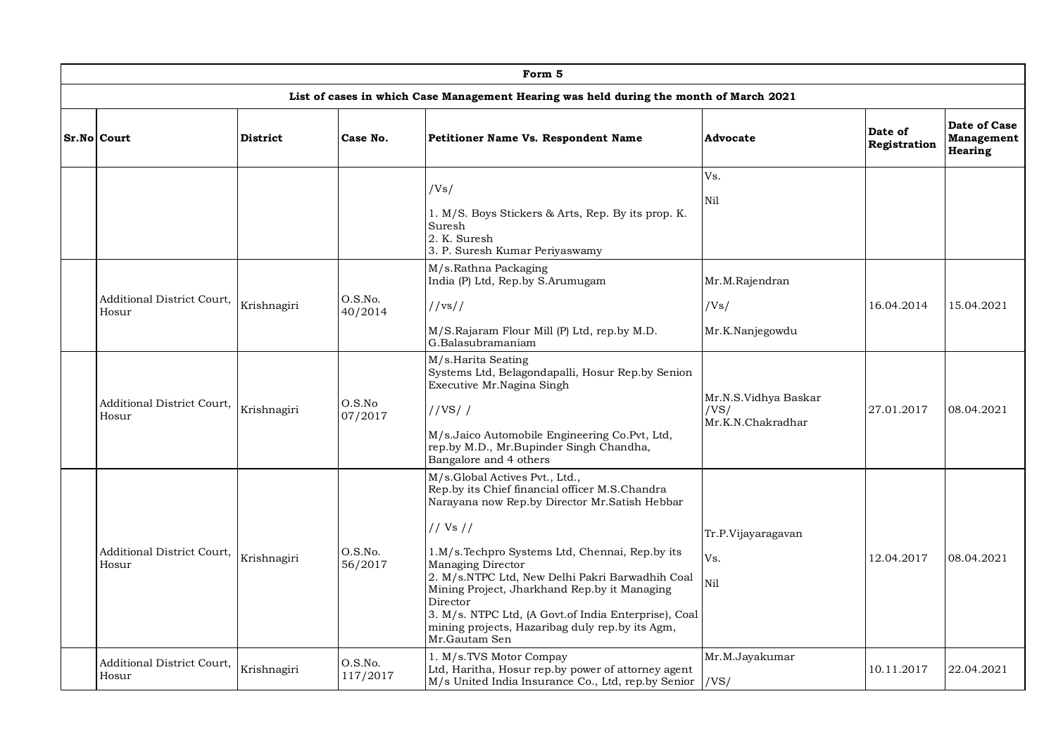| Form 5 | | | | | | | |
|---|---|---|---|---|---|---|---|
| List of cases in which Case Management Hearing was held during the month of March 2021 | | | | | | | |
| **Sr.No** | **Court** | **District** | **Case No.** | **Petitioner Name Vs. Respondent Name** | **Advocate** | **Date of Registration** | **Date of Case Management Hearing** |
| | | | | /Vs/<br>1. M/S. Boys Stickers & Arts, Rep. By its prop. K. Suresh<br>2. K. Suresh<br>3. P. Suresh Kumar Periyaswamy | Vs.<br>Nil | | |
| | Additional District Court, Hosur | Krishnagiri | O.S.No. 40/2014 | M/s.Rathna Packaging India (P) Ltd, Rep.by S.Arumugam<br>//vs//<br>M/S.Rajaram Flour Mill (P) Ltd, rep.by M.D. G.Balasubramaniam | Mr.M.Rajendran<br>/Vs/<br>Mr.K.Nanjegowdu | 16.04.2014 | 15.04.2021 |
| | Additional District Court, Hosur | Krishnagiri | O.S.No 07/2017 | M/s.Harita Seating Systems Ltd, Belagondapalli, Hosur Rep.by Senion Executive Mr.Nagina Singh<br>//VS/ /<br>M/s.Jaico Automobile Engineering Co.Pvt, Ltd, rep.by M.D., Mr.Bupinder Singh Chandha, Bangalore and 4 others | Mr.N.S.Vidhya Baskar<br>/VS/<br>Mr.K.N.Chakradhar | 27.01.2017 | 08.04.2021 |
| | Additional District Court, Hosur | Krishnagiri | O.S.No. 56/2017 | M/s.Global Actives Pvt., Ltd., Rep.by its Chief financial officer M.S.Chandra Narayana now Rep.by Director Mr.Satish Hebbar<br>// Vs //<br>1.M/s.Techpro Systems Ltd, Chennai, Rep.by its Managing Director<br>2. M/s.NTPC Ltd, New Delhi Pakri Barwadhih Coal Mining Project, Jharkhand Rep.by it Managing Director<br>3. M/s. NTPC Ltd, (A Govt.of India Enterprise), Coal mining projects, Hazaribag duly rep.by its Agm, Mr.Gautam Sen | Tr.P.Vijayaragavan<br>Vs.<br>Nil | 12.04.2017 | 08.04.2021 |
| | Additional District Court, Hosur | Krishnagiri | O.S.No. 117/2017 | 1. M/s.TVS Motor Compay Ltd, Haritha, Hosur rep.by power of attorney agent M/s United India Insurance Co., Ltd, rep.by Senior | Mr.M.Jayakumar<br>/VS/ | 10.11.2017 | 22.04.2021 |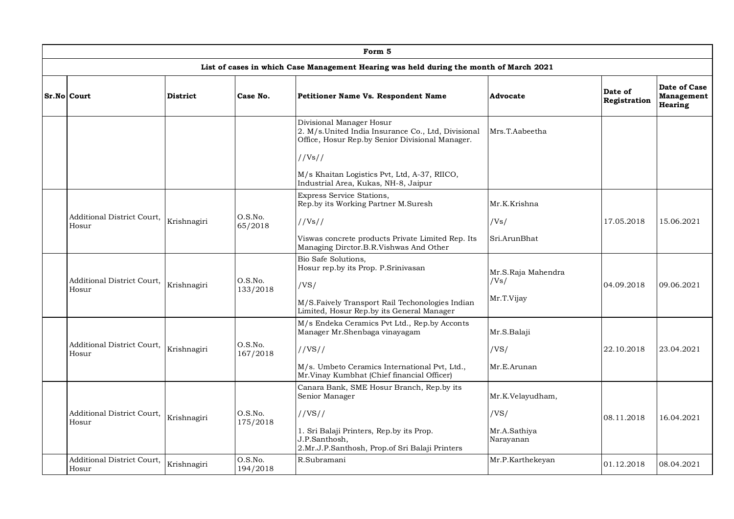**Form 5**

**List of cases in which Case Management Hearing was held during the month of March 2021**

| Sr.No | Court | District | Case No. | Petitioner Name Vs. Respondent Name | Advocate | Date of Registration | Date of Case Management Hearing |
|---|---|---|---|---|---|---|---|
| | | | | Divisional Manager Hosur 2. M/s.United India Insurance Co., Ltd, Divisional Office, Hosur Rep.by Senior Divisional Manager. //Vs// M/s Khaitan Logistics Pvt, Ltd, A-37, RIICO, Industrial Area, Kukas, NH-8, Jaipur | Mrs.T.Aabeetha | | |
| | Additional District Court, Hosur | Krishnagiri | O.S.No. 65/2018 | Express Service Stations, Rep.by its Working Partner M.Suresh //Vs// Viswas concrete products Private Limited Rep. Its Managing Dirctor.B.R.Vishwas And Other | Mr.K.Krishna /Vs/ Sri.ArunBhat | 17.05.2018 | 15.06.2021 |
| | Additional District Court, Hosur | Krishnagiri | O.S.No. 133/2018 | Bio Safe Solutions, Hosur rep.by its Prop. P.Srinivasan /VS/ M/S.Faively Transport Rail Techonologies Indian Limited, Hosur Rep.by its General Manager | Mr.S.Raja Mahendra /Vs/ Mr.T.Vijay | 04.09.2018 | 09.06.2021 |
| | Additional District Court, Hosur | Krishnagiri | O.S.No. 167/2018 | M/s Endeka Ceramics Pvt Ltd., Rep.by Acconts Manager Mr.Shenbaga vinayagam //VS// M/s. Umbeto Ceramics International Pvt, Ltd., Mr.Vinay Kumbhat (Chief financial Officer) | Mr.S.Balaji /VS/ Mr.E.Arunan | 22.10.2018 | 23.04.2021 |
| | Additional District Court, Hosur | Krishnagiri | O.S.No. 175/2018 | Canara Bank, SME Hosur Branch, Rep.by its Senior Manager //VS// 1. Sri Balaji Printers, Rep.by its Prop. J.P.Santhosh, 2.Mr.J.P.Santhosh, Prop.of Sri Balaji Printers | Mr.K.Velayudham, /VS/ Mr.A.Sathiya Narayanan | 08.11.2018 | 16.04.2021 |
| | Additional District Court, Hosur | Krishnagiri | O.S.No. 194/2018 | R.Subramani | Mr.P.Karthekeyan | 01.12.2018 | 08.04.2021 |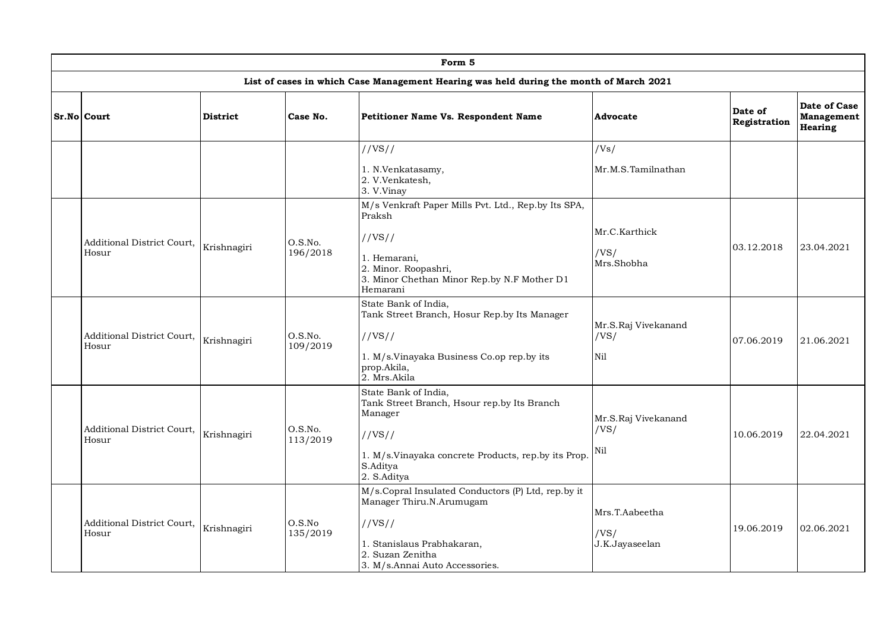**Form 5**

**List of cases in which Case Management Hearing was held during the month of March 2021**

| Sr.No | Court | District | Case No. | Petitioner Name Vs. Respondent Name | Advocate | Date of Registration | Date of Case Management Hearing |
|---|---|---|---|---|---|---|---|
| | | | | //VS//<br>1. N.Venkatasamy,<br>2. V.Venkatesh,<br>3. V.Vinay | /Vs/<br>Mr.M.S.Tamilnathan | | |
| | Additional District Court, Hosur | Krishnagiri | O.S.No. 196/2018 | M/s Venkraft Paper Mills Pvt. Ltd., Rep.by Its SPA, Praksh<br>//VS//<br>1. Hemarani,<br>2. Minor. Roopashri,<br>3. Minor Chethan Minor Rep.by N.F Mother D1 Hemarani | Mr.C.Karthick<br>/VS/<br>Mrs.Shobha | 03.12.2018 | 23.04.2021 |
| | Additional District Court, Hosur | Krishnagiri | O.S.No. 109/2019 | State Bank of India,<br>Tank Street Branch, Hosur Rep.by Its Manager<br>//VS//<br>1. M/s.Vinayaka Business Co.op rep.by its prop.Akila,<br>2. Mrs.Akila | Mr.S.Raj Vivekanand<br>/VS/<br>Nil | 07.06.2019 | 21.06.2021 |
| | Additional District Court, Hosur | Krishnagiri | O.S.No. 113/2019 | State Bank of India,<br>Tank Street Branch, Hsour rep.by Its Branch Manager<br>//VS//<br>1. M/s.Vinayaka concrete Products, rep.by its Prop. S.Aditya<br>2. S.Aditya | Mr.S.Raj Vivekanand<br>/VS/<br>Nil | 10.06.2019 | 22.04.2021 |
| | Additional District Court, Hosur | Krishnagiri | O.S.No 135/2019 | M/s.Copral Insulated Conductors (P) Ltd, rep.by it Manager Thiru.N.Arumugam<br>//VS//<br>1. Stanislaus Prabhakaran,<br>2. Suzan Zenitha<br>3. M/s.Annai Auto Accessories. | Mrs.T.Aabeetha<br>/VS/<br>J.K.Jayaseelan | 19.06.2019 | 02.06.2021 |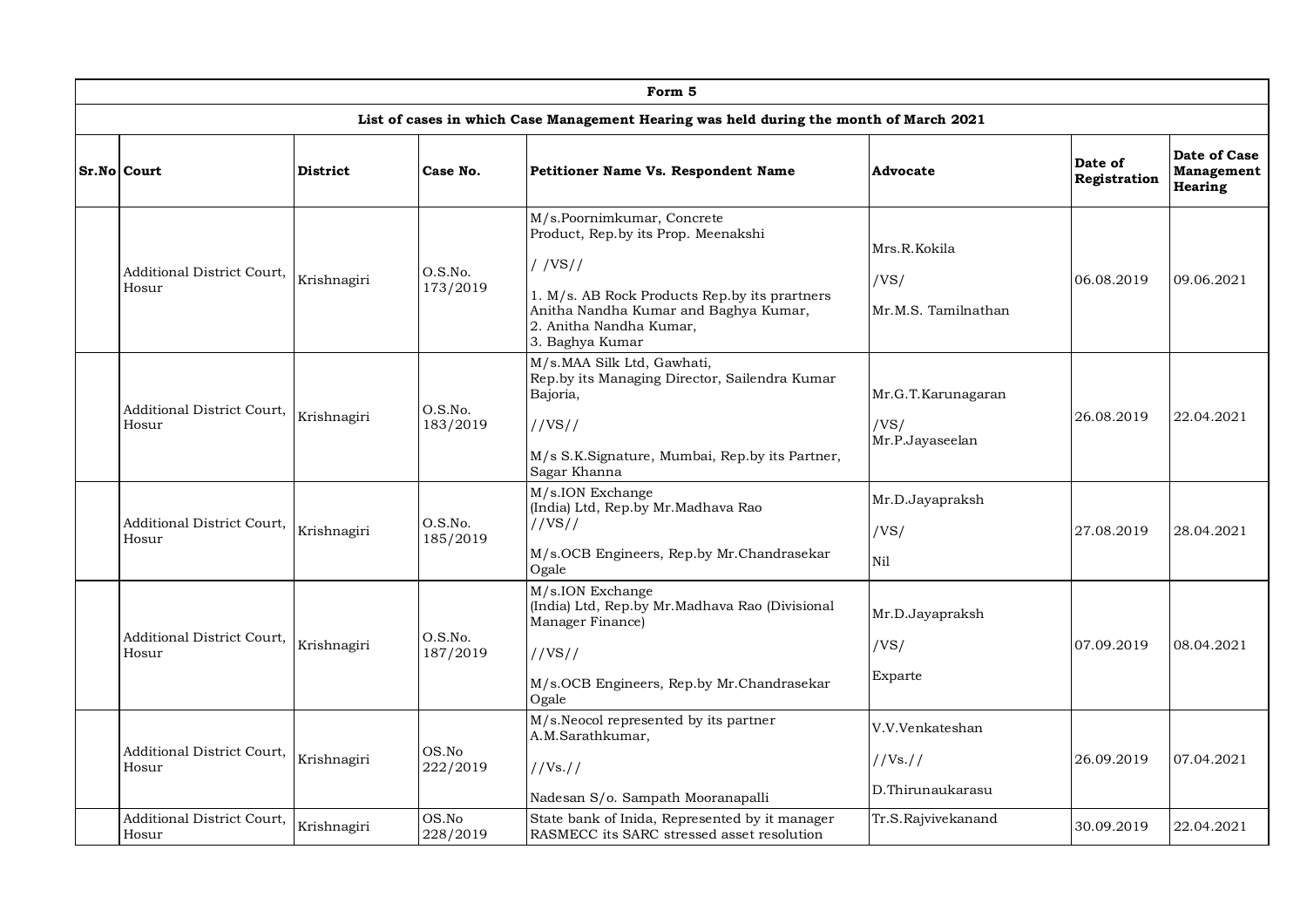| Form 5 | | | | | | | |
|---|---|---|---|---|---|---|---|
| **List of cases in which Case Management Hearing was held during the month of March 2021** | | | | | | | |
| **Sr.No** | **Court** | **District** | **Case No.** | **Petitioner Name Vs. Respondent Name** | **Advocate** | **Date of Registration** | **Date of Case Management Hearing** |
| | Additional District Court, Hosur | Krishnagiri | O.S.No. 173/2019 | M/s.Poornimkumar, Concrete Product, Rep.by its Prop. Meenakshi / /VS// 1. M/s. AB Rock Products Rep.by its prartners Anitha Nandha Kumar and Baghya Kumar, 2. Anitha Nandha Kumar, 3. Baghya Kumar | Mrs.R.Kokila /VS/ Mr.M.S. Tamilnathan | 06.08.2019 | 09.06.2021 |
| | Additional District Court, Hosur | Krishnagiri | O.S.No. 183/2019 | M/s.MAA Silk Ltd, Gawhati, Rep.by its Managing Director, Sailendra Kumar Bajoria, //VS// M/s S.K.Signature, Mumbai, Rep.by its Partner, Sagar Khanna | Mr.G.T.Karunagaran /VS/ Mr.P.Jayaseelan | 26.08.2019 | 22.04.2021 |
| | Additional District Court, Hosur | Krishnagiri | O.S.No. 185/2019 | M/s.ION Exchange (India) Ltd, Rep.by Mr.Madhava Rao //VS// M/s.OCB Engineers, Rep.by Mr.Chandrasekar Ogale | Mr.D.Jayapraksh /VS/ Nil | 27.08.2019 | 28.04.2021 |
| | Additional District Court, Hosur | Krishnagiri | O.S.No. 187/2019 | M/s.ION Exchange (India) Ltd, Rep.by Mr.Madhava Rao (Divisional Manager Finance) //VS// M/s.OCB Engineers, Rep.by Mr.Chandrasekar Ogale | Mr.D.Jayapraksh /VS/ Exparte | 07.09.2019 | 08.04.2021 |
| | Additional District Court, Hosur | Krishnagiri | OS.No 222/2019 | M/s.Neocol represented by its partner A.M.Sarathkumar, //Vs.// Nadesan S/o. Sampath Mooranapalli | V.V.Venkateshan //Vs.// D.Thirunaukarasu | 26.09.2019 | 07.04.2021 |
| | Additional District Court, Hosur | Krishnagiri | OS.No 228/2019 | State bank of Inida, Represented by it manager RASMECC its SARC stressed asset resolution | Tr.S.Rajvivekanand | 30.09.2019 | 22.04.2021 |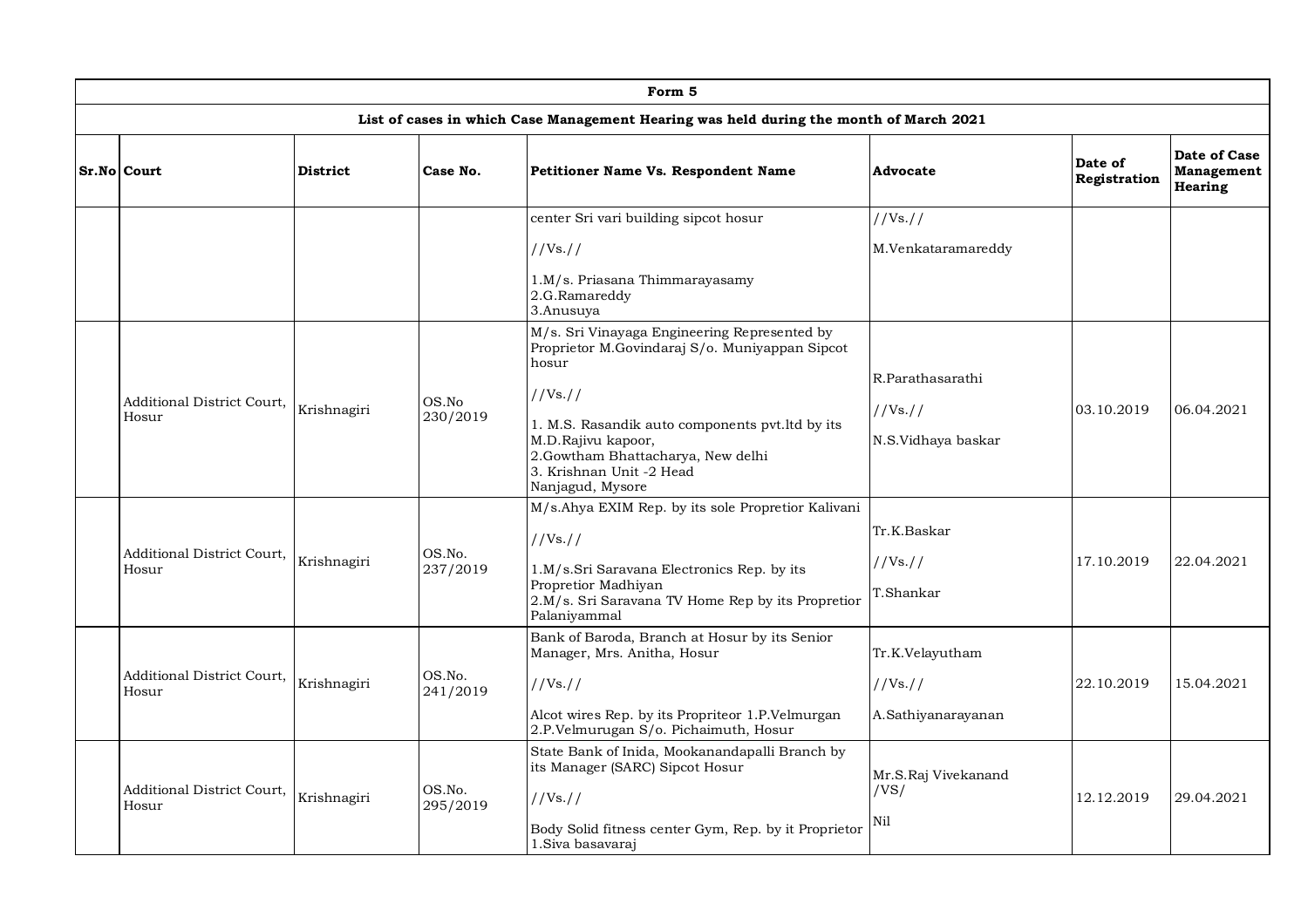| Form 5 | | | | | | | |
|---|---|---|---|---|---|---|---|
| List of cases in which Case Management Hearing was held during the month of March 2021 | | | | | | | |
| **Sr.No** | **Court** | **District** | **Case No.** | **Petitioner Name Vs. Respondent Name** | **Advocate** | **Date of Registration** | **Date of Case Management Hearing** |
| | | | | center Sri vari building sipcot hosur //Vs.// 1.M/s. Priasana Thimmarayasamy 2.G.Ramareddy 3.Anusuya | //Vs.// M.Venkataramareddy | | |
| | Additional District Court, Hosur | Krishnagiri | OS.No 230/2019 | M/s. Sri Vinayaga Engineering Represented by Proprietor M.Govindaraj S/o. Muniyappan Sipcot hosur //Vs.// 1. M.S. Rasandik auto components pvt.ltd by its M.D.Rajivu kapoor, 2.Gowtham Bhattacharya, New delhi 3. Krishnan Unit -2 Head Nanjagud, Mysore | R.Parathasarathi //Vs.// N.S.Vidhaya baskar | 03.10.2019 | 06.04.2021 |
| | Additional District Court, Hosur | Krishnagiri | OS.No. 237/2019 | M/s.Ahya EXIM Rep. by its sole Propretior Kalivani //Vs.// 1.M/s.Sri Saravana Electronics Rep. by its Propretior Madhiyan 2.M/s. Sri Saravana TV Home Rep by its Propretior Palaniyammal | Tr.K.Baskar //Vs.// T.Shankar | 17.10.2019 | 22.04.2021 |
| | Additional District Court, Hosur | Krishnagiri | OS.No. 241/2019 | Bank of Baroda, Branch at Hosur by its Senior Manager, Mrs. Anitha, Hosur //Vs.// Alcot wires Rep. by its Propriteor 1.P.Velmurgan 2.P.Velmurugan S/o. Pichaimuth, Hosur | Tr.K.Velayutham //Vs.// A.Sathiyanarayanan | 22.10.2019 | 15.04.2021 |
| | Additional District Court, Hosur | Krishnagiri | OS.No. 295/2019 | State Bank of Inida, Mookanandapalli Branch by its Manager (SARC) Sipcot Hosur //Vs.// Body Solid fitness center Gym, Rep. by it Proprietor 1.Siva basavaraj | Mr.S.Raj Vivekanand /VS/ Nil | 12.12.2019 | 29.04.2021 |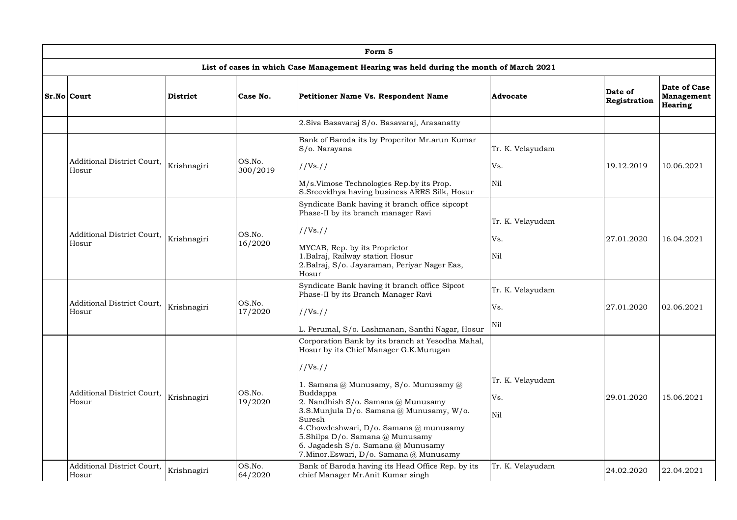| Form 5 | | | | | | | |
|---|---|---|---|---|---|---|---|
| List of cases in which Case Management Hearing was held during the month of March 2021 | | | | | | | |
| **Sr.No** | **Court** | **District** | **Case No.** | **Petitioner Name Vs. Respondent Name** | **Advocate** | **Date of Registration** | **Date of Case Management Hearing** |
| | | | | 2.Siva Basavaraj S/o. Basavaraj, Arasanatty | | | |
| | Additional District Court, Hosur | Krishnagiri | OS.No. 300/2019 | Bank of Baroda its by Properitor Mr.arun Kumar S/o. Narayana<br><br>//Vs.//<br><br>M/s.Vimose Technologies Rep.by its Prop. S.Sreevidhya having business ARRS Silk, Hosur | Tr. K. Velayudam<br><br>Vs.<br><br>Nil | 19.12.2019 | 10.06.2021 |
| | Additional District Court, Hosur | Krishnagiri | OS.No. 16/2020 | Syndicate Bank having it branch office sipcopt Phase-II by its branch manager Ravi<br><br>//Vs.//<br><br>MYCAB, Rep. by its Proprietor<br>1.Balraj, Railway station Hosur<br>2.Balraj, S/o. Jayaraman, Periyar Nager Eas, Hosur | Tr. K. Velayudam<br><br>Vs.<br><br>Nil | 27.01.2020 | 16.04.2021 |
| | Additional District Court, Hosur | Krishnagiri | OS.No. 17/2020 | Syndicate Bank having it branch office Sipcot Phase-II by its Branch Manager Ravi<br><br>//Vs.//<br><br>L. Perumal, S/o. Lashmanan, Santhi Nagar, Hosur | Tr. K. Velayudam<br><br>Vs.<br><br>Nil | 27.01.2020 | 02.06.2021 |
| | Additional District Court, Hosur | Krishnagiri | OS.No. 19/2020 | Corporation Bank by its branch at Yesodha Mahal, Hosur by its Chief Manager G.K.Murugan<br><br>//Vs.//<br><br>1. Samana @ Munusamy, S/o. Munusamy @ Buddappa<br>2. Nandhish S/o. Samana @ Munusamy<br>3.S.Munjula D/o. Samana @ Munusamy, W/o. Suresh<br>4.Chowdeshwari, D/o. Samana @ munusamy<br>5.Shilpa D/o. Samana @ Munusamy<br>6. Jagadesh S/o. Samana @ Munusamy<br>7.Minor.Eswari, D/o. Samana @ Munusamy | Tr. K. Velayudam<br><br>Vs.<br><br>Nil | 29.01.2020 | 15.06.2021 |
| | Additional District Court, Hosur | Krishnagiri | OS.No. 64/2020 | Bank of Baroda having its Head Office Rep. by its chief Manager Mr.Anit Kumar singh | Tr. K. Velayudam | 24.02.2020 | 22.04.2021 |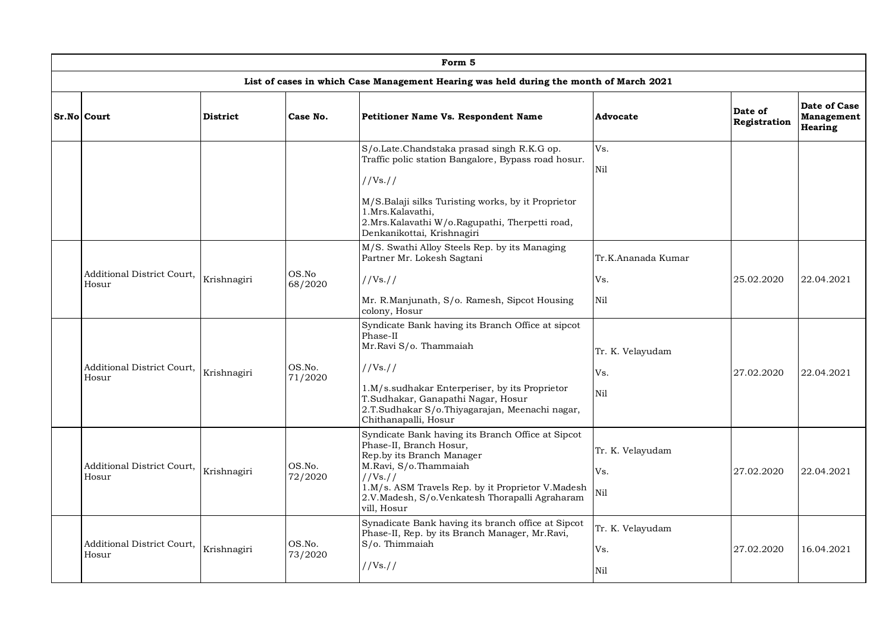| Form 5 | | | | | | | |
|---|---|---|---|---|---|---|---|
| **List of cases in which Case Management Hearing was held during the month of March 2021** | | | | | | | |
| **Sr.No** | **Court** | **District** | **Case No.** | **Petitioner Name Vs. Respondent Name** | **Advocate** | **Date of Registration** | **Date of Case Management Hearing** |
| | | | | S/o.Late.Chandstaka prasad singh R.K.G op. Traffic polic station Bangalore, Bypass road hosur. //Vs.// M/S.Balaji silks Turisting works, by it Proprietor 1.Mrs.Kalavathi, 2.Mrs.Kalavathi W/o.Ragupathi, Therpetti road, Denkanikottai, Krishnagiri | Vs. Nil | | |
| | Additional District Court, Hosur | Krishnagiri | OS.No 68/2020 | M/S. Swathi Alloy Steels Rep. by its Managing Partner Mr. Lokesh Sagtani //Vs.// Mr. R.Manjunath, S/o. Ramesh, Sipcot Housing colony, Hosur | Tr.K.Ananada Kumar Vs. Nil | 25.02.2020 | 22.04.2021 |
| | Additional District Court, Hosur | Krishnagiri | OS.No. 71/2020 | Syndicate Bank having its Branch Office at sipcot Phase-II Mr.Ravi S/o. Thammaiah //Vs.// 1.M/s.sudhakar Enterperiser, by its Proprietor T.Sudhakar, Ganapathi Nagar, Hosur 2.T.Sudhakar S/o.Thiyagarajan, Meenachi nagar, Chithanapalli, Hosur | Tr. K. Velayudam Vs. Nil | 27.02.2020 | 22.04.2021 |
| | Additional District Court, Hosur | Krishnagiri | OS.No. 72/2020 | Syndicate Bank having its Branch Office at Sipcot Phase-II, Branch Hosur, Rep.by its Branch Manager M.Ravi, S/o.Thammaiah //Vs.// 1.M/s. ASM Travels Rep. by it Proprietor V.Madesh 2.V.Madesh, S/o.Venkatesh Thorapalli Agraharam vill, Hosur | Tr. K. Velayudam Vs. Nil | 27.02.2020 | 22.04.2021 |
| | Additional District Court, Hosur | Krishnagiri | OS.No. 73/2020 | Synadicate Bank having its branch office at Sipcot Phase-II, Rep. by its Branch Manager, Mr.Ravi, S/o. Thimmaiah //Vs.// | Tr. K. Velayudam Vs. Nil | 27.02.2020 | 16.04.2021 |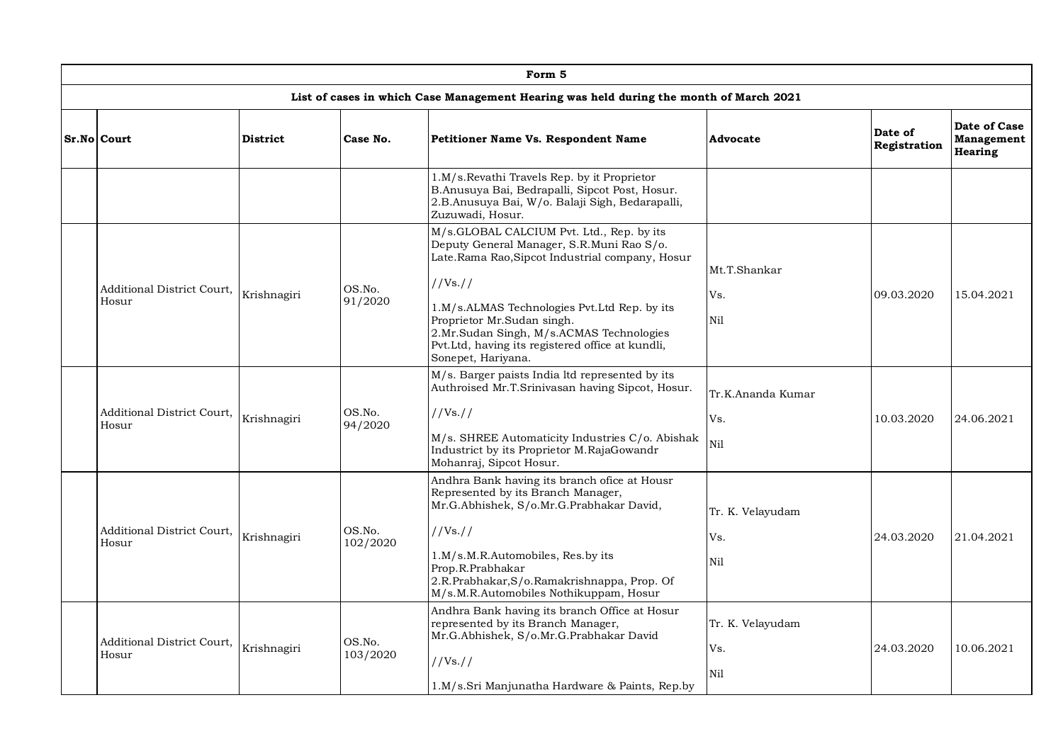| Form 5 | | | | | | | |
|---|---|---|---|---|---|---|---|
| **List of cases in which Case Management Hearing was held during the month of March 2021** | | | | | | | |
| **Sr.No** | **Court** | **District** | **Case No.** | **Petitioner Name Vs. Respondent Name** | **Advocate** | **Date of Registration** | **Date of Case Management Hearing** |
| | | | | 1.M/s.Revathi Travels Rep. by it Proprietor B.Anusuya Bai, Bedrapalli, Sipcot Post, Hosur. 2.B.Anusuya Bai, W/o. Balaji Sigh, Bedarapalli, Zuzuwadi, Hosur. | | | |
| | Additional District Court, Hosur | Krishnagiri | OS.No. 91/2020 | M/s.GLOBAL CALCIUM Pvt. Ltd., Rep. by its Deputy General Manager, S.R.Muni Rao S/o. Late.Rama Rao,Sipcot Industrial company, Hosur //Vs.// 1.M/s.ALMAS Technologies Pvt.Ltd Rep. by its Proprietor Mr.Sudan singh. 2.Mr.Sudan Singh, M/s.ACMAS Technologies Pvt.Ltd, having its registered office at kundli, Sonepet, Hariyana. | Mt.T.Shankar Vs. Nil | 09.03.2020 | 15.04.2021 |
| | Additional District Court, Hosur | Krishnagiri | OS.No. 94/2020 | M/s. Barger paists India ltd represented by its Authroised Mr.T.Srinivasan having Sipcot, Hosur. //Vs.// M/s. SHREE Automaticity Industries C/o. Abishak Industrict by its Proprietor M.RajaGowandr Mohanraj, Sipcot Hosur. | Tr.K.Ananda Kumar Vs. Nil | 10.03.2020 | 24.06.2021 |
| | Additional District Court, Hosur | Krishnagiri | OS.No. 102/2020 | Andhra Bank having its branch ofice at Housr Represented by its Branch Manager, Mr.G.Abhishek, S/o.Mr.G.Prabhakar David, //Vs.// 1.M/s.M.R.Automobiles, Res.by its Prop.R.Prabhakar 2.R.Prabhakar,S/o.Ramakrishnappa, Prop. Of M/s.M.R.Automobiles Nothikuppam, Hosur | Tr. K. Velayudam Vs. Nil | 24.03.2020 | 21.04.2021 |
| | Additional District Court, Hosur | Krishnagiri | OS.No. 103/2020 | Andhra Bank having its branch Office at Hosur represented by its Branch Manager, Mr.G.Abhishek, S/o.Mr.G.Prabhakar David //Vs.// 1.M/s.Sri Manjunatha Hardware & Paints, Rep.by | Tr. K. Velayudam Vs. Nil | 24.03.2020 | 10.06.2021 |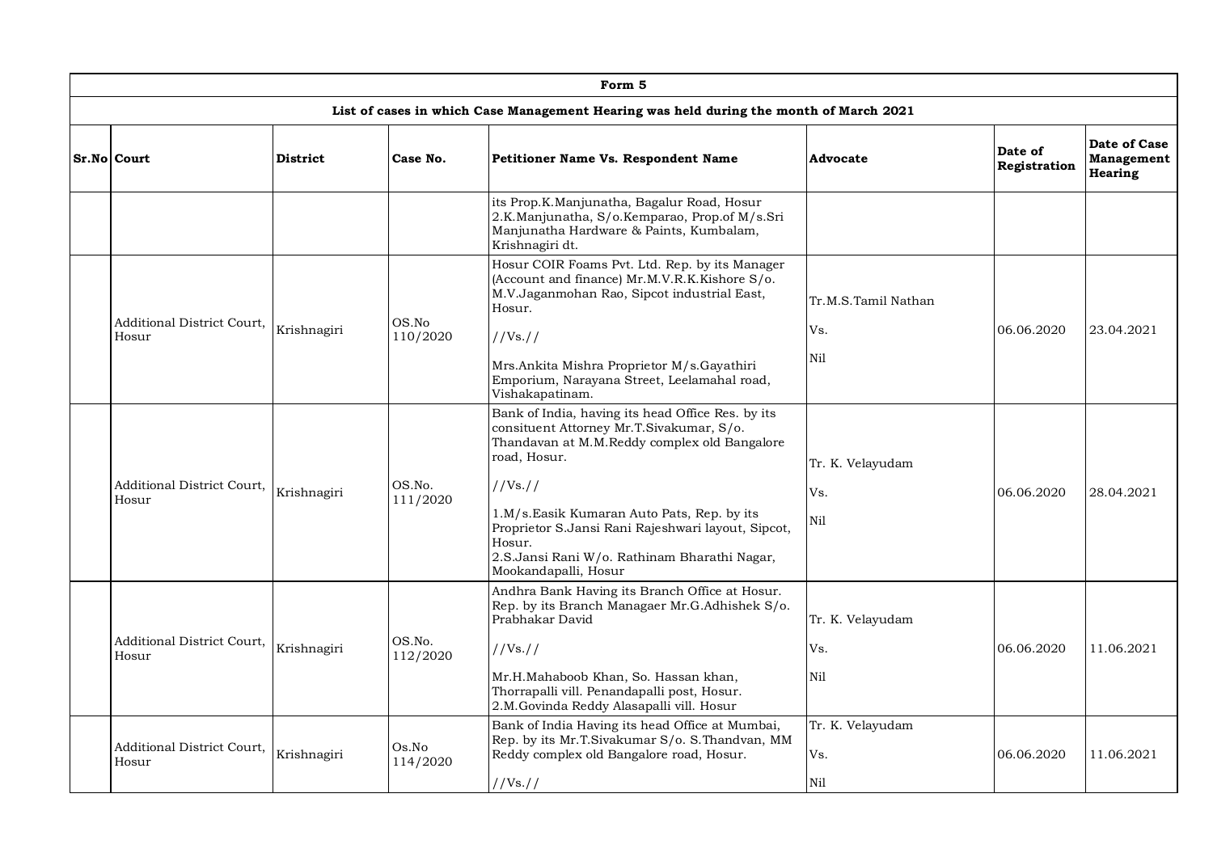| Form 5 | | | | | | | |
|---|---|---|---|---|---|---|---|
| **List of cases in which Case Management Hearing was held during the month of March 2021** | | | | | | | |
| **Sr.No** | **Court** | **District** | **Case No.** | **Petitioner Name Vs. Respondent Name** | **Advocate** | **Date of Registration** | **Date of Case Management Hearing** |
| | | | | its Prop.K.Manjunatha, Bagalur Road, Hosur 2.K.Manjunatha, S/o.Kemparao, Prop.of M/s.Sri Manjunatha Hardware & Paints, Kumbalam, Krishnagiri dt. | | | |
| | Additional District Court, Hosur | Krishnagiri | OS.No 110/2020 | Hosur COIR Foams Pvt. Ltd. Rep. by its Manager (Account and finance) Mr.M.V.R.K.Kishore S/o. M.V.Jaganmohan Rao, Sipcot industrial East, Hosur. //Vs.// Mrs.Ankita Mishra Proprietor M/s.Gayathiri Emporium, Narayana Street, Leelamahal road, Vishakapatinam. | Tr.M.S.Tamil Nathan Vs. Nil | 06.06.2020 | 23.04.2021 |
| | Additional District Court, Hosur | Krishnagiri | OS.No. 111/2020 | Bank of India, having its head Office Res. by its consituent Attorney Mr.T.Sivakumar, S/o. Thandavan at M.M.Reddy complex old Bangalore road, Hosur. //Vs.// 1.M/s.Easik Kumaran Auto Pats, Rep. by its Proprietor S.Jansi Rani Rajeshwari layout, Sipcot, Hosur. 2.S.Jansi Rani W/o. Rathinam Bharathi Nagar, Mookandapalli, Hosur | Tr. K. Velayudam Vs. Nil | 06.06.2020 | 28.04.2021 |
| | Additional District Court, Hosur | Krishnagiri | OS.No. 112/2020 | Andhra Bank Having its Branch Office at Hosur. Rep. by its Branch Managaer Mr.G.Adhishek S/o. Prabhakar David //Vs.// Mr.H.Mahaboob Khan, So. Hassan khan, Thorrapalli vill. Penandapalli post, Hosur. 2.M.Govinda Reddy Alasapalli vill. Hosur | Tr. K. Velayudam Vs. Nil | 06.06.2020 | 11.06.2021 |
| | Additional District Court, Hosur | Krishnagiri | Os.No 114/2020 | Bank of India Having its head Office at Mumbai, Rep. by its Mr.T.Sivakumar S/o. S.Thandvan, MM Reddy complex old Bangalore road, Hosur. //Vs.// | Tr. K. Velayudam Vs. Nil | 06.06.2020 | 11.06.2021 |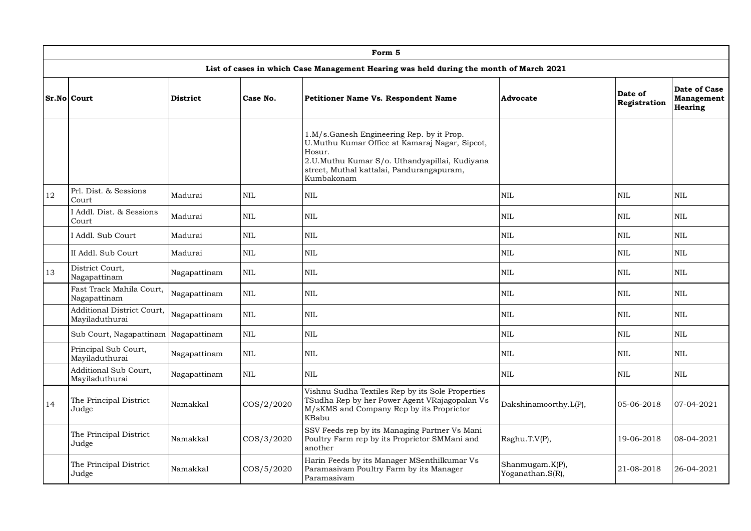| Form 5 | | | | | | | |
|---|---|---|---|---|---|---|---|
| **List of cases in which Case Management Hearing was held during the month of March 2021** | | | | | | | |
| **Sr.No** | **Court** | **District** | **Case No.** | **Petitioner Name Vs. Respondent Name** | **Advocate** | **Date of Registration** | **Date of Case Management Hearing** |
| | | | | 1.M/s.Ganesh Engineering Rep. by it Prop. U.Muthu Kumar Office at Kamaraj Nagar, Sipcot, Hosur.<br>2.U.Muthu Kumar S/o. Uthandyapillai, Kudiyana street, Muthal kattalai, Pandurangapuram, Kumbakonam | | | |
| 12 | Prl. Dist. & Sessions Court | Madurai | NIL | NIL | NIL | NIL | NIL |
| | I Addl. Dist. & Sessions Court | Madurai | NIL | NIL | NIL | NIL | NIL |
| | I Addl. Sub Court | Madurai | NIL | NIL | NIL | NIL | NIL |
| | II Addl. Sub Court | Madurai | NIL | NIL | NIL | NIL | NIL |
| 13 | District Court, Nagapattinam | Nagapattinam | NIL | NIL | NIL | NIL | NIL |
| | Fast Track Mahila Court, Nagapattinam | Nagapattinam | NIL | NIL | NIL | NIL | NIL |
| | Additional District Court, Mayiladuthurai | Nagapattinam | NIL | NIL | NIL | NIL | NIL |
| | Sub Court, Nagapattinam | Nagapattinam | NIL | NIL | NIL | NIL | NIL |
| | Principal Sub Court, Mayiladuthurai | Nagapattinam | NIL | NIL | NIL | NIL | NIL |
| | Additional Sub Court, Mayiladuthurai | Nagapattinam | NIL | NIL | NIL | NIL | NIL |
| 14 | The Principal District Judge | Namakkal | COS/2/2020 | Vishnu Sudha Textiles Rep by its Sole Properties TSudha Rep by her Power Agent VRajagopalan Vs M/sKMS and Company Rep by its Proprietor KBabu | Dakshinamoorthy.L(P), | 05-06-2018 | 07-04-2021 |
| | The Principal District Judge | Namakkal | COS/3/2020 | SSV Feeds rep by its Managing Partner Vs Mani Poultry Farm rep by its Proprietor SMMani and another | Raghu.T.V(P), | 19-06-2018 | 08-04-2021 |
| | The Principal District Judge | Namakkal | COS/5/2020 | Harin Feeds by its Manager MSenthilkumar Vs Paramasivam Poultry Farm by its Manager Paramasivam | Shanmugam.K(P), Yoganathan.S(R), | 21-08-2018 | 26-04-2021 |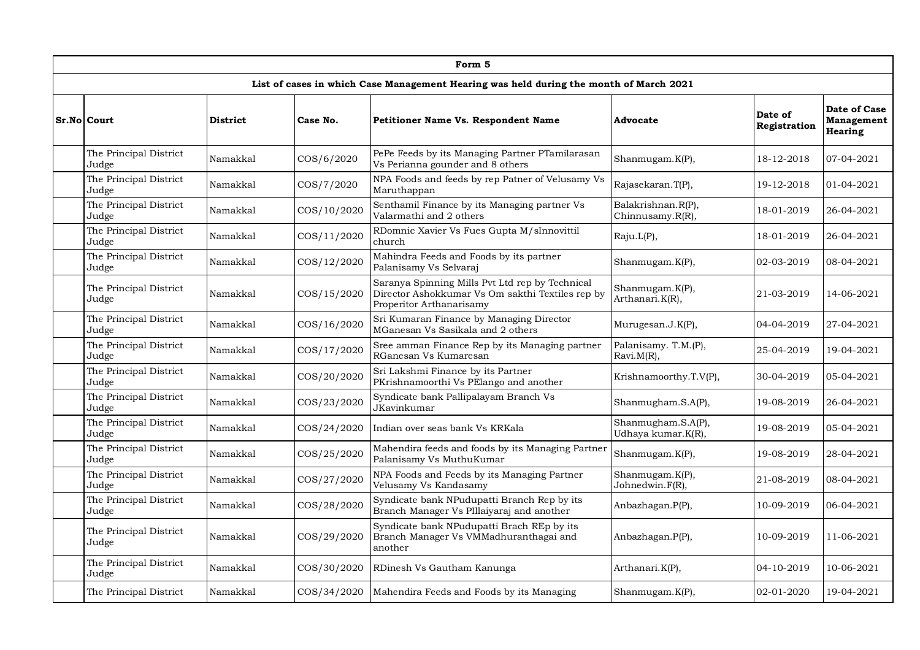| Form 5 | | | | | | | |
|---|---|---|---|---|---|---|---|
| **List of cases in which Case Management Hearing was held during the month of March 2021** | | | | | | | |
| **Sr.No** | **Court** | **District** | **Case No.** | **Petitioner Name Vs. Respondent Name** | **Advocate** | **Date of Registration** | **Date of Case Management Hearing** |
| | The Principal District Judge | Namakkal | COS/6/2020 | PePe Feeds by its Managing Partner PTamilarasan Vs Perianna gounder and 8 others | Shanmugam.K(P), | 18-12-2018 | 07-04-2021 |
| | The Principal District Judge | Namakkal | COS/7/2020 | NPA Foods and feeds by rep Patner of Velusamy Vs Maruthappan | Rajasekaran.T(P), | 19-12-2018 | 01-04-2021 |
| | The Principal District Judge | Namakkal | COS/10/2020 | Senthamil Finance by its Managing partner Vs Valarmathi and 2 others | Balakrishnan.R(P), Chinnusamy.R(R), | 18-01-2019 | 26-04-2021 |
| | The Principal District Judge | Namakkal | COS/11/2020 | RDomnic Xavier Vs Fues Gupta M/sInnovittil church | Raju.L(P), | 18-01-2019 | 26-04-2021 |
| | The Principal District Judge | Namakkal | COS/12/2020 | Mahindra Feeds and Foods by its partner Palanisamy Vs Selvaraj | Shanmugam.K(P), | 02-03-2019 | 08-04-2021 |
| | The Principal District Judge | Namakkal | COS/15/2020 | Saranya Spinning Mills Pvt Ltd rep by Technical Director Ashokkumar Vs Om sakthi Textiles rep by Properitor Arthanarisamy | Shanmugam.K(P), Arthanari.K(R), | 21-03-2019 | 14-06-2021 |
| | The Principal District Judge | Namakkal | COS/16/2020 | Sri Kumaran Finance by Managing Director MGanesan Vs Sasikala and 2 others | Murugesan.J.K(P), | 04-04-2019 | 27-04-2021 |
| | The Principal District Judge | Namakkal | COS/17/2020 | Sree amman Finance Rep by its Managing partner RGanesan Vs Kumaresan | Palanisamy. T.M.(P), Ravi.M(R), | 25-04-2019 | 19-04-2021 |
| | The Principal District Judge | Namakkal | COS/20/2020 | Sri Lakshmi Finance by its Partner PKrishnamoorthi Vs PElango and another | Krishnamoorthy.T.V(P), | 30-04-2019 | 05-04-2021 |
| | The Principal District Judge | Namakkal | COS/23/2020 | Syndicate bank Pallipalayam Branch Vs JKavinkumar | Shanmugham.S.A(P), | 19-08-2019 | 26-04-2021 |
| | The Principal District Judge | Namakkal | COS/24/2020 | Indian over seas bank Vs KRKala | Shanmugham.S.A(P), Udhaya kumar.K(R), | 19-08-2019 | 05-04-2021 |
| | The Principal District Judge | Namakkal | COS/25/2020 | Mahendira feeds and foods by its Managing Partner Palanisamy Vs MuthuKumar | Shanmugam.K(P), | 19-08-2019 | 28-04-2021 |
| | The Principal District Judge | Namakkal | COS/27/2020 | NPA Foods and Feeds by its Managing Partner Velusamy Vs Kandasamy | Shanmugam.K(P), Johnedwin.F(R), | 21-08-2019 | 08-04-2021 |
| | The Principal District Judge | Namakkal | COS/28/2020 | Syndicate bank NPudupatti Branch Rep by its Branch Manager Vs PIllaiyaraj and another | Anbazhagan.P(P), | 10-09-2019 | 06-04-2021 |
| | The Principal District Judge | Namakkal | COS/29/2020 | Syndicate bank NPudupatti Brach REp by its Branch Manager Vs VMMadhuranthagai and another | Anbazhagan.P(P), | 10-09-2019 | 11-06-2021 |
| | The Principal District Judge | Namakkal | COS/30/2020 | RDinesh Vs Gautham Kanunga | Arthanari.K(P), | 04-10-2019 | 10-06-2021 |
| | The Principal District | Namakkal | COS/34/2020 | Mahendira Feeds and Foods by its Managing | Shanmugam.K(P), | 02-01-2020 | 19-04-2021 |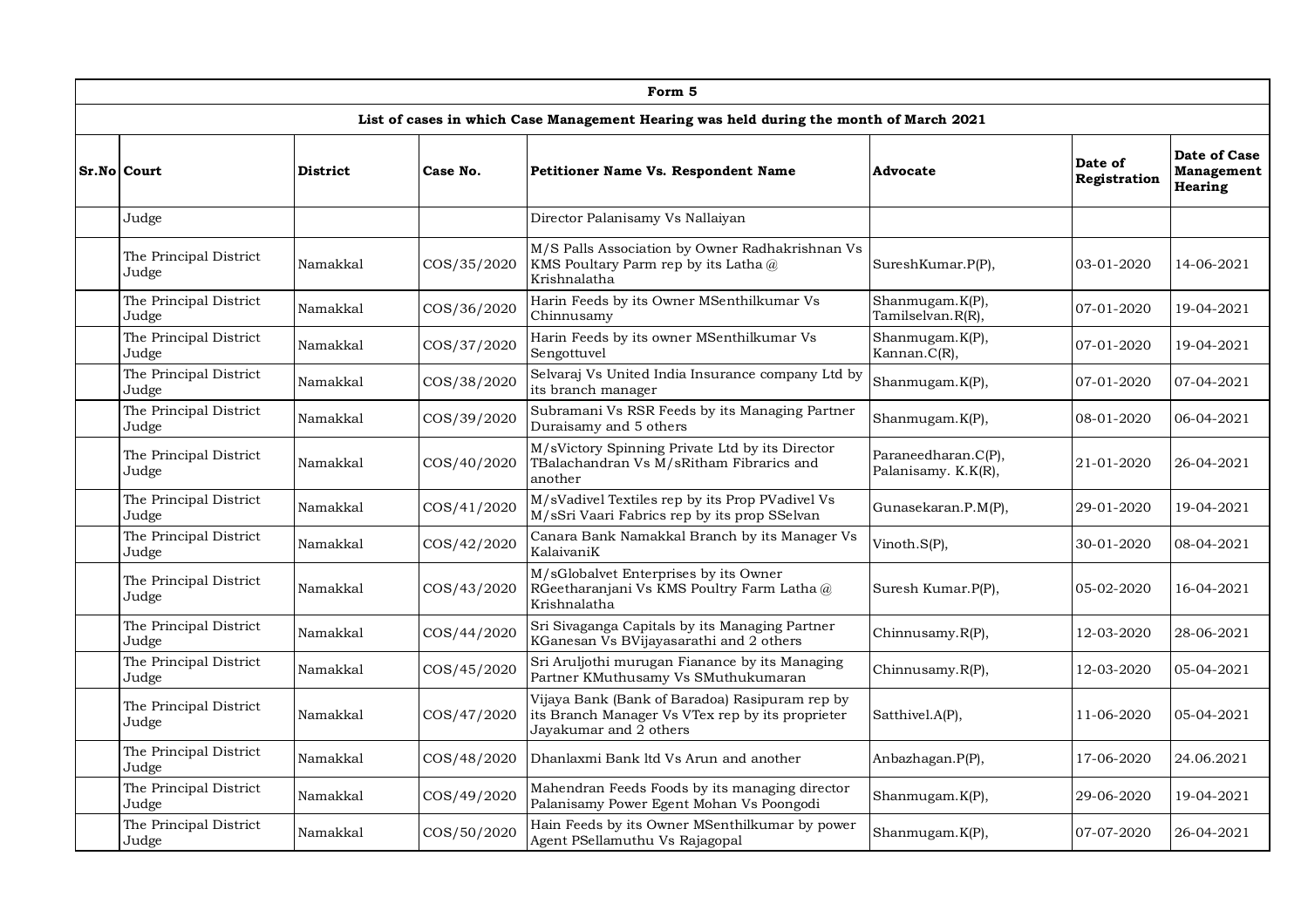| Form 5 | | | | | | | |
|---|---|---|---|---|---|---|---|
| **List of cases in which Case Management Hearing was held during the month of March 2021** | | | | | | | |
| **Sr.No** | **Court** | **District** | **Case No.** | **Petitioner Name Vs. Respondent Name** | **Advocate** | **Date of Registration** | **Date of Case Management Hearing** |
| | Judge | | | Director Palanisamy Vs Nallaiyan | | | |
| | The Principal District Judge | Namakkal | COS/35/2020 | M/S Palls Association by Owner Radhakrishnan Vs KMS Poultary Parm rep by its Latha @ Krishnalatha | SureshKumar.P(P), | 03-01-2020 | 14-06-2021 |
| | The Principal District Judge | Namakkal | COS/36/2020 | Harin Feeds by its Owner MSenthilkumar Vs Chinnusamy | Shanmugam.K(P), Tamilselvan.R(R), | 07-01-2020 | 19-04-2021 |
| | The Principal District Judge | Namakkal | COS/37/2020 | Harin Feeds by its owner MSenthilkumar Vs Sengottuvel | Shanmugam.K(P), Kannan.C(R), | 07-01-2020 | 19-04-2021 |
| | The Principal District Judge | Namakkal | COS/38/2020 | Selvaraj Vs United India Insurance company Ltd by its branch manager | Shanmugam.K(P), | 07-01-2020 | 07-04-2021 |
| | The Principal District Judge | Namakkal | COS/39/2020 | Subramani Vs RSR Feeds by its Managing Partner Duraisamy and 5 others | Shanmugam.K(P), | 08-01-2020 | 06-04-2021 |
| | The Principal District Judge | Namakkal | COS/40/2020 | M/sVictory Spinning Private Ltd by its Director TBalachandran Vs M/sRitham Fibrarics and another | Paraneedharan.C(P), Palanisamy. K.K(R), | 21-01-2020 | 26-04-2021 |
| | The Principal District Judge | Namakkal | COS/41/2020 | M/sVadivel Textiles rep by its Prop PVadivel Vs M/sSri Vaari Fabrics rep by its prop SSelvan | Gunasekaran.P.M(P), | 29-01-2020 | 19-04-2021 |
| | The Principal District Judge | Namakkal | COS/42/2020 | Canara Bank Namakkal Branch by its Manager Vs KalaivaniK | Vinoth.S(P), | 30-01-2020 | 08-04-2021 |
| | The Principal District Judge | Namakkal | COS/43/2020 | M/sGlobalvet Enterprises by its Owner RGeetharanjani Vs KMS Poultry Farm Latha @ Krishnalatha | Suresh Kumar.P(P), | 05-02-2020 | 16-04-2021 |
| | The Principal District Judge | Namakkal | COS/44/2020 | Sri Sivaganga Capitals by its Managing Partner KGanesan Vs BVijayasarathi and 2 others | Chinnusamy.R(P), | 12-03-2020 | 28-06-2021 |
| | The Principal District Judge | Namakkal | COS/45/2020 | Sri Aruljothi murugan Fianance by its Managing Partner KMuthusamy Vs SMuthukumaran | Chinnusamy.R(P), | 12-03-2020 | 05-04-2021 |
| | The Principal District Judge | Namakkal | COS/47/2020 | Vijaya Bank (Bank of Baradoa) Rasipuram rep by its Branch Manager Vs VTex rep by its proprieter Jayakumar and 2 others | Satthivel.A(P), | 11-06-2020 | 05-04-2021 |
| | The Principal District Judge | Namakkal | COS/48/2020 | Dhanlaxmi Bank ltd Vs Arun and another | Anbazhagan.P(P), | 17-06-2020 | 24.06.2021 |
| | The Principal District Judge | Namakkal | COS/49/2020 | Mahendran Feeds Foods by its managing director Palanisamy Power Egent Mohan Vs Poongodi | Shanmugam.K(P), | 29-06-2020 | 19-04-2021 |
| | The Principal District Judge | Namakkal | COS/50/2020 | Hain Feeds by its Owner MSenthilkumar by power Agent PSellamuthu Vs Rajagopal | Shanmugam.K(P), | 07-07-2020 | 26-04-2021 |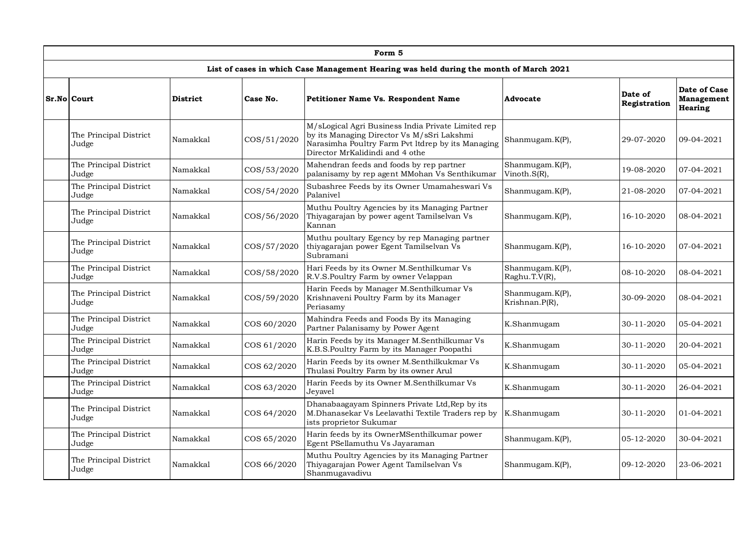| Form 5 | | | | | | | |
|---|---|---|---|---|---|---|---|
| **List of cases in which Case Management Hearing was held during the month of March 2021** | | | | | | | |
| **Sr.No** | **Court** | **District** | **Case No.** | **Petitioner Name Vs. Respondent Name** | **Advocate** | **Date of Registration** | **Date of Case Management Hearing** |
| | The Principal District Judge | Namakkal | COS/51/2020 | M/sLogical Agri Business India Private Limited rep by its Managing Director Vs M/sSri Lakshmi Narasimha Poultry Farm Pvt ltdrep by its Managing Director MrKalidindi and 4 othe | Shanmugam.K(P), | 29-07-2020 | 09-04-2021 |
| | The Principal District Judge | Namakkal | COS/53/2020 | Mahendran feeds and foods by rep partner palanisamy by rep agent MMohan Vs Senthikumar | Shanmugam.K(P), Vinoth.S(R), | 19-08-2020 | 07-04-2021 |
| | The Principal District Judge | Namakkal | COS/54/2020 | Subashree Feeds by its Owner Umamaheswari Vs Palanivel | Shanmugam.K(P), | 21-08-2020 | 07-04-2021 |
| | The Principal District Judge | Namakkal | COS/56/2020 | Muthu Poultry Agencies by its Managing Partner Thiyagarajan by power agent Tamilselvan Vs Kannan | Shanmugam.K(P), | 16-10-2020 | 08-04-2021 |
| | The Principal District Judge | Namakkal | COS/57/2020 | Muthu poultary Egency by rep Managing partner thiyagarajan power Egent Tamilselvan Vs Subramani | Shanmugam.K(P), | 16-10-2020 | 07-04-2021 |
| | The Principal District Judge | Namakkal | COS/58/2020 | Hari Feeds by its Owner M.Senthilkumar Vs R.V.S.Poultry Farm by owner Velappan | Shanmugam.K(P), Raghu.T.V(R), | 08-10-2020 | 08-04-2021 |
| | The Principal District Judge | Namakkal | COS/59/2020 | Harin Feeds by Manager M.Senthilkumar Vs Krishnaveni Poultry Farm by its Manager Periasamy | Shanmugam.K(P), Krishnan.P(R), | 30-09-2020 | 08-04-2021 |
| | The Principal District Judge | Namakkal | COS 60/2020 | Mahindra Feeds and Foods By its Managing Partner Palanisamy by Power Agent | K.Shanmugam | 30-11-2020 | 05-04-2021 |
| | The Principal District Judge | Namakkal | COS 61/2020 | Harin Feeds by its Manager M.Senthilkumar Vs K.B.S.Poultry Farm by its Manager Poopathi | K.Shanmugam | 30-11-2020 | 20-04-2021 |
| | The Principal District Judge | Namakkal | COS 62/2020 | Harin Feeds by its owner M.Senthilkukmar Vs Thulasi Poultry Farm by its owner Arul | K.Shanmugam | 30-11-2020 | 05-04-2021 |
| | The Principal District Judge | Namakkal | COS 63/2020 | Harin Feeds by its Owner M.Senthilkumar Vs Jeyavel | K.Shanmugam | 30-11-2020 | 26-04-2021 |
| | The Principal District Judge | Namakkal | COS 64/2020 | Dhanabaagayam Spinners Private Ltd,Rep by its M.Dhanasekar Vs Leelavathi Textile Traders rep by ists proprietor Sukumar | K.Shanmugam | 30-11-2020 | 01-04-2021 |
| | The Principal District Judge | Namakkal | COS 65/2020 | Harin feeds by its OwnerMSenthilkumar power Egent PSellamuthu Vs Jayaraman | Shanmugam.K(P), | 05-12-2020 | 30-04-2021 |
| | The Principal District Judge | Namakkal | COS 66/2020 | Muthu Poultry Agencies by its Managing Partner Thiyagarajan Power Agent Tamilselvan Vs Shanmugavadivu | Shanmugam.K(P), | 09-12-2020 | 23-06-2021 |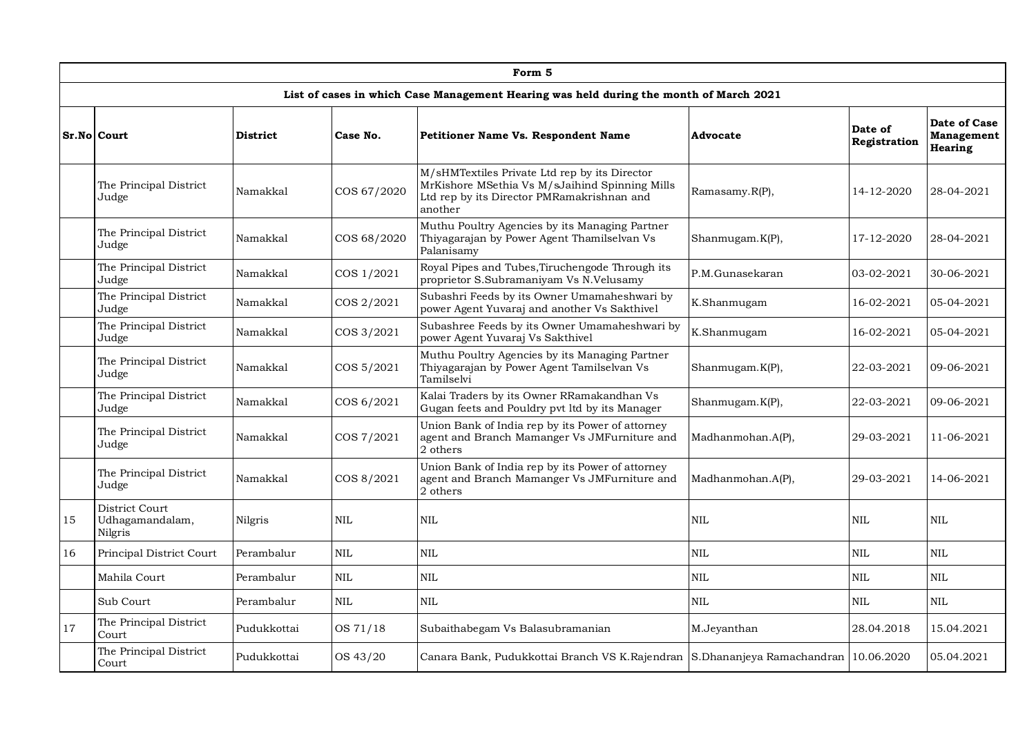| Form 5 | | | | | | | |
|---|---|---|---|---|---|---|---|
| **List of cases in which Case Management Hearing was held during the month of March 2021** | | | | | | | |
| **Sr.No** | **Court** | **District** | **Case No.** | **Petitioner Name Vs. Respondent Name** | **Advocate** | **Date of Registration** | **Date of Case Management Hearing** |
| | The Principal District Judge | Namakkal | COS 67/2020 | M/sHMTextiles Private Ltd rep by its Director MrKishore MSethia Vs M/sJaihind Spinning Mills Ltd rep by its Director PMRamakrishnan and another | Ramasamy.R(P), | 14-12-2020 | 28-04-2021 |
| | The Principal District Judge | Namakkal | COS 68/2020 | Muthu Poultry Agencies by its Managing Partner Thiyagarajan by Power Agent Thamilselvan Vs Palanisamy | Shanmugam.K(P), | 17-12-2020 | 28-04-2021 |
| | The Principal District Judge | Namakkal | COS 1/2021 | Royal Pipes and Tubes,Tiruchengode Through its proprietor S.Subramaniyam Vs N.Velusamy | P.M.Gunasekaran | 03-02-2021 | 30-06-2021 |
| | The Principal District Judge | Namakkal | COS 2/2021 | Subashri Feeds by its Owner Umamaheshwari by power Agent Yuvaraj and another Vs Sakthivel | K.Shanmugam | 16-02-2021 | 05-04-2021 |
| | The Principal District Judge | Namakkal | COS 3/2021 | Subashree Feeds by its Owner Umamaheshwari by power Agent Yuvaraj Vs Sakthivel | K.Shanmugam | 16-02-2021 | 05-04-2021 |
| | The Principal District Judge | Namakkal | COS 5/2021 | Muthu Poultry Agencies by its Managing Partner Thiyagarajan by Power Agent Tamilselvan Vs Tamilselvi | Shanmugam.K(P), | 22-03-2021 | 09-06-2021 |
| | The Principal District Judge | Namakkal | COS 6/2021 | Kalai Traders by its Owner RRamakandhan Vs Gugan feets and Pouldry pvt ltd by its Manager | Shanmugam.K(P), | 22-03-2021 | 09-06-2021 |
| | The Principal District Judge | Namakkal | COS 7/2021 | Union Bank of India rep by its Power of attorney agent and Branch Mamanger Vs JMFurniture and 2 others | Madhanmohan.A(P), | 29-03-2021 | 11-06-2021 |
| | The Principal District Judge | Namakkal | COS 8/2021 | Union Bank of India rep by its Power of attorney agent and Branch Mamanger Vs JMFurniture and 2 others | Madhanmohan.A(P), | 29-03-2021 | 14-06-2021 |
| 15 | District Court Udhagamandalam, Nilgris | Nilgris | NIL | NIL | NIL | NIL | NIL |
| 16 | Principal District Court | Perambalur | NIL | NIL | NIL | NIL | NIL |
| | Mahila Court | Perambalur | NIL | NIL | NIL | NIL | NIL |
| | Sub Court | Perambalur | NIL | NIL | NIL | NIL | NIL |
| 17 | The Principal District Court | Pudukkottai | OS 71/18 | Subaithabegam Vs Balasubramanian | M.Jeyanthan | 28.04.2018 | 15.04.2021 |
| | The Principal District Court | Pudukkottai | OS 43/20 | Canara Bank, Pudukkottai Branch VS K.Rajendran | S.Dhananjeya Ramachandran | 10.06.2020 | 05.04.2021 |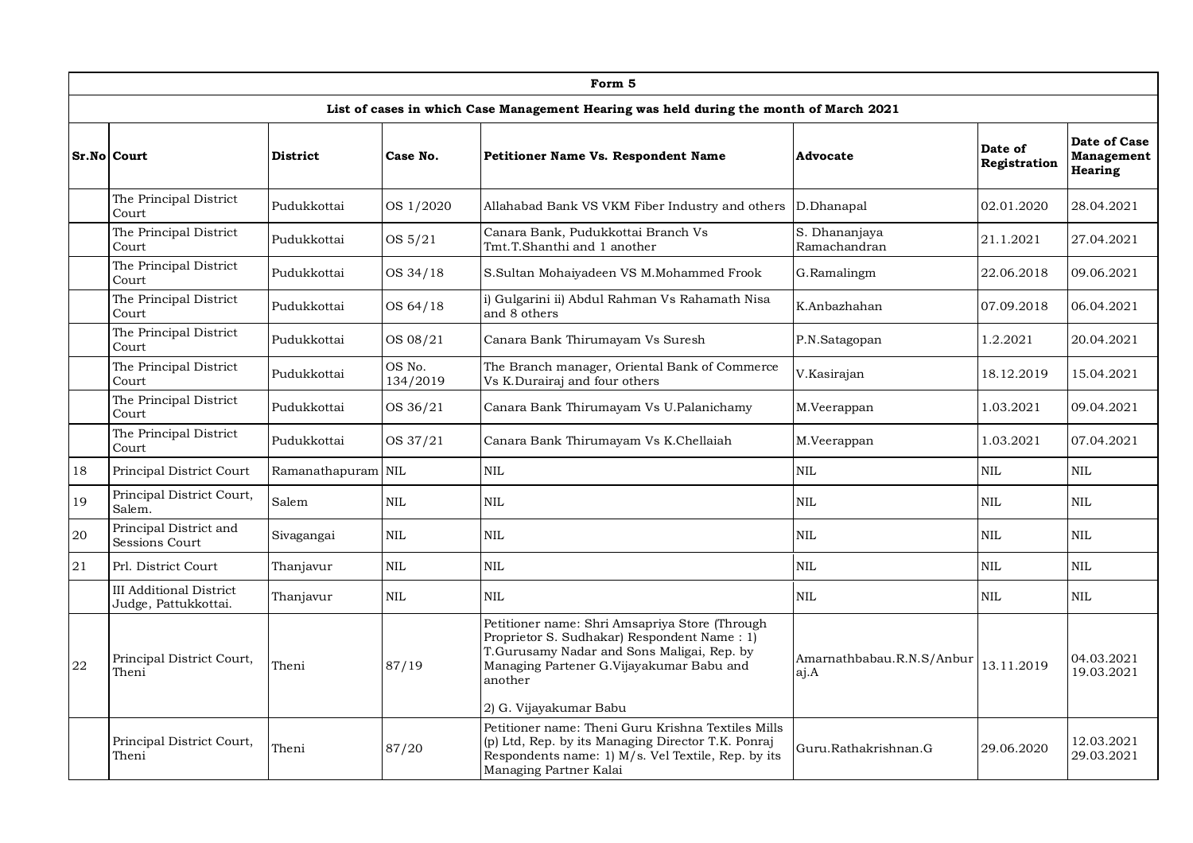| Form 5 | | | | | | | |
|---|---|---|---|---|---|---|---|
| **List of cases in which Case Management Hearing was held during the month of March 2021** | | | | | | | |
| **Sr.No** | **Court** | **District** | **Case No.** | **Petitioner Name Vs. Respondent Name** | **Advocate** | **Date of Registration** | **Date of Case Management Hearing** |
| | The Principal District Court | Pudukkottai | OS 1/2020 | Allahabad Bank VS VKM Fiber Industry and others | D.Dhanapal | 02.01.2020 | 28.04.2021 |
| | The Principal District Court | Pudukkottai | OS 5/21 | Canara Bank, Pudukkottai Branch Vs Tmt.T.Shanthi and 1 another | S. Dhananjaya Ramachandran | 21.1.2021 | 27.04.2021 |
| | The Principal District Court | Pudukkottai | OS 34/18 | S.Sultan Mohaiyadeen VS M.Mohammed Frook | G.Ramalingm | 22.06.2018 | 09.06.2021 |
| | The Principal District Court | Pudukkottai | OS 64/18 | i) Gulgarini ii) Abdul Rahman Vs Rahamath Nisa and 8 others | K.Anbazhahan | 07.09.2018 | 06.04.2021 |
| | The Principal District Court | Pudukkottai | OS 08/21 | Canara Bank Thirumayam Vs Suresh | P.N.Satagopan | 1.2.2021 | 20.04.2021 |
| | The Principal District Court | Pudukkottai | OS No. 134/2019 | The Branch manager, Oriental Bank of Commerce Vs K.Durairaj and four others | V.Kasirajan | 18.12.2019 | 15.04.2021 |
| | The Principal District Court | Pudukkottai | OS 36/21 | Canara Bank Thirumayam Vs U.Palanichamy | M.Veerappan | 1.03.2021 | 09.04.2021 |
| | The Principal District Court | Pudukkottai | OS 37/21 | Canara Bank Thirumayam Vs K.Chellaiah | M.Veerappan | 1.03.2021 | 07.04.2021 |
| 18 | Principal District Court | Ramanathapuram | NIL | NIL | NIL | NIL | NIL |
| 19 | Principal District Court, Salem. | Salem | NIL | NIL | NIL | NIL | NIL |
| 20 | Principal District and Sessions Court | Sivagangai | NIL | NIL | NIL | NIL | NIL |
| 21 | Prl. District Court | Thanjavur | NIL | NIL | NIL | NIL | NIL |
| | III Additional District Judge, Pattukkottai. | Thanjavur | NIL | NIL | NIL | NIL | NIL |
| 22 | Principal District Court, Theni | Theni | 87/19 | Petitioner name: Shri Amsapriya Store (Through Proprietor S. Sudhakar) Respondent Name : 1) T.Gurusamy Nadar and Sons Maligai, Rep. by Managing Partener G.Vijayakumar Babu and another 2) G. Vijayakumar Babu | Amarnathbabau.R.N.S/Anburaj.A | 13.11.2019 | 04.03.2021 19.03.2021 |
| | Principal District Court, Theni | Theni | 87/20 | Petitioner name: Theni Guru Krishna Textiles Mills (p) Ltd, Rep. by its Managing Director T.K. Ponraj Respondents name: 1) M/s. Vel Textile, Rep. by its Managing Partner Kalai | Guru.Rathakrishnan.G | 29.06.2020 | 12.03.2021 29.03.2021 |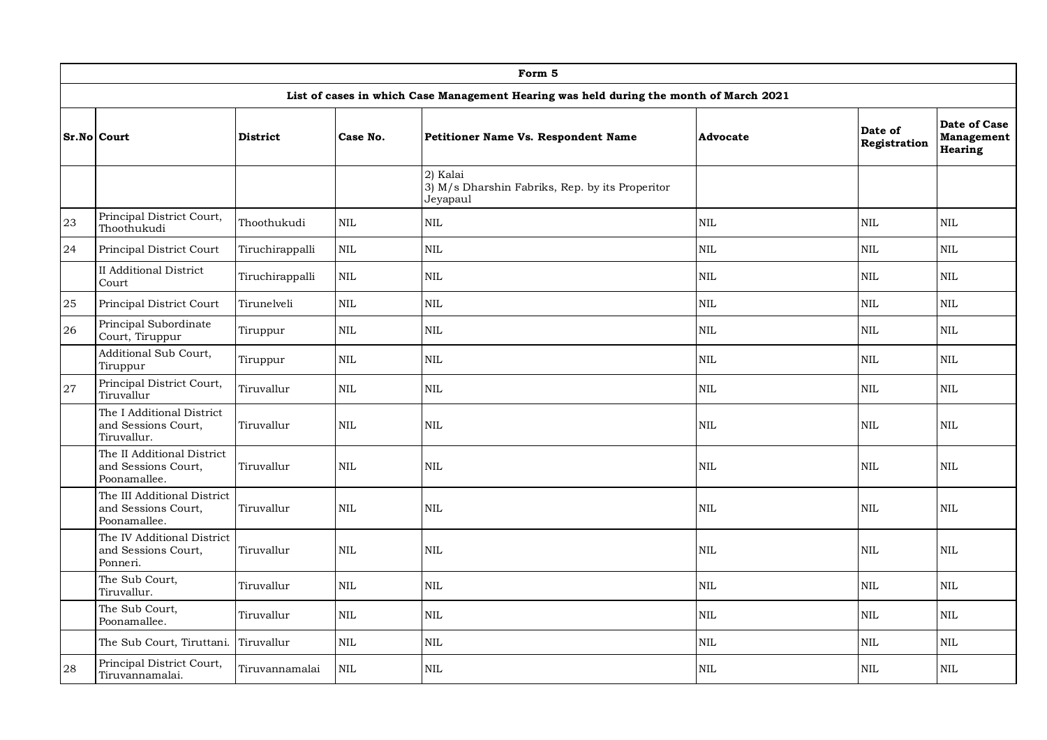| Form 5 | | | | | | | |
|---|---|---|---|---|---|---|---|
| **List of cases in which Case Management Hearing was held during the month of March 2021** | | | | | | | |
| **Sr.No** | **Court** | **District** | **Case No.** | **Petitioner Name Vs. Respondent Name** | **Advocate** | **Date of Registration** | **Date of Case Management Hearing** |
| | | | | 2) Kalai<br>3) M/s Dharshin Fabriks, Rep. by its Properitor Jeyapaul | | | |
| 23 | Principal District Court, Thoothukudi | Thoothukudi | NIL | NIL | NIL | NIL | NIL |
| 24 | Principal District Court | Tiruchirappalli | NIL | NIL | NIL | NIL | NIL |
| | II Additional District Court | Tiruchirappalli | NIL | NIL | NIL | NIL | NIL |
| 25 | Principal District Court | Tirunelveli | NIL | NIL | NIL | NIL | NIL |
| 26 | Principal Subordinate Court, Tiruppur | Tiruppur | NIL | NIL | NIL | NIL | NIL |
| | Additional Sub Court, Tiruppur | Tiruppur | NIL | NIL | NIL | NIL | NIL |
| 27 | Principal District Court, Tiruvallur | Tiruvallur | NIL | NIL | NIL | NIL | NIL |
| | The I Additional District and Sessions Court, Tiruvallur. | Tiruvallur | NIL | NIL | NIL | NIL | NIL |
| | The II Additional District and Sessions Court, Poonamallee. | Tiruvallur | NIL | NIL | NIL | NIL | NIL |
| | The III Additional District and Sessions Court, Poonamallee. | Tiruvallur | NIL | NIL | NIL | NIL | NIL |
| | The IV Additional District and Sessions Court, Ponneri. | Tiruvallur | NIL | NIL | NIL | NIL | NIL |
| | The Sub Court, Tiruvallur. | Tiruvallur | NIL | NIL | NIL | NIL | NIL |
| | The Sub Court, Poonamallee. | Tiruvallur | NIL | NIL | NIL | NIL | NIL |
| | The Sub Court, Tiruttani. | Tiruvallur | NIL | NIL | NIL | NIL | NIL |
| 28 | Principal District Court, Tiruvannamalai. | Tiruvannamalai | NIL | NIL | NIL | NIL | NIL |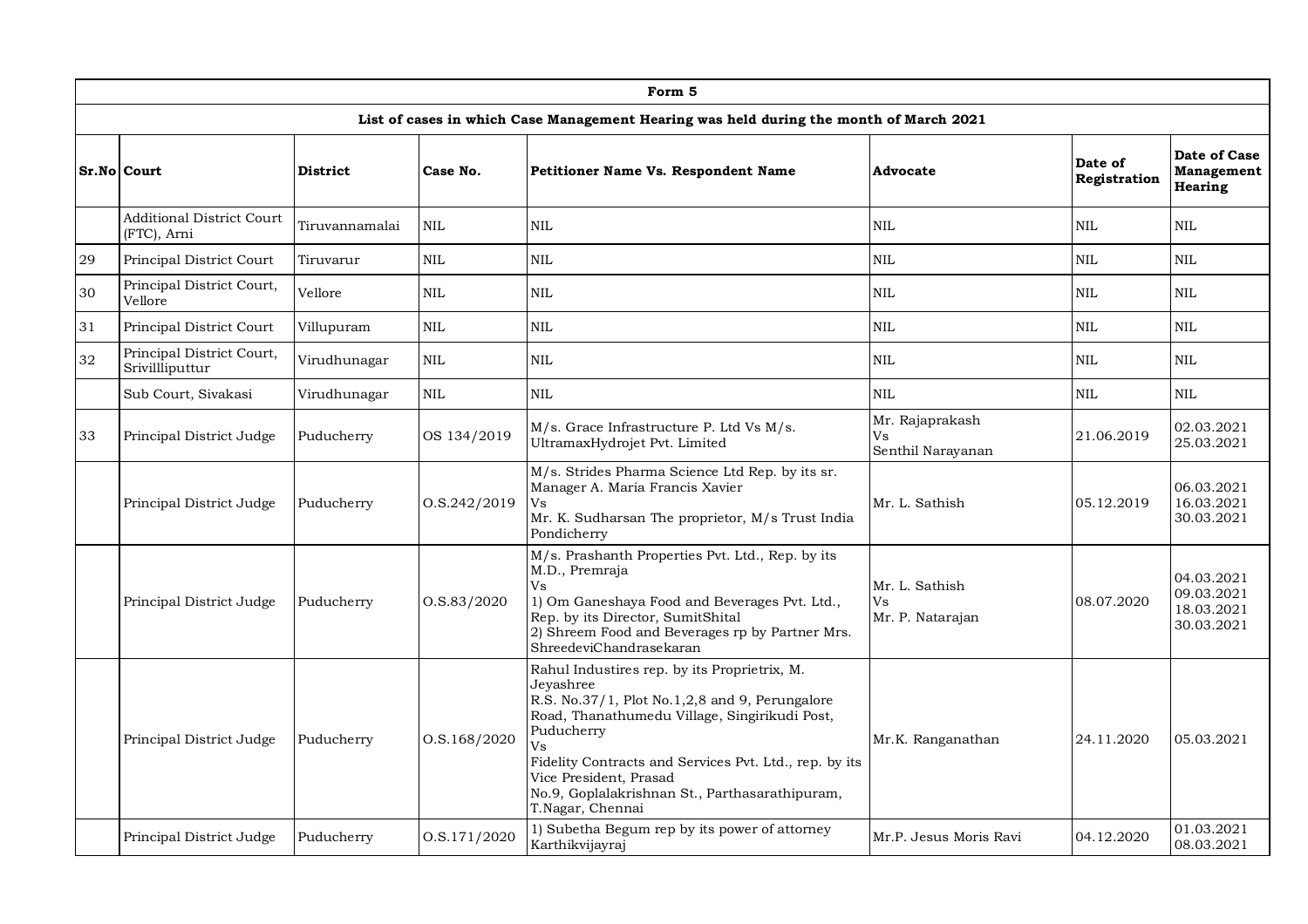| Form 5 | | | | | | | |
|---|---|---|---|---|---|---|---|
| **List of cases in which Case Management Hearing was held during the month of March 2021** | | | | | | | |
| **Sr.No** | **Court** | **District** | **Case No.** | **Petitioner Name Vs. Respondent Name** | **Advocate** | **Date of Registration** | **Date of Case Management Hearing** |
| | Additional District Court (FTC), Arni | Tiruvannamalai | NIL | NIL | NIL | NIL | NIL |
| 29 | Principal District Court | Tiruvarur | NIL | NIL | NIL | NIL | NIL |
| 30 | Principal District Court, Vellore | Vellore | NIL | NIL | NIL | NIL | NIL |
| 31 | Principal District Court | Villupuram | NIL | NIL | NIL | NIL | NIL |
| 32 | Principal District Court, Srivillliputtur | Virudhunagar | NIL | NIL | NIL | NIL | NIL |
| | Sub Court, Sivakasi | Virudhunagar | NIL | NIL | NIL | NIL | NIL |
| 33 | Principal District Judge | Puducherry | OS 134/2019 | M/s. Grace Infrastructure P. Ltd Vs M/s. UltramaxHydrojet Pvt. Limited | Mr. Rajaprakash Vs Senthil Narayanan | 21.06.2019 | 02.03.2021 25.03.2021 |
| | Principal District Judge | Puducherry | O.S.242/2019 | M/s. Strides Pharma Science Ltd Rep. by its sr. Manager A. Maria Francis Xavier Vs Mr. K. Sudharsan The proprietor, M/s Trust India Pondicherry | Mr. L. Sathish | 05.12.2019 | 06.03.2021 16.03.2021 30.03.2021 |
| | Principal District Judge | Puducherry | O.S.83/2020 | M/s. Prashanth Properties Pvt. Ltd., Rep. by its M.D., Premraja Vs 1) Om Ganeshaya Food and Beverages Pvt. Ltd., Rep. by its Director, SumitShital 2) Shreem Food and Beverages rp by Partner Mrs. ShreedeviChandrasekaran | Mr. L. Sathish Vs Mr. P. Natarajan | 08.07.2020 | 04.03.2021 09.03.2021 18.03.2021 30.03.2021 |
| | Principal District Judge | Puducherry | O.S.168/2020 | Rahul Industires rep. by its Proprietrix, M. Jeyashree R.S. No.37/1, Plot No.1,2,8 and 9, Perungalore Road, Thanathumedu Village, Singirikudi Post, Puducherry Vs Fidelity Contracts and Services Pvt. Ltd., rep. by its Vice President, Prasad No.9, Goplalakrishnan St., Parthasarathipuram, T.Nagar, Chennai | Mr.K. Ranganathan | 24.11.2020 | 05.03.2021 |
| | Principal District Judge | Puducherry | O.S.171/2020 | 1) Subetha Begum rep by its power of attorney Karthikvijayraj | Mr.P. Jesus Moris Ravi | 04.12.2020 | 01.03.2021 08.03.2021 |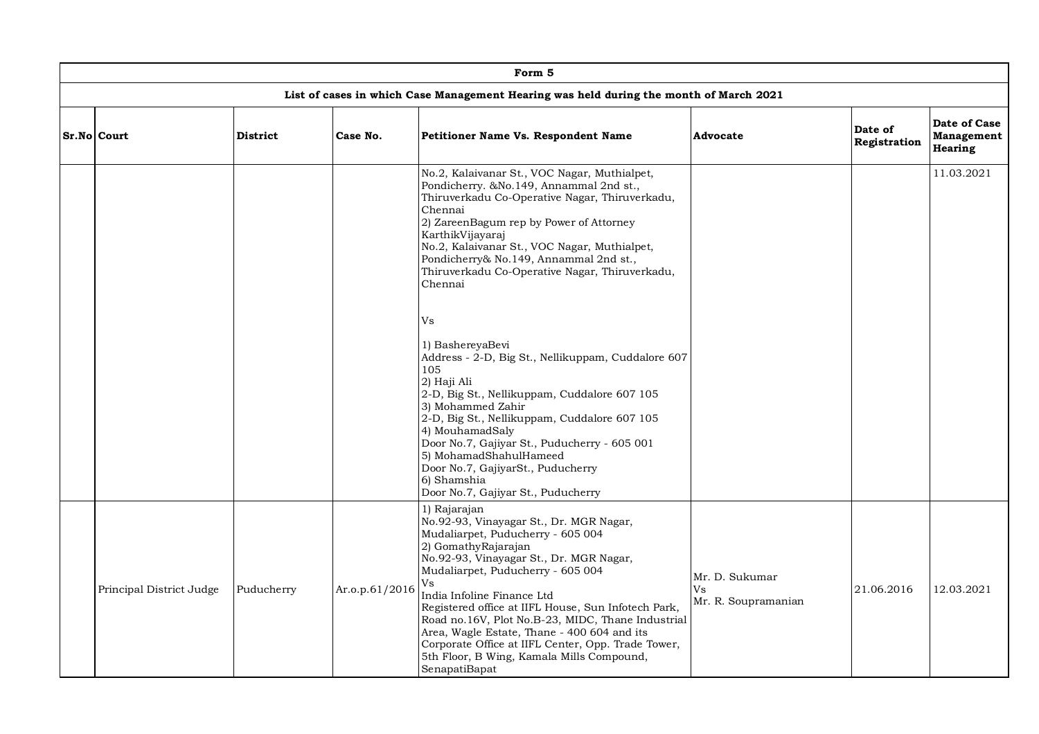## Form 5

### List of cases in which Case Management Hearing was held during the month of March 2021

| Sr.No | Court | District | Case No. | Petitioner Name Vs. Respondent Name | Advocate | Date of Registration | Date of Case Management Hearing |
|---|---|---|---|---|---|---|---|
| | | | | No.2, Kalaivanar St., VOC Nagar, Muthialpet, Pondicherry. &No.149, Annammal 2nd st., Thiruverkadu Co-Operative Nagar, Thiruverkadu, Chennai<br>2) ZareenBagum rep by Power of Attorney KarthikVijayaraj<br>No.2, Kalaivanar St., VOC Nagar, Muthialpet, Pondicherry& No.149, Annammal 2nd st., Thiruverkadu Co-Operative Nagar, Thiruverkadu, Chennai<br><br>Vs<br><br>1) BashereyaBevi<br>Address - 2-D, Big St., Nellikuppam, Cuddalore 607 105<br>2) Haji Ali<br>2-D, Big St., Nellikuppam, Cuddalore 607 105<br>3) Mohammed Zahir<br>2-D, Big St., Nellikuppam, Cuddalore 607 105<br>4) MouhamadSaly<br>Door No.7, Gajiyar St., Puducherry - 605 001<br>5) MohamadShahulHameed<br>Door No.7, GajiyarSt., Puducherry<br>6) Shamshia<br>Door No.7, Gajiyar St., Puducherry | | | 11.03.2021 |
| | Principal District Judge | Puducherry | Ar.o.p.61/2016 | 1) Rajarajan<br>No.92-93, Vinayagar St., Dr. MGR Nagar, Mudaliarpet, Puducherry - 605 004<br>2) GomathyRajarajan<br>No.92-93, Vinayagar St., Dr. MGR Nagar, Mudaliarpet, Puducherry - 605 004<br>Vs<br>India Infoline Finance Ltd<br>Registered office at IIFL House, Sun Infotech Park, Road no.16V, Plot No.B-23, MIDC, Thane Industrial Area, Wagle Estate, Thane - 400 604 and its Corporate Office at IIFL Center, Opp. Trade Tower, 5th Floor, B Wing, Kamala Mills Compound, SenapatiBapat | Mr. D. Sukumar<br>Vs<br>Mr. R. Soupramanian | 21.06.2016 | 12.03.2021 |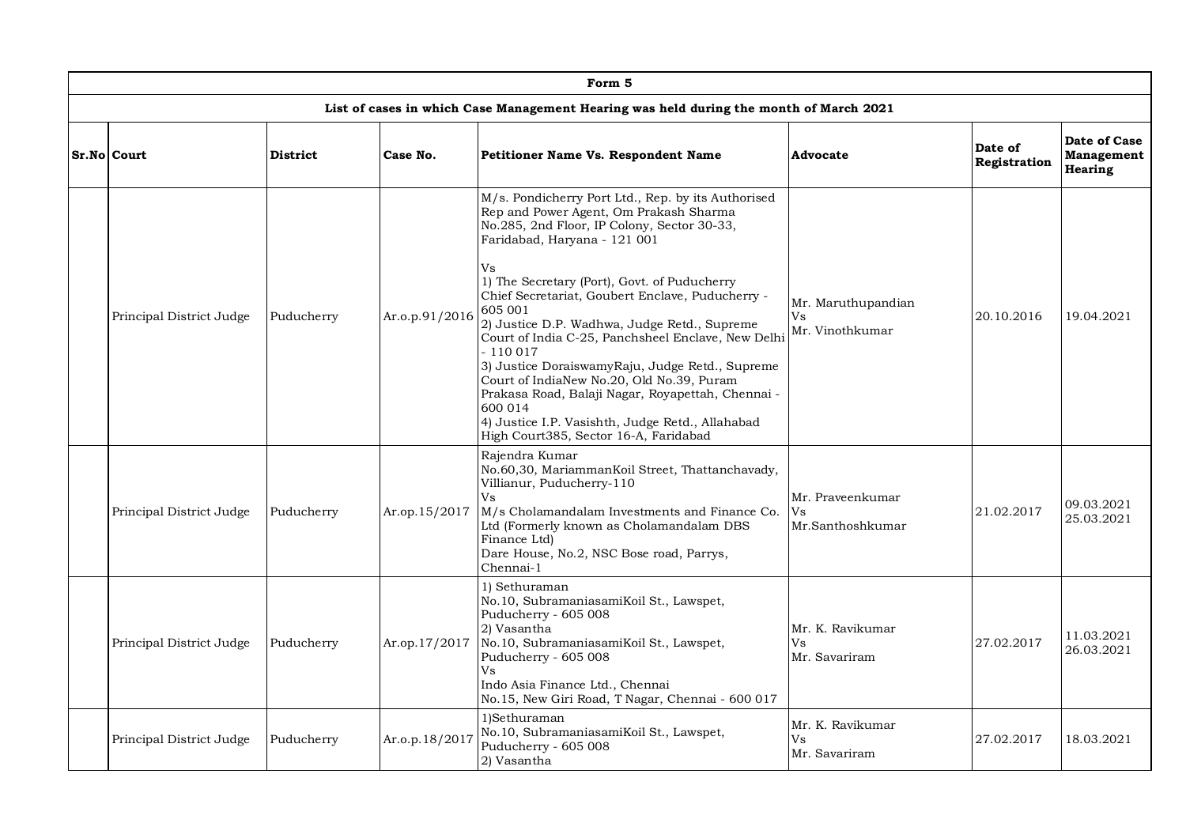| Form 5 | | | | | | | |
|---|---|---|---|---|---|---|---|
| **List of cases in which Case Management Hearing was held during the month of March 2021** | | | | | | | |
| **Sr.No** | **Court** | **District** | **Case No.** | **Petitioner Name Vs. Respondent Name** | **Advocate** | **Date of Registration** | **Date of Case Management Hearing** |
| | Principal District Judge | Puducherry | Ar.o.p.91/2016 | M/s. Pondicherry Port Ltd., Rep. by its Authorised Rep and Power Agent, Om Prakash Sharma No.285, 2nd Floor, IP Colony, Sector 30-33, Faridabad, Haryana - 121 001<br><br>Vs<br>1) The Secretary (Port), Govt. of Puducherry Chief Secretariat, Goubert Enclave, Puducherry - 605 001<br>2) Justice D.P. Wadhwa, Judge Retd., Supreme Court of India C-25, Panchsheel Enclave, New Delhi - 110 017<br>3) Justice DoraiswamyRaju, Judge Retd., Supreme Court of IndiaNew No.20, Old No.39, Puram Prakasa Road, Balaji Nagar, Royapettah, Chennai - 600 014<br>4) Justice I.P. Vasishth, Judge Retd., Allahabad High Court385, Sector 16-A, Faridabad | Mr. Maruthupandian<br>Vs<br>Mr. Vinothkumar | 20.10.2016 | 19.04.2021 |
| | Principal District Judge | Puducherry | Ar.op.15/2017 | Rajendra Kumar<br>No.60,30, MariammanKoil Street, Thattanchavady, Villianur, Puducherry-110<br>Vs<br>M/s Cholamandalam Investments and Finance Co. Ltd (Formerly known as Cholamandalam DBS Finance Ltd)<br>Dare House, No.2, NSC Bose road, Parrys, Chennai-1 | Mr. Praveenkumar<br>Vs<br>Mr.Santhoshkumar | 21.02.2017 | 09.03.2021<br>25.03.2021 |
| | Principal District Judge | Puducherry | Ar.op.17/2017 | 1) Sethuraman<br>No.10, SubramaniasamiKoil St., Lawspet, Puducherry - 605 008<br>2) Vasantha<br>No.10, SubramaniasamiKoil St., Lawspet, Puducherry - 605 008<br>Vs<br>Indo Asia Finance Ltd., Chennai<br>No.15, New Giri Road, T Nagar, Chennai - 600 017 | Mr. K. Ravikumar<br>Vs<br>Mr. Savariram | 27.02.2017 | 11.03.2021<br>26.03.2021 |
| | Principal District Judge | Puducherry | Ar.o.p.18/2017 | 1)Sethuraman<br>No.10, SubramaniasamiKoil St., Lawspet, Puducherry - 605 008<br>2) Vasantha | Mr. K. Ravikumar<br>Vs<br>Mr. Savariram | 27.02.2017 | 18.03.2021 |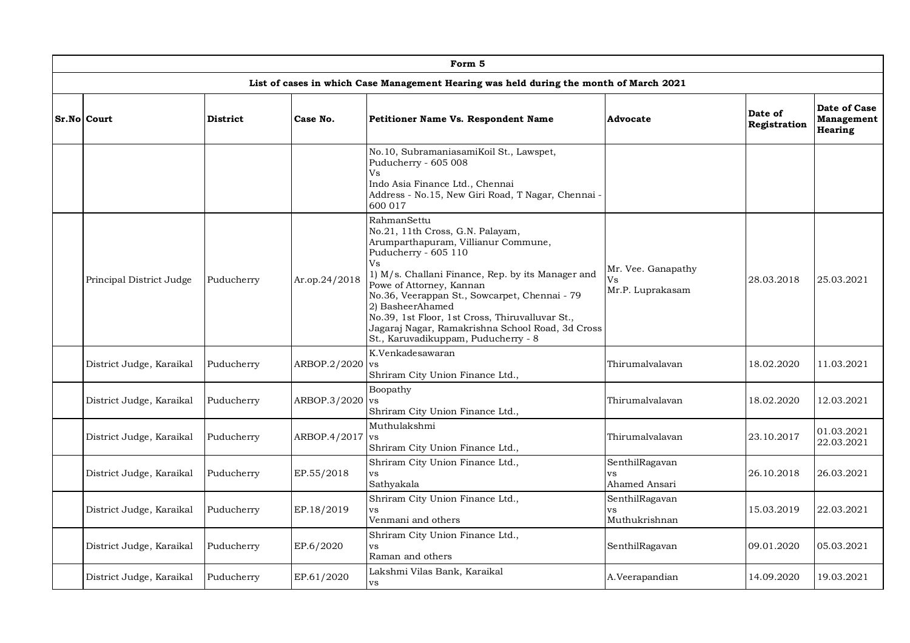| Form 5 | | | | | | | |
|---|---|---|---|---|---|---|---|
| **List of cases in which Case Management Hearing was held during the month of March 2021** | | | | | | | |
| **Sr.No** | **Court** | **District** | **Case No.** | **Petitioner Name Vs. Respondent Name** | **Advocate** | **Date of Registration** | **Date of Case Management Hearing** |
| | | | | No.10, SubramaniasamiKoil St., Lawspet, Puducherry - 605 008<br>Vs<br>Indo Asia Finance Ltd., Chennai<br>Address - No.15, New Giri Road, T Nagar, Chennai - 600 017 | | | |
| | Principal District Judge | Puducherry | Ar.op.24/2018 | RahmanSettu<br>No.21, 11th Cross, G.N. Palayam, Arumparthapuram, Villianur Commune, Puducherry - 605 110<br>Vs<br>1) M/s. Challani Finance, Rep. by its Manager and Powe of Attorney, Kannan<br>No.36, Veerappan St., Sowcarpet, Chennai - 79<br>2) BasheerAhamed<br>No.39, 1st Floor, 1st Cross, Thiruvalluvar St., Jagaraj Nagar, Ramakrishna School Road, 3d Cross St., Karuvadikuppam, Puducherry - 8 | Mr. Vee. Ganapathy<br>Vs<br>Mr.P. Luprakasam | 28.03.2018 | 25.03.2021 |
| | District Judge, Karaikal | Puducherry | ARBOP.2/2020 | K.Venkadesawaran<br>vs<br>Shriram City Union Finance Ltd., | Thirumalvalavan | 18.02.2020 | 11.03.2021 |
| | District Judge, Karaikal | Puducherry | ARBOP.3/2020 | Boopathy<br>vs<br>Shriram City Union Finance Ltd., | Thirumalvalavan | 18.02.2020 | 12.03.2021 |
| | District Judge, Karaikal | Puducherry | ARBOP.4/2017 | Muthulakshmi<br>vs<br>Shriram City Union Finance Ltd., | Thirumalvalavan | 23.10.2017 | 01.03.2021<br>22.03.2021 |
| | District Judge, Karaikal | Puducherry | EP.55/2018 | Shriram City Union Finance Ltd.,<br>vs<br>Sathyakala | SenthilRagavan<br>vs<br>Ahamed Ansari | 26.10.2018 | 26.03.2021 |
| | District Judge, Karaikal | Puducherry | EP.18/2019 | Shriram City Union Finance Ltd.,<br>vs<br>Venmani and others | SenthilRagavan<br>vs<br>Muthukrishnan | 15.03.2019 | 22.03.2021 |
| | District Judge, Karaikal | Puducherry | EP.6/2020 | Shriram City Union Finance Ltd.,<br>vs<br>Raman and others | SenthilRagavan | 09.01.2020 | 05.03.2021 |
| | District Judge, Karaikal | Puducherry | EP.61/2020 | Lakshmi Vilas Bank, Karaikal<br>vs | A.Veerapandian | 14.09.2020 | 19.03.2021 |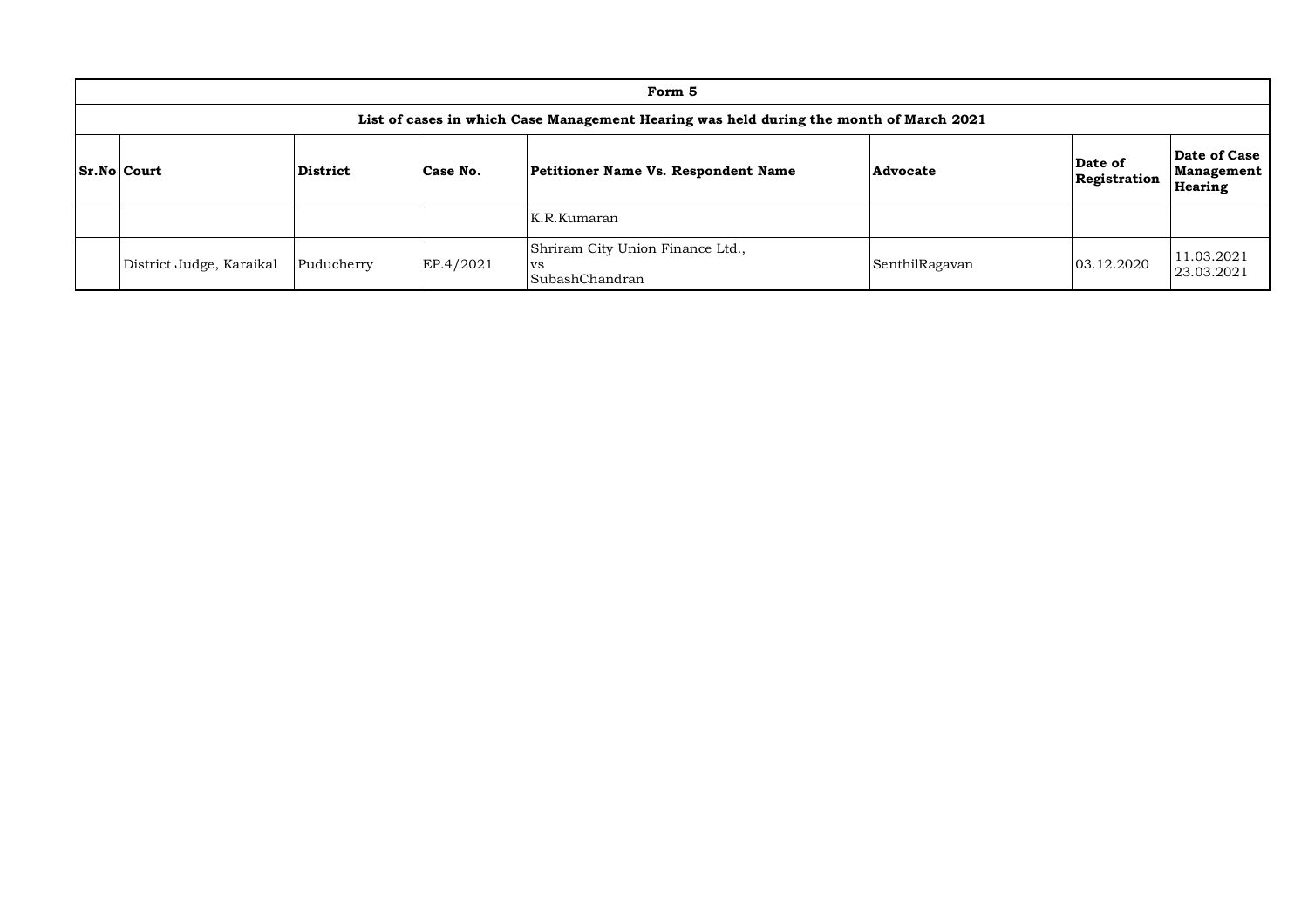| Form 5 | | | | | | | |
|---|---|---|---|---|---|---|---|
| List of cases in which Case Management Hearing was held during the month of March 2021 | | | | | | | |
| **Sr.No** | **Court** | **District** | **Case No.** | **Petitioner Name Vs. Respondent Name** | **Advocate** | **Date of Registration** | **Date of Case Management Hearing** |
| | | | | K.R.Kumaran | | | |
| | District Judge, Karaikal | Puducherry | EP.4/2021 | Shriram City Union Finance Ltd., vs SubashChandran | SenthilRagavan | 03.12.2020 | 11.03.2021 23.03.2021 |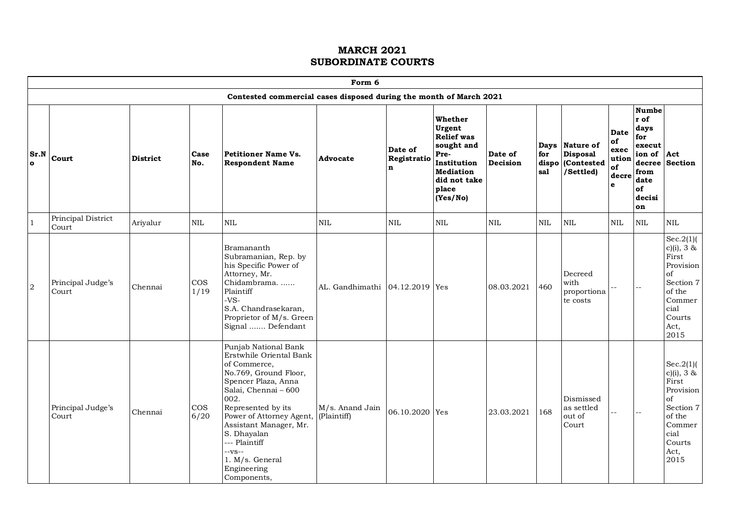# MARCH 2021
# SUBORDINATE COURTS

| Form 6 | | | | | | | | | | | | | |
|---|---|---|---|---|---|---|---|---|---|---|---|---|---|
| **Contested commercial cases disposed during the month of March 2021** | | | | | | | | | | | | | |
| **Sr.No** | **Court** | **District** | **Case No.** | **Petitioner Name Vs. Respondent Name** | **Advocate** | **Date of Registration** | **Whether Urgent Relief was sought and Pre-Institution Mediation did not take place (Yes/No)** | **Date of Decision** | **Days for disposal** | **Nature of Disposal (Contested /Settled)** | **Date of execution of decree** | **Number of days for execution of decree from date of decision** | **Act Section** |
| 1 | Principal District Court | Ariyalur | NIL | NIL | NIL | NIL | NIL | NIL | NIL | NIL | NIL | NIL | NIL |
| 2 | Principal Judge's Court | Chennai | COS 1/19 | Bramananth Subramanian, Rep. by his Specific Power of Attorney, Mr. Chidambrama. ...... Plaintiff -VS- S.A. Chandrasekaran, Proprietor of M/s. Green Signal ....... Defendant | AL. Gandhimathi | 04.12.2019 | Yes | 08.03.2021 | 460 | Decreed with proportionate costs | -- | -- | Sec.2(1)(c)(i), 3 & First Provision of Section 7 of the Commercial Courts Act, 2015 |
| | Principal Judge's Court | Chennai | COS 6/20 | Punjab National Bank Erstwhile Oriental Bank of Commerce, No.769, Ground Floor, Spencer Plaza, Anna Salai, Chennai – 600 002. Represented by its Power of Attorney Agent, Assistant Manager, Mr. S. Dhayalan --- Plaintiff --vs-- 1. M/s. General Engineering Components, | M/s. Anand Jain (Plaintiff) | 06.10.2020 | Yes | 23.03.2021 | 168 | Dismissed as settled out of Court | -- | -- | Sec.2(1)(c)(i), 3 & First Provision of Section 7 of the Commercial Courts Act, 2015 |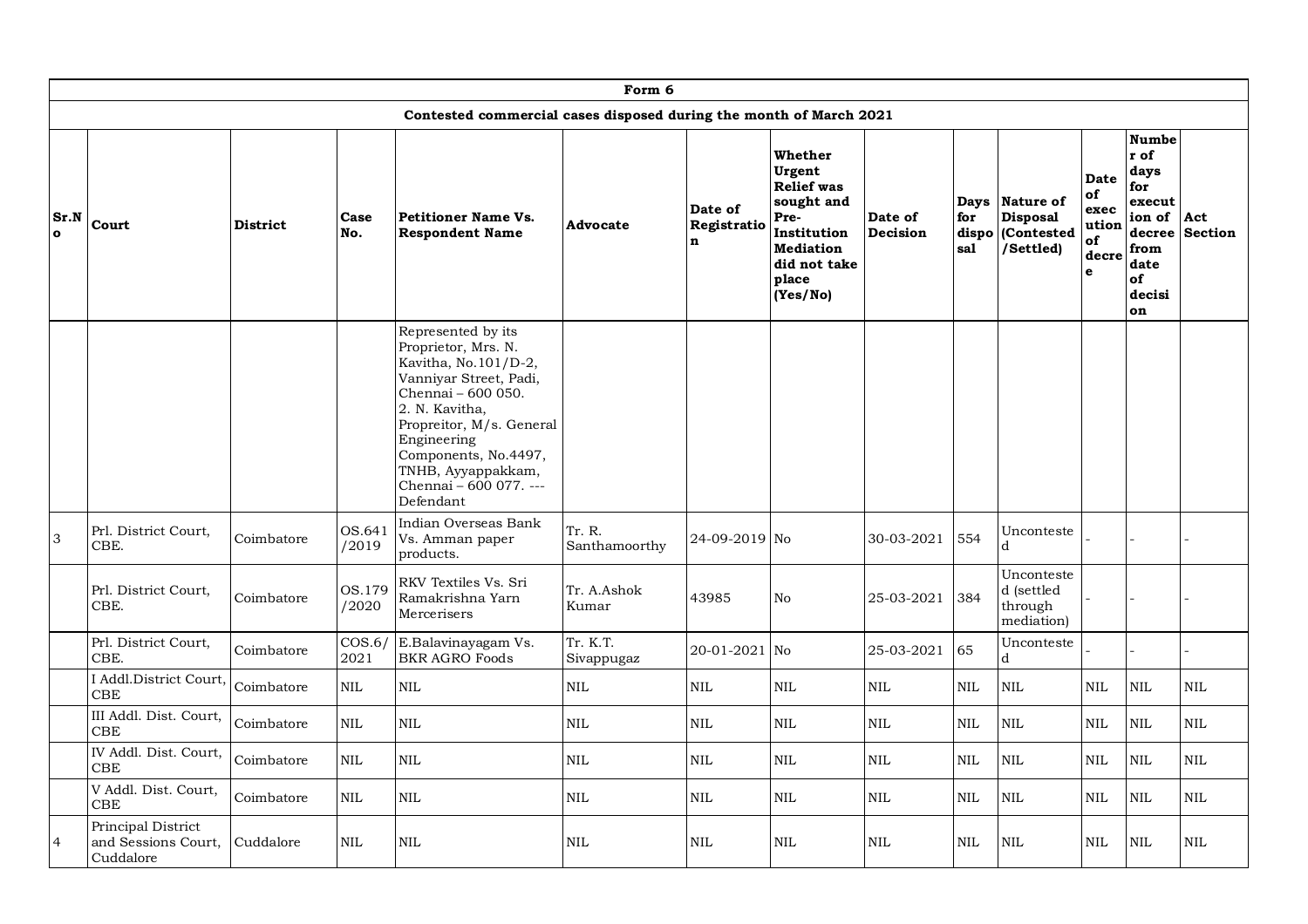| Form 6 | | | | | | | | | | | | | |
|---|---|---|---|---|---|---|---|---|---|---|---|---|---|
| **Contested commercial cases disposed during the month of March 2021** | | | | | | | | | | | | | |
| **Sr.No** | **Court** | **District** | **Case No.** | **Petitioner Name Vs. Respondent Name** | **Advocate** | **Date of Registration** | **Whether Urgent Relief was sought and Pre-Institution Mediation did not take place (Yes/No)** | **Date of Decision** | **Days for disposal** | **Nature of Disposal (Contested /Settled)** | **Date of execution of decree** | **Number of days for execution of decree from date of decision** | **Act Section** |
| | | | | Represented by its Proprietor, Mrs. N. Kavitha, No.101/D-2, Vanniyar Street, Padi, Chennai – 600 050. 2. N. Kavitha, Propreitor, M/s. General Engineering Components, No.4497, TNHB, Ayyappakkam, Chennai – 600 077. --- Defendant | | | | | | | | | |
| 3 | Prl. District Court, CBE. | Coimbatore | OS.641 /2019 | Indian Overseas Bank Vs. Amman paper products. | Tr. R. Santhamoorthy | 24-09-2019 | No | 30-03-2021 | 554 | Uncontested | - | - | - |
| | Prl. District Court, CBE. | Coimbatore | OS.179 /2020 | RKV Textiles Vs. Sri Ramakrishna Yarn Mercerisers | Tr. A.Ashok Kumar | 43985 | No | 25-03-2021 | 384 | Uncontested (settled through mediation) | - | - | - |
| | Prl. District Court, CBE. | Coimbatore | COS.6/ 2021 | E.Balavinayagam Vs. BKR AGRO Foods | Tr. K.T. Sivappugaz | 20-01-2021 | No | 25-03-2021 | 65 | Uncontested | - | - | - |
| | I Addl.District Court, CBE | Coimbatore | NIL | NIL | NIL | NIL | NIL | NIL | NIL | NIL | NIL | NIL | NIL |
| | III Addl. Dist. Court, CBE | Coimbatore | NIL | NIL | NIL | NIL | NIL | NIL | NIL | NIL | NIL | NIL | NIL |
| | IV Addl. Dist. Court, CBE | Coimbatore | NIL | NIL | NIL | NIL | NIL | NIL | NIL | NIL | NIL | NIL | NIL |
| | V Addl. Dist. Court, CBE | Coimbatore | NIL | NIL | NIL | NIL | NIL | NIL | NIL | NIL | NIL | NIL | NIL |
| 4 | Principal District and Sessions Court, Cuddalore | Cuddalore | NIL | NIL | NIL | NIL | NIL | NIL | NIL | NIL | NIL | NIL | NIL |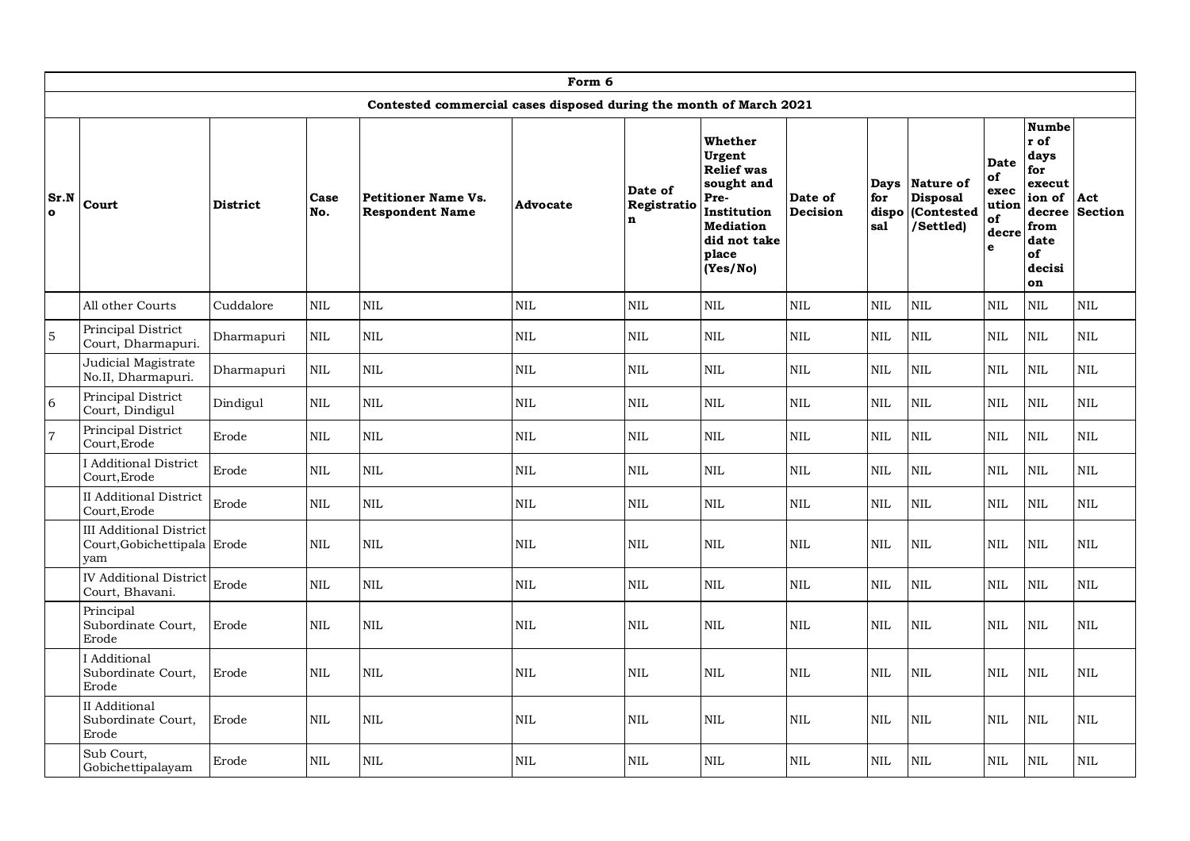| Form 6 | | | | | | | | | | | | | |
|---|---|---|---|---|---|---|---|---|---|---|---|---|---|
| Contested commercial cases disposed during the month of March 2021 | | | | | | | | | | | | | |
| Sr.No | Court | District | Case No. | Petitioner Name Vs. Respondent Name | Advocate | Date of Registration | Whether Urgent Relief was sought and Pre-Institution Mediation did not take place (Yes/No) | Date of Decision | Days for disposal | Nature of Disposal (Contested /Settled) | Date of execution of decree | Number of days for execution of decree from date of decision | Act Section |
| | All other Courts | Cuddalore | NIL | NIL | NIL | NIL | NIL | NIL | NIL | NIL | NIL | NIL | NIL |
| 5 | Principal District Court, Dharmapuri. | Dharmapuri | NIL | NIL | NIL | NIL | NIL | NIL | NIL | NIL | NIL | NIL | NIL |
| | Judicial Magistrate No.II, Dharmapuri. | Dharmapuri | NIL | NIL | NIL | NIL | NIL | NIL | NIL | NIL | NIL | NIL | NIL |
| 6 | Principal District Court, Dindigul | Dindigul | NIL | NIL | NIL | NIL | NIL | NIL | NIL | NIL | NIL | NIL | NIL |
| 7 | Principal District Court,Erode | Erode | NIL | NIL | NIL | NIL | NIL | NIL | NIL | NIL | NIL | NIL | NIL |
| | I Additional District Court,Erode | Erode | NIL | NIL | NIL | NIL | NIL | NIL | NIL | NIL | NIL | NIL | NIL |
| | II Additional District Court,Erode | Erode | NIL | NIL | NIL | NIL | NIL | NIL | NIL | NIL | NIL | NIL | NIL |
| | III Additional District Court,Gobichettipalayam | Erode | NIL | NIL | NIL | NIL | NIL | NIL | NIL | NIL | NIL | NIL | NIL |
| | IV Additional District Court, Bhavani. | Erode | NIL | NIL | NIL | NIL | NIL | NIL | NIL | NIL | NIL | NIL | NIL |
| | Principal Subordinate Court, Erode | Erode | NIL | NIL | NIL | NIL | NIL | NIL | NIL | NIL | NIL | NIL | NIL |
| | I Additional Subordinate Court, Erode | Erode | NIL | NIL | NIL | NIL | NIL | NIL | NIL | NIL | NIL | NIL | NIL |
| | II Additional Subordinate Court, Erode | Erode | NIL | NIL | NIL | NIL | NIL | NIL | NIL | NIL | NIL | NIL | NIL |
| | Sub Court, Gobichettipalayam | Erode | NIL | NIL | NIL | NIL | NIL | NIL | NIL | NIL | NIL | NIL | NIL |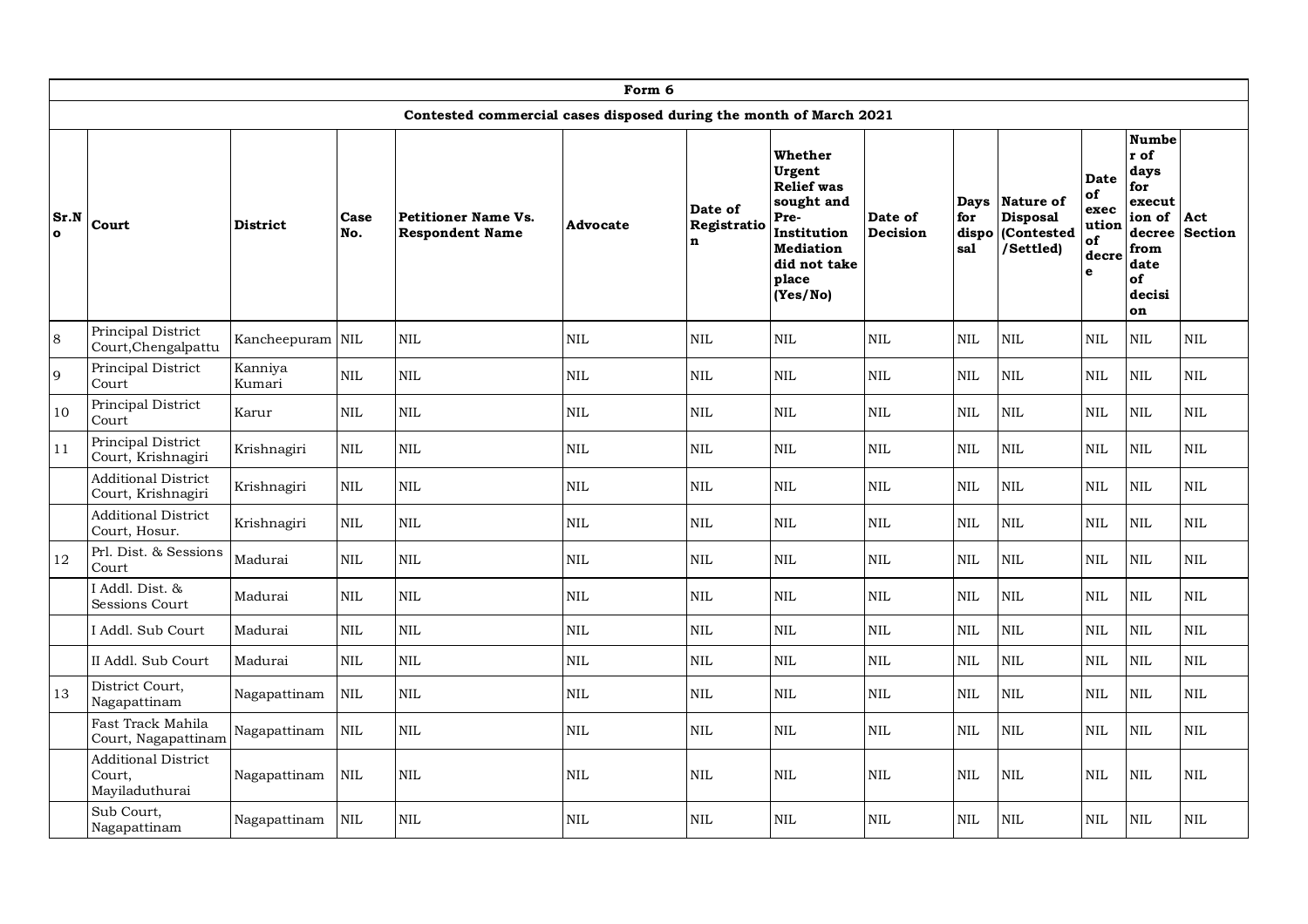| Form 6 | | | | | | | | | | | | | |
|---|---|---|---|---|---|---|---|---|---|---|---|---|---|
| Contested commercial cases disposed during the month of March 2021 | | | | | | | | | | | | | |
| Sr.No | Court | District | Case No. | Petitioner Name Vs. Respondent Name | Advocate | Date of Registration | Whether Urgent Relief was sought and Pre-Institution Mediation did not take place (Yes/No) | Date of Decision | Days for disposal | Nature of Disposal (Contested /Settled) | Date of execution of decree | Number of days for execution of decree from date of decision | Act Section |
| 8 | Principal District Court,Chengalpattu | Kancheepuram | NIL | NIL | NIL | NIL | NIL | NIL | NIL | NIL | NIL | NIL | NIL |
| 9 | Principal District Court | Kanniya Kumari | NIL | NIL | NIL | NIL | NIL | NIL | NIL | NIL | NIL | NIL | NIL |
| 10 | Principal District Court | Karur | NIL | NIL | NIL | NIL | NIL | NIL | NIL | NIL | NIL | NIL | NIL |
| 11 | Principal District Court, Krishnagiri | Krishnagiri | NIL | NIL | NIL | NIL | NIL | NIL | NIL | NIL | NIL | NIL | NIL |
| | Additional District Court, Krishnagiri | Krishnagiri | NIL | NIL | NIL | NIL | NIL | NIL | NIL | NIL | NIL | NIL | NIL |
| | Additional District Court, Hosur. | Krishnagiri | NIL | NIL | NIL | NIL | NIL | NIL | NIL | NIL | NIL | NIL | NIL |
| 12 | Prl. Dist. & Sessions Court | Madurai | NIL | NIL | NIL | NIL | NIL | NIL | NIL | NIL | NIL | NIL | NIL |
| | I Addl. Dist. & Sessions Court | Madurai | NIL | NIL | NIL | NIL | NIL | NIL | NIL | NIL | NIL | NIL | NIL |
| | I Addl. Sub Court | Madurai | NIL | NIL | NIL | NIL | NIL | NIL | NIL | NIL | NIL | NIL | NIL |
| | II Addl. Sub Court | Madurai | NIL | NIL | NIL | NIL | NIL | NIL | NIL | NIL | NIL | NIL | NIL |
| 13 | District Court, Nagapattinam | Nagapattinam | NIL | NIL | NIL | NIL | NIL | NIL | NIL | NIL | NIL | NIL | NIL |
| | Fast Track Mahila Court, Nagapattinam | Nagapattinam | NIL | NIL | NIL | NIL | NIL | NIL | NIL | NIL | NIL | NIL | NIL |
| | Additional District Court, Mayiladuthurai | Nagapattinam | NIL | NIL | NIL | NIL | NIL | NIL | NIL | NIL | NIL | NIL | NIL |
| | Sub Court, Nagapattinam | Nagapattinam | NIL | NIL | NIL | NIL | NIL | NIL | NIL | NIL | NIL | NIL | NIL |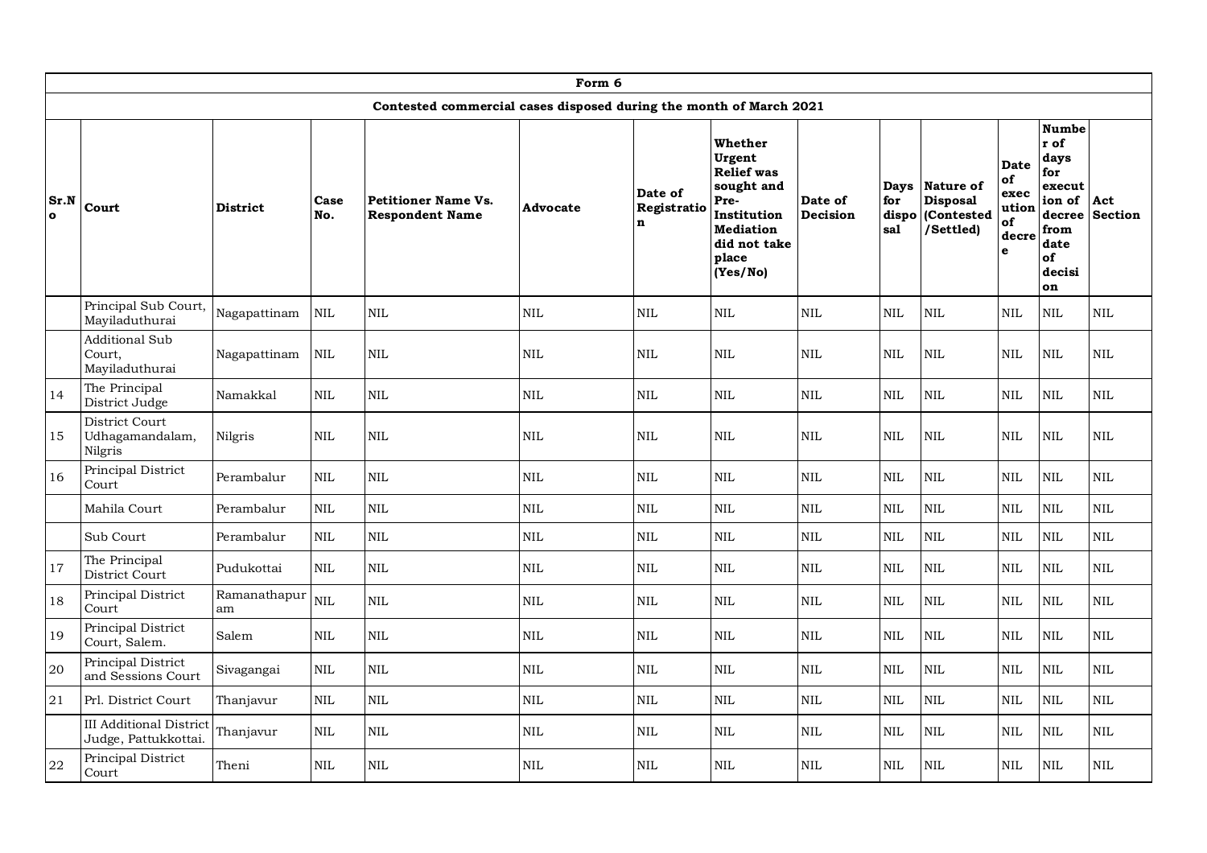| Form 6 | | | | | | | | | | | | | |
|---|---|---|---|---|---|---|---|---|---|---|---|---|---|
| Contested commercial cases disposed during the month of March 2021 | | | | | | | | | | | | | |
| Sr.No | Court | District | Case No. | Petitioner Name Vs. Respondent Name | Advocate | Date of Registration | Whether Urgent Relief was sought and Pre-Institution Mediation did not take place (Yes/No) | Date of Decision | Days for disposal | Nature of Disposal (Contested /Settled) | Date of execution of decree | Number of days for execution of decree from date of decision | Act Section |
| | Principal Sub Court, Mayiladuthurai | Nagapattinam | NIL | NIL | NIL | NIL | NIL | NIL | NIL | NIL | NIL | NIL | NIL |
| | Additional Sub Court, Mayiladuthurai | Nagapattinam | NIL | NIL | NIL | NIL | NIL | NIL | NIL | NIL | NIL | NIL | NIL |
| 14 | The Principal District Judge | Namakkal | NIL | NIL | NIL | NIL | NIL | NIL | NIL | NIL | NIL | NIL | NIL |
| 15 | District Court Udhagamandalam, Nilgris | Nilgris | NIL | NIL | NIL | NIL | NIL | NIL | NIL | NIL | NIL | NIL | NIL |
| 16 | Principal District Court | Perambalur | NIL | NIL | NIL | NIL | NIL | NIL | NIL | NIL | NIL | NIL | NIL |
| | Mahila Court | Perambalur | NIL | NIL | NIL | NIL | NIL | NIL | NIL | NIL | NIL | NIL | NIL |
| | Sub Court | Perambalur | NIL | NIL | NIL | NIL | NIL | NIL | NIL | NIL | NIL | NIL | NIL |
| 17 | The Principal District Court | Pudukottai | NIL | NIL | NIL | NIL | NIL | NIL | NIL | NIL | NIL | NIL | NIL |
| 18 | Principal District Court | Ramanathapuram | NIL | NIL | NIL | NIL | NIL | NIL | NIL | NIL | NIL | NIL | NIL |
| 19 | Principal District Court, Salem. | Salem | NIL | NIL | NIL | NIL | NIL | NIL | NIL | NIL | NIL | NIL | NIL |
| 20 | Principal District and Sessions Court | Sivagangai | NIL | NIL | NIL | NIL | NIL | NIL | NIL | NIL | NIL | NIL | NIL |
| 21 | Prl. District Court | Thanjavur | NIL | NIL | NIL | NIL | NIL | NIL | NIL | NIL | NIL | NIL | NIL |
| | III Additional District Judge, Pattukkottai. | Thanjavur | NIL | NIL | NIL | NIL | NIL | NIL | NIL | NIL | NIL | NIL | NIL |
| 22 | Principal District Court | Theni | NIL | NIL | NIL | NIL | NIL | NIL | NIL | NIL | NIL | NIL | NIL |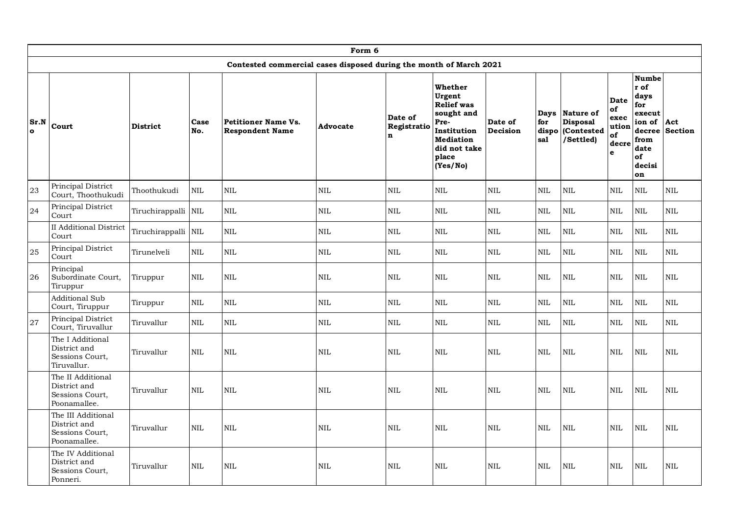| Form 6 | | | | | | | | | | | | | |
|---|---|---|---|---|---|---|---|---|---|---|---|---|---|
| Contested commercial cases disposed during the month of March 2021 | | | | | | | | | | | | | |
| Sr.No | Court | District | Case No. | Petitioner Name Vs. Respondent Name | Advocate | Date of Registration | Whether Urgent Relief was sought and Pre-Institution Mediation did not take place (Yes/No) | Date of Decision | Days for disposal | Nature of Disposal (Contested /Settled) | Date of execution of decree | Number of days for execution of decree from date of decision | Act Section |
| 23 | Principal District Court, Thoothukudi | Thoothukudi | NIL | NIL | NIL | NIL | NIL | NIL | NIL | NIL | NIL | NIL | NIL |
| 24 | Principal District Court | Tiruchirappalli | NIL | NIL | NIL | NIL | NIL | NIL | NIL | NIL | NIL | NIL | NIL |
| | II Additional District Court | Tiruchirappalli | NIL | NIL | NIL | NIL | NIL | NIL | NIL | NIL | NIL | NIL | NIL |
| 25 | Principal District Court | Tirunelveli | NIL | NIL | NIL | NIL | NIL | NIL | NIL | NIL | NIL | NIL | NIL |
| 26 | Principal Subordinate Court, Tiruppur | Tiruppur | NIL | NIL | NIL | NIL | NIL | NIL | NIL | NIL | NIL | NIL | NIL |
| | Additional Sub Court, Tiruppur | Tiruppur | NIL | NIL | NIL | NIL | NIL | NIL | NIL | NIL | NIL | NIL | NIL |
| 27 | Principal District Court, Tiruvallur | Tiruvallur | NIL | NIL | NIL | NIL | NIL | NIL | NIL | NIL | NIL | NIL | NIL |
| | The I Additional District and Sessions Court, Tiruvallur. | Tiruvallur | NIL | NIL | NIL | NIL | NIL | NIL | NIL | NIL | NIL | NIL | NIL |
| | The II Additional District and Sessions Court, Poonamallee. | Tiruvallur | NIL | NIL | NIL | NIL | NIL | NIL | NIL | NIL | NIL | NIL | NIL |
| | The III Additional District and Sessions Court, Poonamallee. | Tiruvallur | NIL | NIL | NIL | NIL | NIL | NIL | NIL | NIL | NIL | NIL | NIL |
| | The IV Additional District and Sessions Court, Ponneri. | Tiruvallur | NIL | NIL | NIL | NIL | NIL | NIL | NIL | NIL | NIL | NIL | NIL |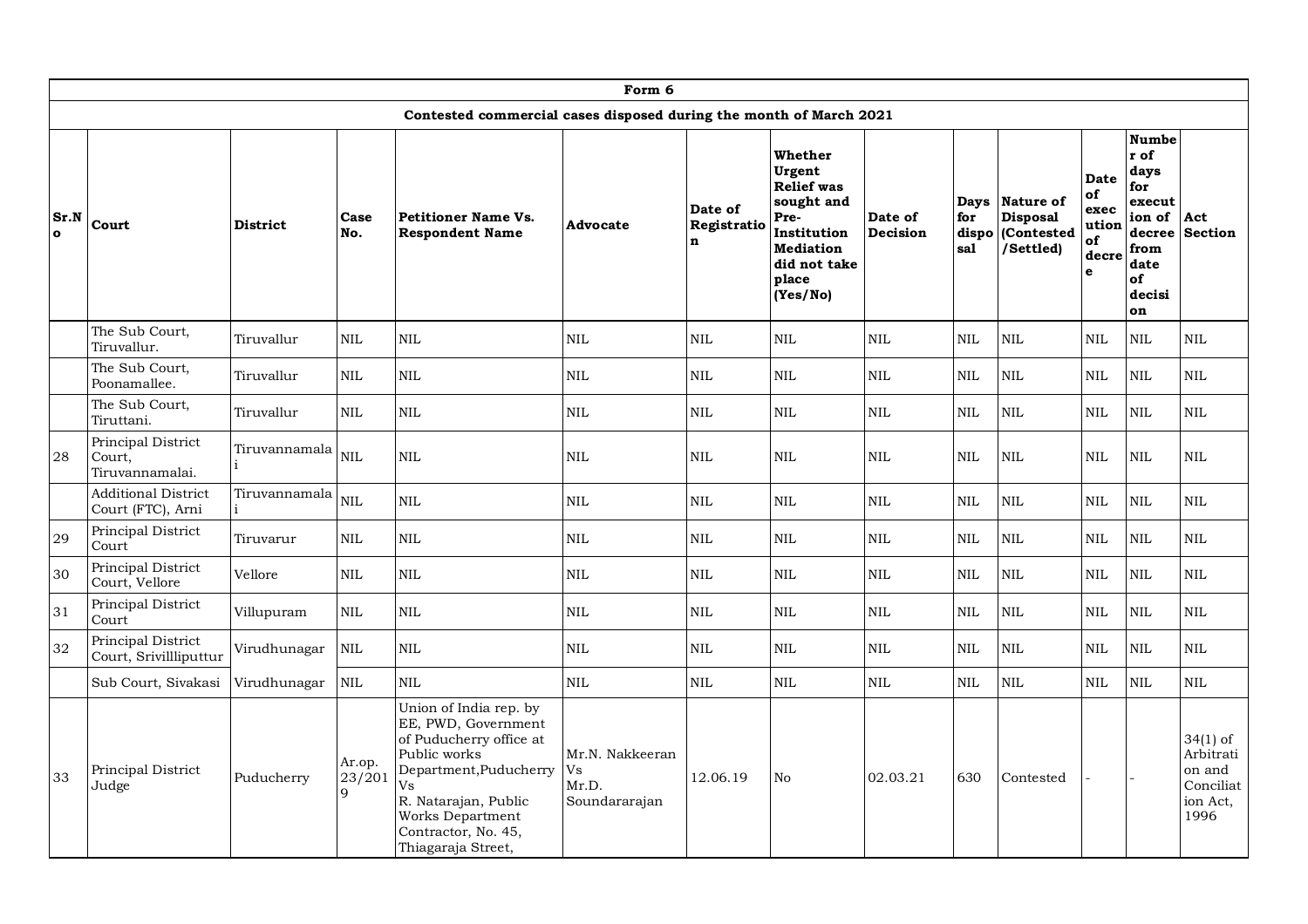| Form 6 | | | | | | | | | | | | | |
|---|---|---|---|---|---|---|---|---|---|---|---|---|---|
| Contested commercial cases disposed during the month of March 2021 | | | | | | | | | | | | | |
| **Sr.No** | **Court** | **District** | **Case No.** | **Petitioner Name Vs. Respondent Name** | **Advocate** | **Date of Registration** | **Whether Urgent Relief was sought and Pre-Institution Mediation did not take place (Yes/No)** | **Date of Decision** | **Days for disposal** | **Nature of Disposal (Contested /Settled)** | **Date of execution of decree** | **Number of days for execution of decree from date of decision** | **Act Section** |
| | The Sub Court, Tiruvallur. | Tiruvallur | NIL | NIL | NIL | NIL | NIL | NIL | NIL | NIL | NIL | NIL | NIL |
| | The Sub Court, Poonamallee. | Tiruvallur | NIL | NIL | NIL | NIL | NIL | NIL | NIL | NIL | NIL | NIL | NIL |
| | The Sub Court, Tiruttani. | Tiruvallur | NIL | NIL | NIL | NIL | NIL | NIL | NIL | NIL | NIL | NIL | NIL |
| 28 | Principal District Court, Tiruvannamalai. | Tiruvannamalai | NIL | NIL | NIL | NIL | NIL | NIL | NIL | NIL | NIL | NIL | NIL |
| | Additional District Court (FTC), Arni | Tiruvannamalai | NIL | NIL | NIL | NIL | NIL | NIL | NIL | NIL | NIL | NIL | NIL |
| 29 | Principal District Court | Tiruvarur | NIL | NIL | NIL | NIL | NIL | NIL | NIL | NIL | NIL | NIL | NIL |
| 30 | Principal District Court, Vellore | Vellore | NIL | NIL | NIL | NIL | NIL | NIL | NIL | NIL | NIL | NIL | NIL |
| 31 | Principal District Court | Villupuram | NIL | NIL | NIL | NIL | NIL | NIL | NIL | NIL | NIL | NIL | NIL |
| 32 | Principal District Court, Srivillliputtur | Virudhunagar | NIL | NIL | NIL | NIL | NIL | NIL | NIL | NIL | NIL | NIL | NIL |
| | Sub Court, Sivakasi | Virudhunagar | NIL | NIL | NIL | NIL | NIL | NIL | NIL | NIL | NIL | NIL | NIL |
| 33 | Principal District Judge | Puducherry | Ar.op. 23/2019 | Union of India rep. by EE, PWD, Government of Puducherry office at Public works Department,Puducherry Vs R. Natarajan, Public Works Department Contractor, No. 45, Thiagaraja Street, | Mr.N. Nakkeeran Vs Mr.D. Soundararajan | 12.06.19 | No | 02.03.21 | 630 | Contested | - | - | 34(1) of Arbitration and Conciliation Act, 1996 |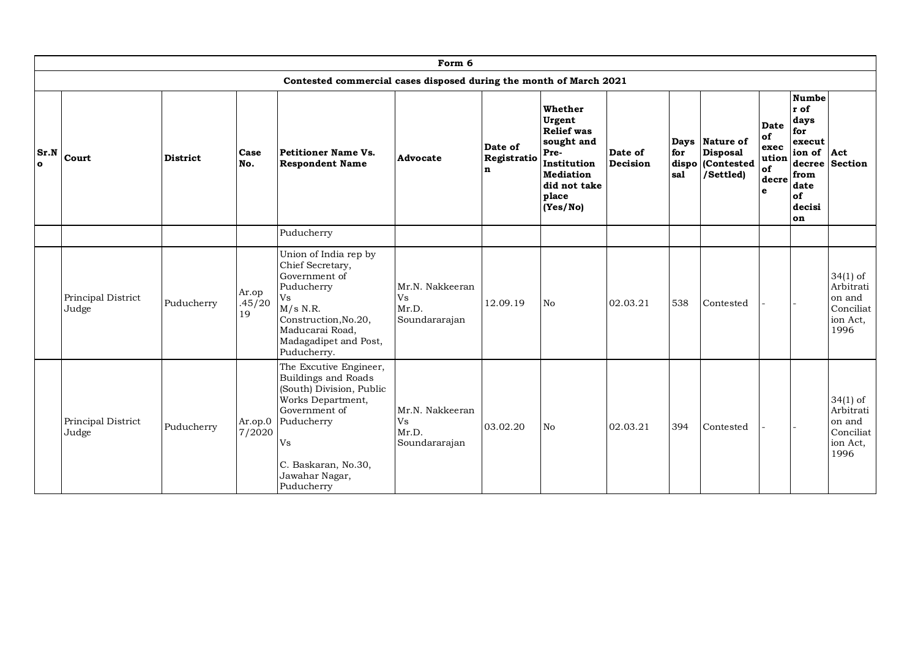**Form 6**

**Contested commercial cases disposed during the month of March 2021**

| Sr.No | Court | District | Case No. | Petitioner Name Vs. Respondent Name | Advocate | Date of Registration | Whether Urgent Relief was sought and Pre-Institution Mediation did not take place (Yes/No) | Date of Decision | Days for disposal | Nature of Disposal (Contested /Settled) | Date of execution of decree | Number of days for execution of decree from date of decision | Act Section |
|---|---|---|---|---|---|---|---|---|---|---|---|---|---|
| | | | | Puducherry | | | | | | | | | |
| | Principal District Judge | Puducherry | Ar.op .45/2019 | Union of India rep by Chief Secretary, Government of Puducherry Vs M/s N.R. Construction,No.20, Maducarai Road, Madagadipet and Post, Puducherry. | Mr.N. Nakkeeran Vs Mr.D. Soundararajan | 12.09.19 | No | 02.03.21 | 538 | Contested | - | - | 34(1) of Arbitration and Conciliation Act, 1996 |
| | Principal District Judge | Puducherry | Ar.op.07/2020 | The Excutive Engineer, Buildings and Roads (South) Division, Public Works Department, Government of Puducherry Vs C. Baskaran, No.30, Jawahar Nagar, Puducherry | Mr.N. Nakkeeran Vs Mr.D. Soundararajan | 03.02.20 | No | 02.03.21 | 394 | Contested | - | - | 34(1) of Arbitration and Conciliation Act, 1996 |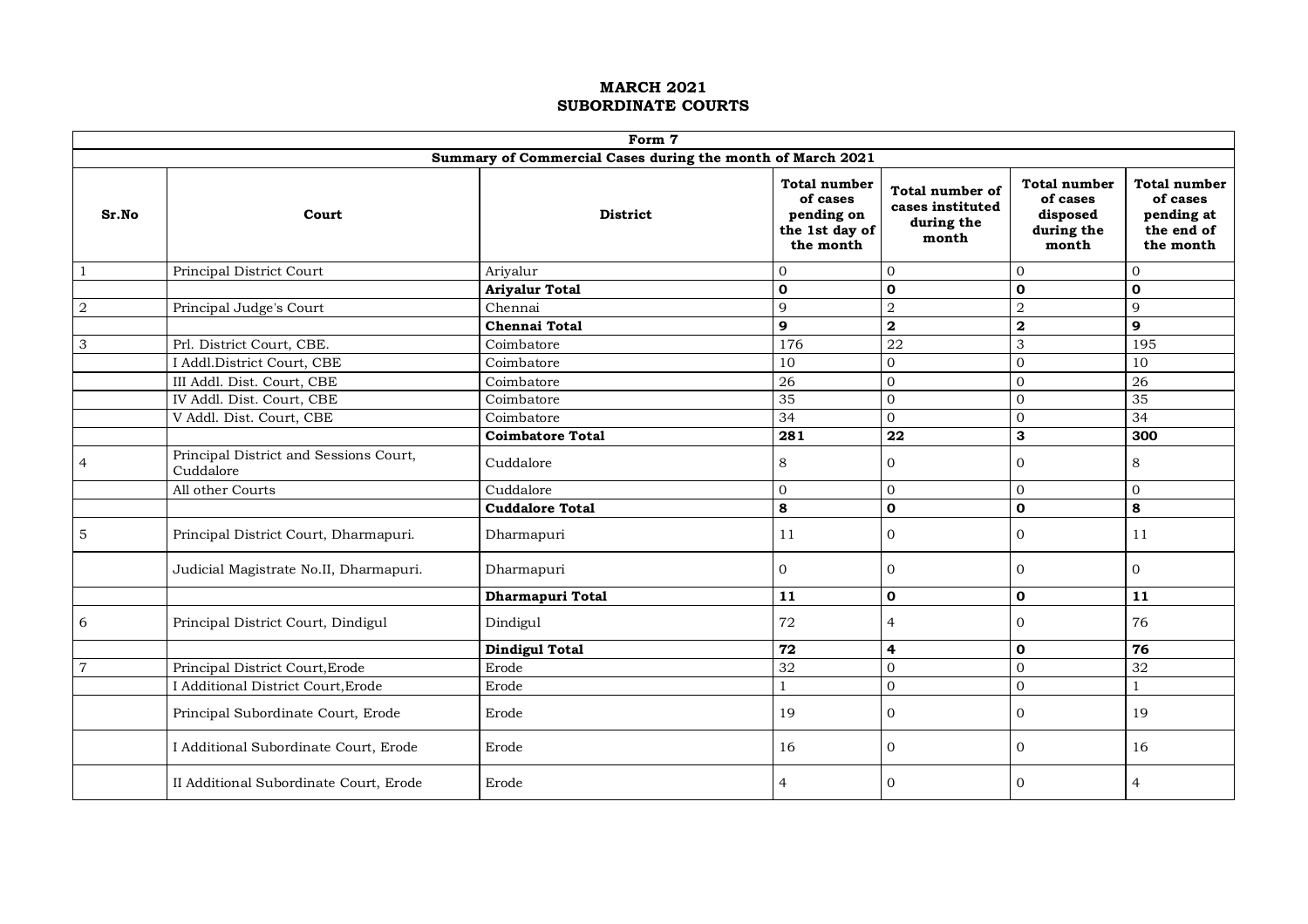# MARCH 2021
# SUBORDINATE COURTS

| Form 7 | | | | | | |
|---|---|---|---|---|---|---|
| **Summary of Commercial Cases during the month of March 2021** | | | | | | |
| **Sr.No** | **Court** | **District** | **Total number of cases pending on the 1st day of the month** | **Total number of cases instituted during the month** | **Total number of cases disposed during the month** | **Total number of cases pending at the end of the month** |
| 1 | Principal District Court | Ariyalur | 0 | 0 | 0 | 0 |
| | | **Ariyalur Total** | **0** | **0** | **0** | **0** |
| 2 | Principal Judge's Court | Chennai | 9 | 2 | 2 | 9 |
| | | **Chennai Total** | **9** | **2** | **2** | **9** |
| 3 | Prl. District Court, CBE. | Coimbatore | 176 | 22 | 3 | 195 |
| | I Addl.District Court, CBE | Coimbatore | 10 | 0 | 0 | 10 |
| | III Addl. Dist. Court, CBE | Coimbatore | 26 | 0 | 0 | 26 |
| | IV Addl. Dist. Court, CBE | Coimbatore | 35 | 0 | 0 | 35 |
| | V Addl. Dist. Court, CBE | Coimbatore | 34 | 0 | 0 | 34 |
| | | **Coimbatore Total** | **281** | **22** | **3** | **300** |
| 4 | Principal District and Sessions Court, Cuddalore | Cuddalore | 8 | 0 | 0 | 8 |
| | All other Courts | Cuddalore | 0 | 0 | 0 | 0 |
| | | **Cuddalore Total** | **8** | **0** | **0** | **8** |
| 5 | Principal District Court, Dharmapuri. | Dharmapuri | 11 | 0 | 0 | 11 |
| | Judicial Magistrate No.II, Dharmapuri. | Dharmapuri | 0 | 0 | 0 | 0 |
| | | **Dharmapuri Total** | **11** | **0** | **0** | **11** |
| 6 | Principal District Court, Dindigul | Dindigul | 72 | 4 | 0 | 76 |
| | | **Dindigul Total** | **72** | **4** | **0** | **76** |
| 7 | Principal District Court,Erode | Erode | 32 | 0 | 0 | 32 |
| | I Additional District Court,Erode | Erode | 1 | 0 | 0 | 1 |
| | Principal Subordinate Court, Erode | Erode | 19 | 0 | 0 | 19 |
| | I Additional Subordinate Court, Erode | Erode | 16 | 0 | 0 | 16 |
| | II Additional Subordinate Court, Erode | Erode | 4 | 0 | 0 | 4 |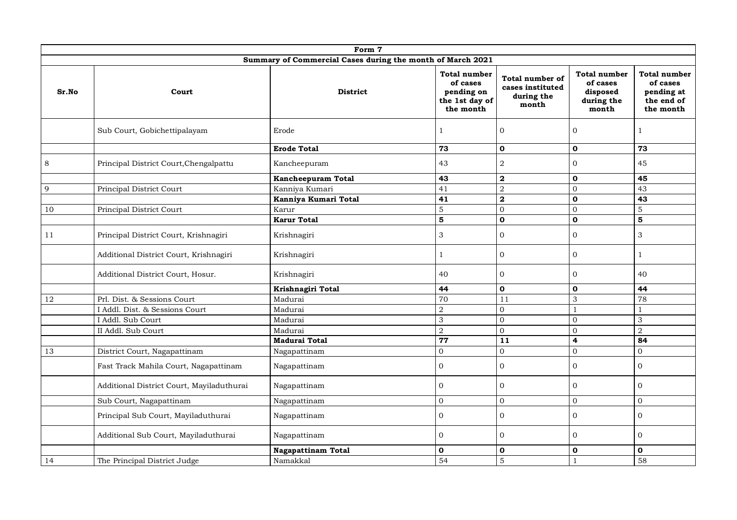| Form 7 | | | | | | |
|---|---|---|---|---|---|---|
| Summary of Commercial Cases during the month of March 2021 | | | | | | |
| **Sr.No** | **Court** | **District** | **Total number of cases pending on the 1st day of the month** | **Total number of cases instituted during the month** | **Total number of cases disposed during the month** | **Total number of cases pending at the end of the month** |
| | Sub Court, Gobichettipalayam | Erode | 1 | 0 | 0 | 1 |
| | | **Erode Total** | **73** | **0** | **0** | **73** |
| 8 | Principal District Court,Chengalpattu | Kancheepuram | 43 | 2 | 0 | 45 |
| | | **Kancheepuram Total** | **43** | **2** | **0** | **45** |
| 9 | Principal District Court | Kanniya Kumari | 41 | 2 | 0 | 43 |
| | | **Kanniya Kumari Total** | **41** | **2** | **0** | **43** |
| 10 | Principal District Court | Karur | 5 | 0 | 0 | 5 |
| | | **Karur Total** | **5** | **0** | **0** | **5** |
| 11 | Principal District Court, Krishnagiri | Krishnagiri | 3 | 0 | 0 | 3 |
| | Additional District Court, Krishnagiri | Krishnagiri | 1 | 0 | 0 | 1 |
| | Additional District Court, Hosur. | Krishnagiri | 40 | 0 | 0 | 40 |
| | | **Krishnagiri Total** | **44** | **0** | **0** | **44** |
| 12 | Prl. Dist. & Sessions Court | Madurai | 70 | 11 | 3 | 78 |
| | I Addl. Dist. & Sessions Court | Madurai | 2 | 0 | 1 | 1 |
| | I Addl. Sub Court | Madurai | 3 | 0 | 0 | 3 |
| | II Addl. Sub Court | Madurai | 2 | 0 | 0 | 2 |
| | | **Madurai Total** | **77** | **11** | **4** | **84** |
| 13 | District Court, Nagapattinam | Nagapattinam | 0 | 0 | 0 | 0 |
| | Fast Track Mahila Court, Nagapattinam | Nagapattinam | 0 | 0 | 0 | 0 |
| | Additional District Court, Mayiladuthurai | Nagapattinam | 0 | 0 | 0 | 0 |
| | Sub Court, Nagapattinam | Nagapattinam | 0 | 0 | 0 | 0 |
| | Principal Sub Court, Mayiladuthurai | Nagapattinam | 0 | 0 | 0 | 0 |
| | Additional Sub Court, Mayiladuthurai | Nagapattinam | 0 | 0 | 0 | 0 |
| | | **Nagapattinam Total** | **0** | **0** | **0** | **0** |
| 14 | The Principal District Judge | Namakkal | 54 | 5 | 1 | 58 |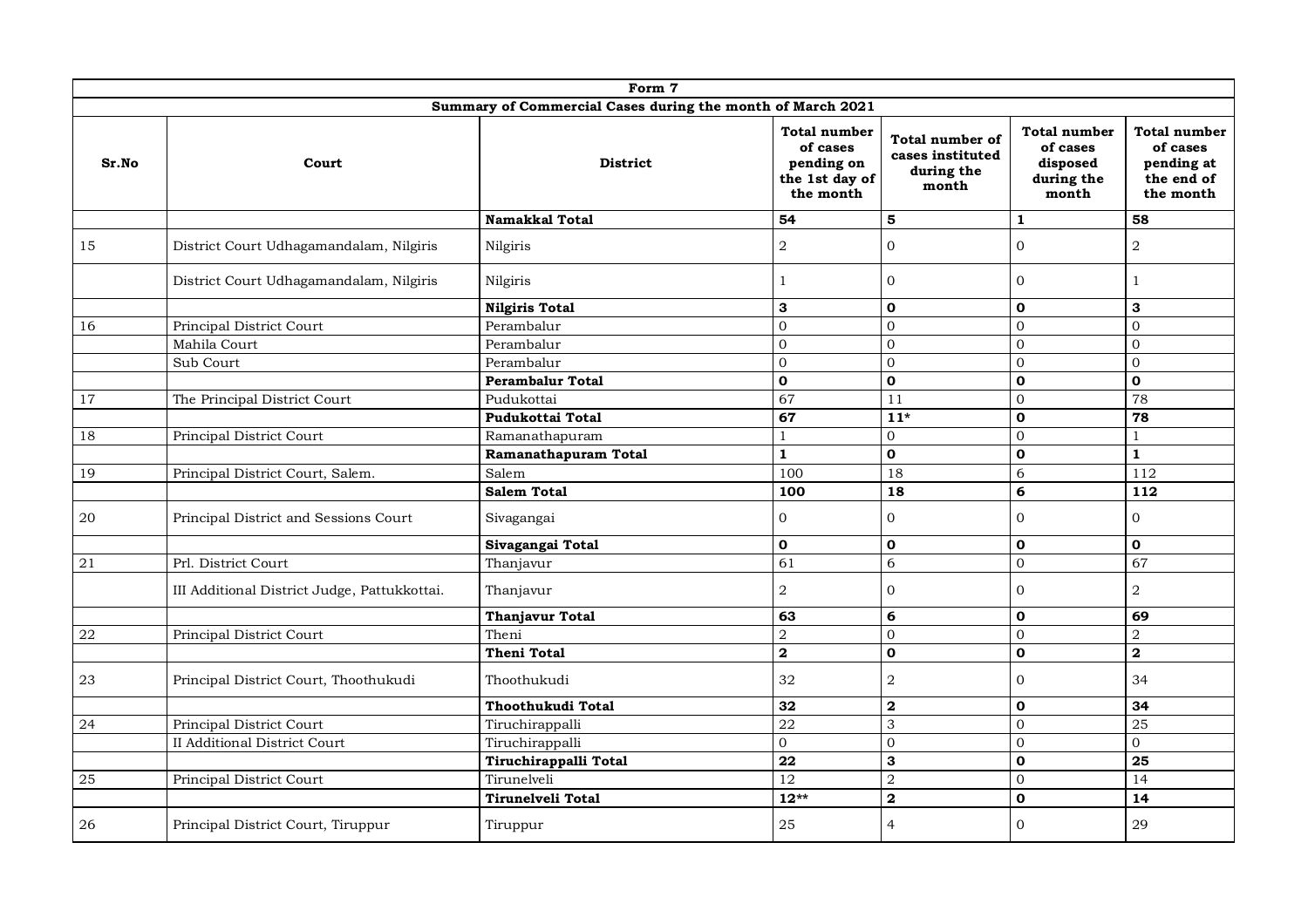| Form 7 | | | | | | |
|---|---|---|---|---|---|---|
| **Summary of Commercial Cases during the month of March 2021** | | | | | | |
| **Sr.No** | **Court** | **District** | **Total number of cases pending on the 1st day of the month** | **Total number of cases instituted during the month** | **Total number of cases disposed during the month** | **Total number of cases pending at the end of the month** |
| | | **Namakkal Total** | **54** | **5** | **1** | **58** |
| 15 | District Court Udhagamandalam, Nilgiris | Nilgiris | 2 | 0 | 0 | 2 |
| | District Court Udhagamandalam, Nilgiris | Nilgiris | 1 | 0 | 0 | 1 |
| | | **Nilgiris Total** | **3** | **0** | **0** | **3** |
| 16 | Principal District Court | Perambalur | 0 | 0 | 0 | 0 |
| | Mahila Court | Perambalur | 0 | 0 | 0 | 0 |
| | Sub Court | Perambalur | 0 | 0 | 0 | 0 |
| | | **Perambalur Total** | **0** | **0** | **0** | **0** |
| 17 | The Principal District Court | Pudukottai | 67 | 11 | 0 | 78 |
| | | **Pudukottai Total** | **67** | **11*** | **0** | **78** |
| 18 | Principal District Court | Ramanathapuram | 1 | 0 | 0 | 1 |
| | | **Ramanathapuram Total** | **1** | **0** | **0** | **1** |
| 19 | Principal District Court, Salem. | Salem | 100 | 18 | 6 | 112 |
| | | **Salem Total** | **100** | **18** | **6** | **112** |
| 20 | Principal District and Sessions Court | Sivagangai | 0 | 0 | 0 | 0 |
| | | **Sivagangai Total** | **0** | **0** | **0** | **0** |
| 21 | Prl. District Court | Thanjavur | 61 | 6 | 0 | 67 |
| | III Additional District Judge, Pattukkottai. | Thanjavur | 2 | 0 | 0 | 2 |
| | | **Thanjavur Total** | **63** | **6** | **0** | **69** |
| 22 | Principal District Court | Theni | 2 | 0 | 0 | 2 |
| | | **Theni Total** | **2** | **0** | **0** | **2** |
| 23 | Principal District Court, Thoothukudi | Thoothukudi | 32 | 2 | 0 | 34 |
| | | **Thoothukudi Total** | **32** | **2** | **0** | **34** |
| 24 | Principal District Court | Tiruchirappalli | 22 | 3 | 0 | 25 |
| | II Additional District Court | Tiruchirappalli | 0 | 0 | 0 | 0 |
| | | **Tiruchirappalli Total** | **22** | **3** | **0** | **25** |
| 25 | Principal District Court | Tirunelveli | 12 | 2 | 0 | 14 |
| | | **Tirunelveli Total** | **12**** | **2** | **0** | **14** |
| 26 | Principal District Court, Tiruppur | Tiruppur | 25 | 4 | 0 | 29 |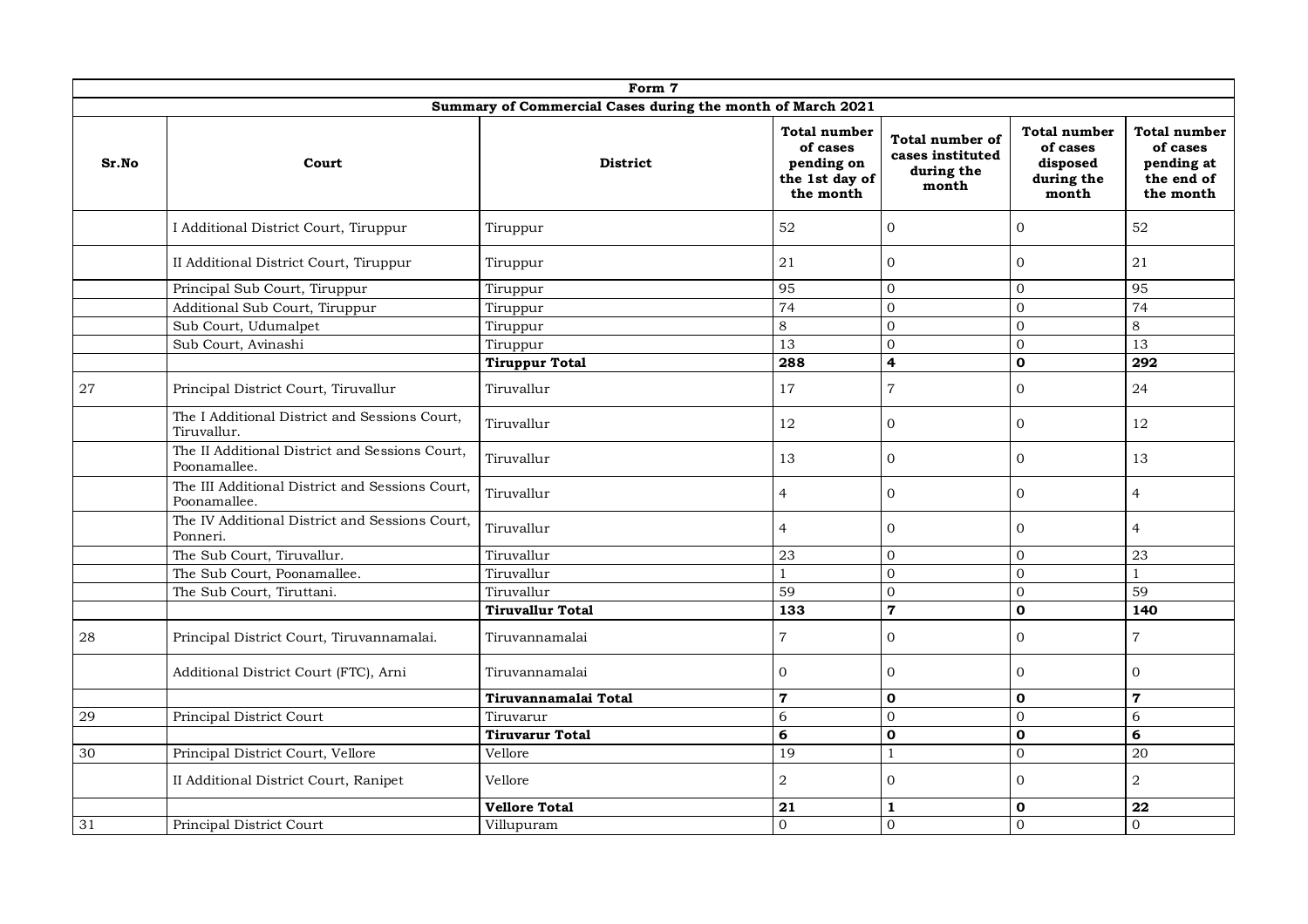| Form 7 | | | | | | |
|---|---|---|---|---|---|---|
| **Summary of Commercial Cases during the month of March 2021** | | | | | | |
| **Sr.No** | **Court** | **District** | **Total number of cases pending on the 1st day of the month** | **Total number of cases instituted during the month** | **Total number of cases disposed during the month** | **Total number of cases pending at the end of the month** |
| | I Additional District Court, Tiruppur | Tiruppur | 52 | 0 | 0 | 52 |
| | II Additional District Court, Tiruppur | Tiruppur | 21 | 0 | 0 | 21 |
| | Principal Sub Court, Tiruppur | Tiruppur | 95 | 0 | 0 | 95 |
| | Additional Sub Court, Tiruppur | Tiruppur | 74 | 0 | 0 | 74 |
| | Sub Court, Udumalpet | Tiruppur | 8 | 0 | 0 | 8 |
| | Sub Court, Avinashi | Tiruppur | 13 | 0 | 0 | 13 |
| | | **Tiruppur Total** | **288** | **4** | **0** | **292** |
| 27 | Principal District Court, Tiruvallur | Tiruvallur | 17 | 7 | 0 | 24 |
| | The I Additional District and Sessions Court, Tiruvallur. | Tiruvallur | 12 | 0 | 0 | 12 |
| | The II Additional District and Sessions Court, Poonamallee. | Tiruvallur | 13 | 0 | 0 | 13 |
| | The III Additional District and Sessions Court, Poonamallee. | Tiruvallur | 4 | 0 | 0 | 4 |
| | The IV Additional District and Sessions Court, Ponneri. | Tiruvallur | 4 | 0 | 0 | 4 |
| | The Sub Court, Tiruvallur. | Tiruvallur | 23 | 0 | 0 | 23 |
| | The Sub Court, Poonamallee. | Tiruvallur | 1 | 0 | 0 | 1 |
| | The Sub Court, Tiruttani. | Tiruvallur | 59 | 0 | 0 | 59 |
| | | **Tiruvallur Total** | **133** | **7** | **0** | **140** |
| 28 | Principal District Court, Tiruvannamalai. | Tiruvannamalai | 7 | 0 | 0 | 7 |
| | Additional District Court (FTC), Arni | Tiruvannamalai | 0 | 0 | 0 | 0 |
| | | **Tiruvannamalai Total** | **7** | **0** | **0** | **7** |
| 29 | Principal District Court | Tiruvarur | 6 | 0 | 0 | 6 |
| | | **Tiruvarur Total** | **6** | **0** | **0** | **6** |
| 30 | Principal District Court, Vellore | Vellore | 19 | 1 | 0 | 20 |
| | II Additional District Court, Ranipet | Vellore | 2 | 0 | 0 | 2 |
| | | **Vellore Total** | **21** | **1** | **0** | **22** |
| 31 | Principal District Court | Villupuram | 0 | 0 | 0 | 0 |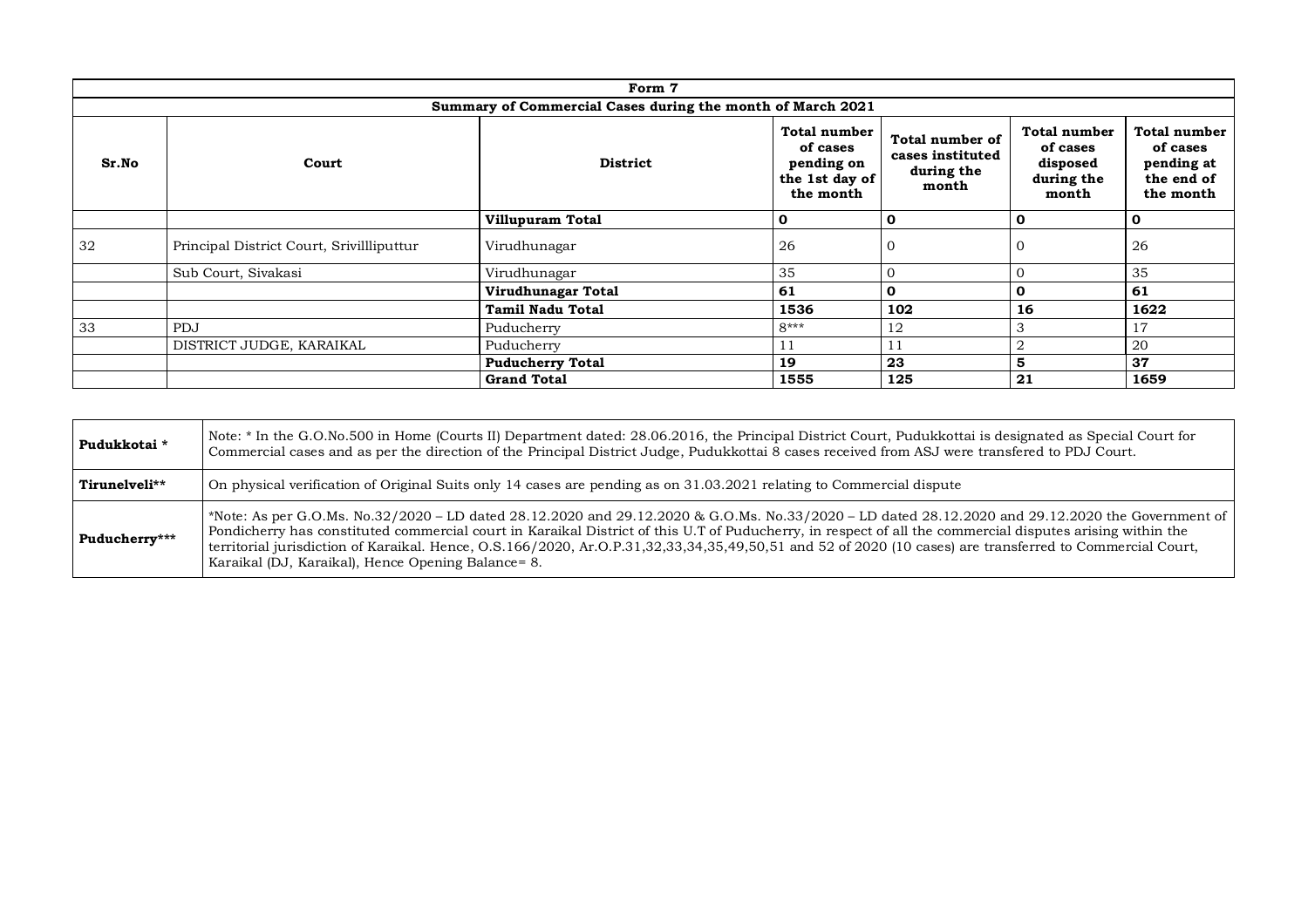| Form 7 | | | | | | |
|---|---|---|---|---|---|---|
| Summary of Commercial Cases during the month of March 2021 | | | | | | |
| Sr.No | Court | District | Total number of cases pending on the 1st day of the month | Total number of cases instituted during the month | Total number of cases disposed during the month | Total number of cases pending at the end of the month |
| | | **Villupuram Total** | **0** | **0** | **0** | **0** |
| 32 | Principal District Court, Srivillliputtur | Virudhunagar | 26 | 0 | 0 | 26 |
| | Sub Court, Sivakasi | Virudhunagar | 35 | 0 | 0 | 35 |
| | | **Virudhunagar Total** | **61** | **0** | **0** | **61** |
| | | **Tamil Nadu Total** | **1536** | **102** | **16** | **1622** |
| 33 | PDJ | Puducherry | 8*** | 12 | 3 | 17 |
| | DISTRICT JUDGE, KARAIKAL | Puducherry | 11 | 11 | 2 | 20 |
| | | **Puducherry Total** | **19** | **23** | **5** | **37** |
| | | **Grand Total** | **1555** | **125** | **21** | **1659** |

| | |
|---|---|
| **Pudukkotai *** | Note: * In the G.O.No.500 in Home (Courts II) Department dated: 28.06.2016, the Principal District Court, Pudukkottai is designated as Special Court for Commercial cases and as per the direction of the Principal District Judge, Pudukkottai 8 cases received from ASJ were transfered to PDJ Court. |
| **Tirunelveli**** | On physical verification of Original Suits only 14 cases are pending as on 31.03.2021 relating to Commercial dispute |
| **Puducherry***** | *Note: As per G.O.Ms. No.32/2020 – LD dated 28.12.2020 and 29.12.2020 & G.O.Ms. No.33/2020 – LD dated 28.12.2020 and 29.12.2020 the Government of Pondicherry has constituted commercial court in Karaikal District of this U.T of Puducherry, in respect of all the commercial disputes arising within the territorial jurisdiction of Karaikal. Hence, O.S.166/2020, Ar.O.P.31,32,33,34,35,49,50,51 and 52 of 2020 (10 cases) are transferred to Commercial Court, Karaikal (DJ, Karaikal), Hence Opening Balance= 8. |